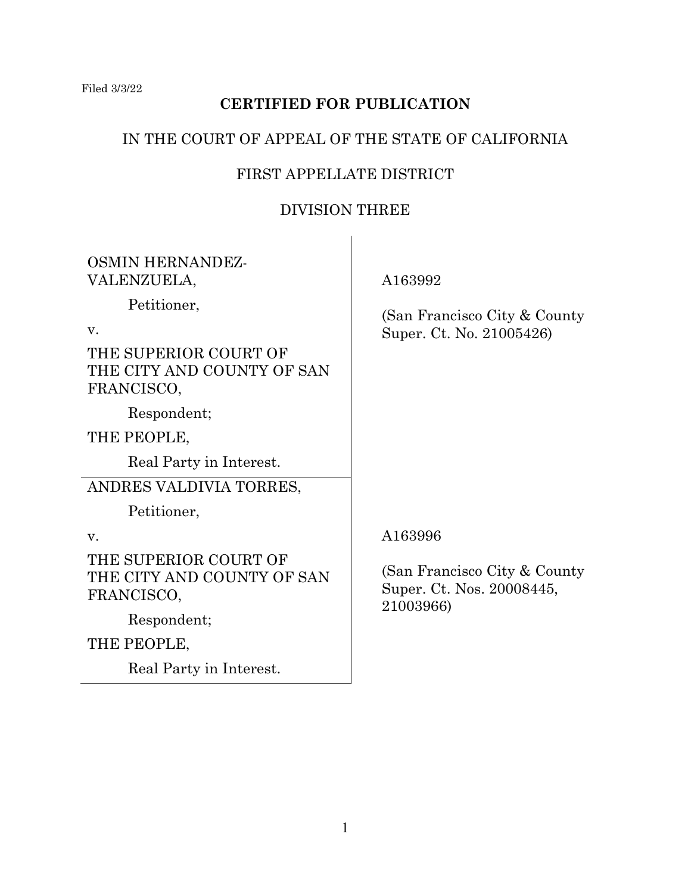Filed 3/3/22

**CERTIFIED FOR PUBLICATION**

IN THE COURT OF APPEAL OF THE STATE OF CALIFORNIA

FIRST APPELLATE DISTRICT

DIVISION THREE

| | |
|---|---|
| OSMIN HERNANDEZ-VALENZUELA,<br><br>Petitioner,<br><br>v.<br><br>THE SUPERIOR COURT OF THE CITY AND COUNTY OF SAN FRANCISCO,<br><br>Respondent;<br><br>THE PEOPLE,<br><br>Real Party in Interest. | A163992<br><br>(San Francisco City & County Super. Ct. No. 21005426) |
| ANDRES VALDIVIA TORRES,<br><br>Petitioner,<br><br>v.<br><br>THE SUPERIOR COURT OF THE CITY AND COUNTY OF SAN FRANCISCO,<br><br>Respondent;<br><br>THE PEOPLE,<br><br>Real Party in Interest. | A163996<br><br>(San Francisco City & County Super. Ct. Nos. 20008445, 21003966) |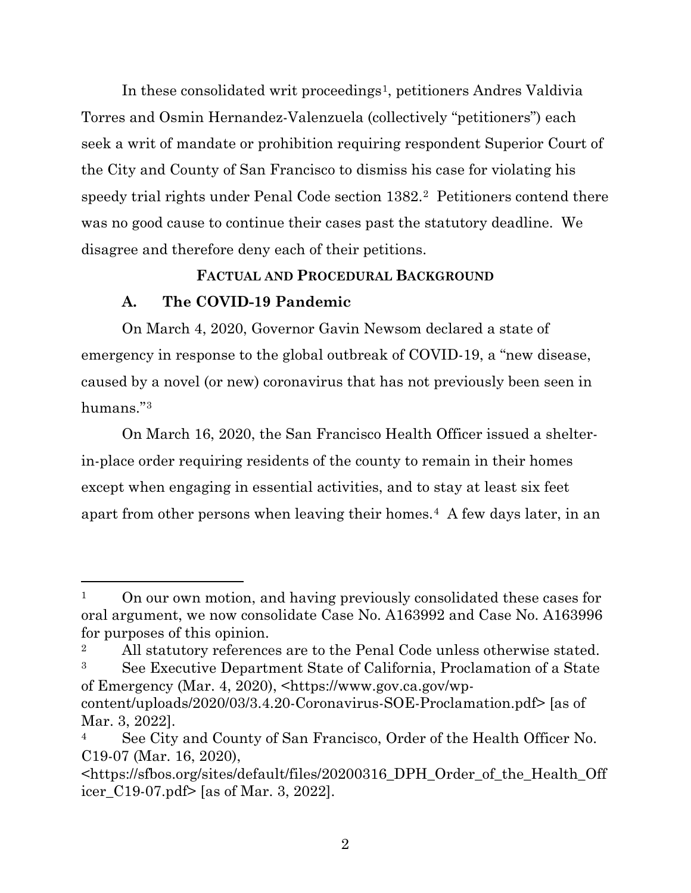In these consolidated writ proceedings[1], petitioners Andres Valdivia Torres and Osmin Hernandez-Valenzuela (collectively "petitioners") each seek a writ of mandate or prohibition requiring respondent Superior Court of the City and County of San Francisco to dismiss his case for violating his speedy trial rights under Penal Code section 1382.[2] Petitioners contend there was no good cause to continue their cases past the statutory deadline. We disagree and therefore deny each of their petitions.

## FACTUAL AND PROCEDURAL BACKGROUND

### A. The COVID-19 Pandemic

On March 4, 2020, Governor Gavin Newsom declared a state of emergency in response to the global outbreak of COVID-19, a "new disease, caused by a novel (or new) coronavirus that has not previously been seen in humans."[3]

On March 16, 2020, the San Francisco Health Officer issued a shelter-in-place order requiring residents of the county to remain in their homes except when engaging in essential activities, and to stay at least six feet apart from other persons when leaving their homes.[4] A few days later, in an

---

[1] On our own motion, and having previously consolidated these cases for oral argument, we now consolidate Case No. A163992 and Case No. A163996 for purposes of this opinion.

[2] All statutory references are to the Penal Code unless otherwise stated.

[3] See Executive Department State of California, Proclamation of a State of Emergency (Mar. 4, 2020), <https://www.gov.ca.gov/wp-content/uploads/2020/03/3.4.20-Coronavirus-SOE-Proclamation.pdf> [as of Mar. 3, 2022].

[4] See City and County of San Francisco, Order of the Health Officer No. C19-07 (Mar. 16, 2020), <https://sfbos.org/sites/default/files/20200316_DPH_Order_of_the_Health_Officer_C19-07.pdf> [as of Mar. 3, 2022].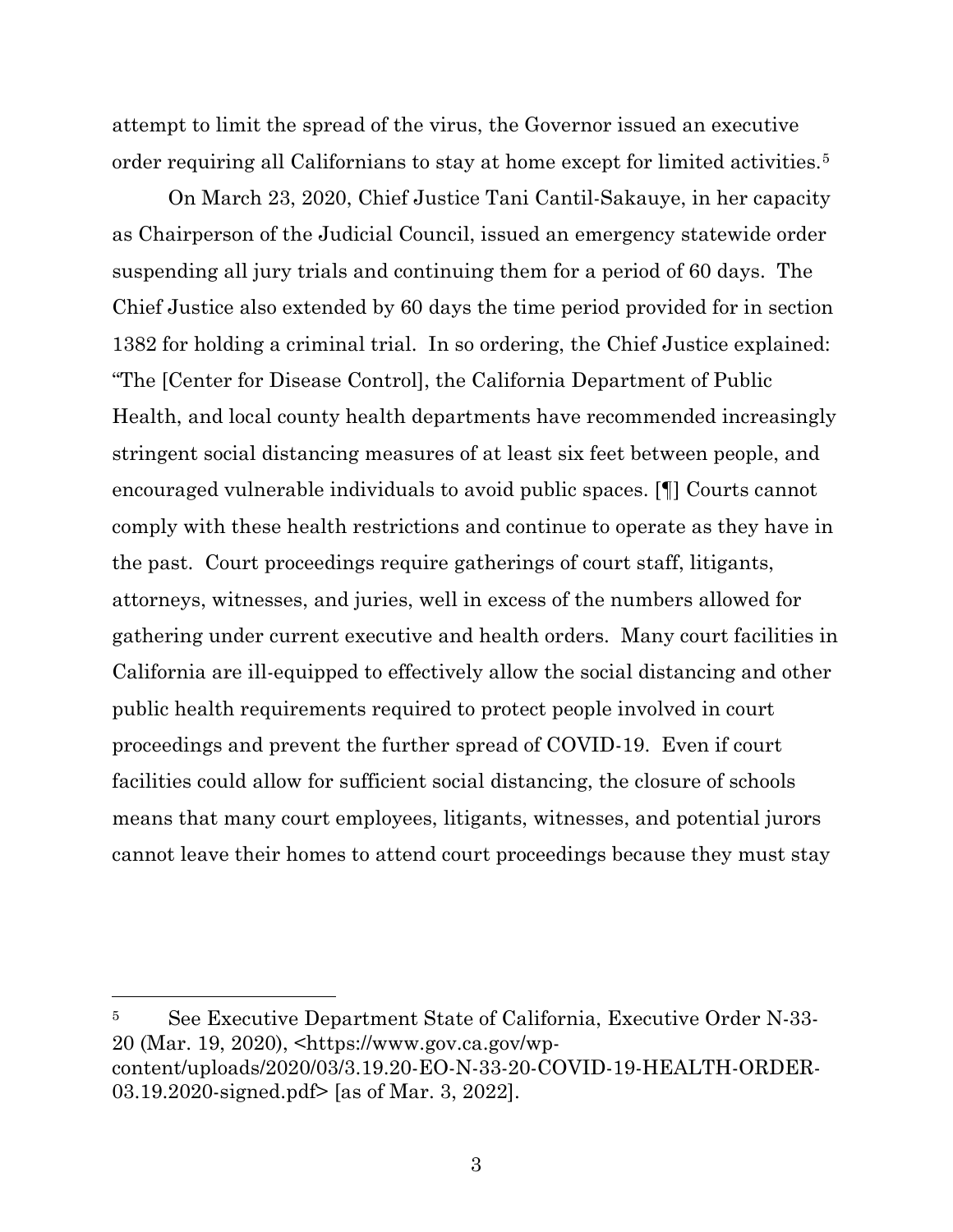attempt to limit the spread of the virus, the Governor issued an executive order requiring all Californians to stay at home except for limited activities.[5]

On March 23, 2020, Chief Justice Tani Cantil-Sakauye, in her capacity as Chairperson of the Judicial Council, issued an emergency statewide order suspending all jury trials and continuing them for a period of 60 days. The Chief Justice also extended by 60 days the time period provided for in section 1382 for holding a criminal trial. In so ordering, the Chief Justice explained: "The [Center for Disease Control], the California Department of Public Health, and local county health departments have recommended increasingly stringent social distancing measures of at least six feet between people, and encouraged vulnerable individuals to avoid public spaces. [¶] Courts cannot comply with these health restrictions and continue to operate as they have in the past. Court proceedings require gatherings of court staff, litigants, attorneys, witnesses, and juries, well in excess of the numbers allowed for gathering under current executive and health orders. Many court facilities in California are ill-equipped to effectively allow the social distancing and other public health requirements required to protect people involved in court proceedings and prevent the further spread of COVID-19. Even if court facilities could allow for sufficient social distancing, the closure of schools means that many court employees, litigants, witnesses, and potential jurors cannot leave their homes to attend court proceedings because they must stay

---

[5] See Executive Department State of California, Executive Order N-33-20 (Mar. 19, 2020), <https://www.gov.ca.gov/wp-content/uploads/2020/03/3.19.20-EO-N-33-20-COVID-19-HEALTH-ORDER-03.19.2020-signed.pdf> [as of Mar. 3, 2022].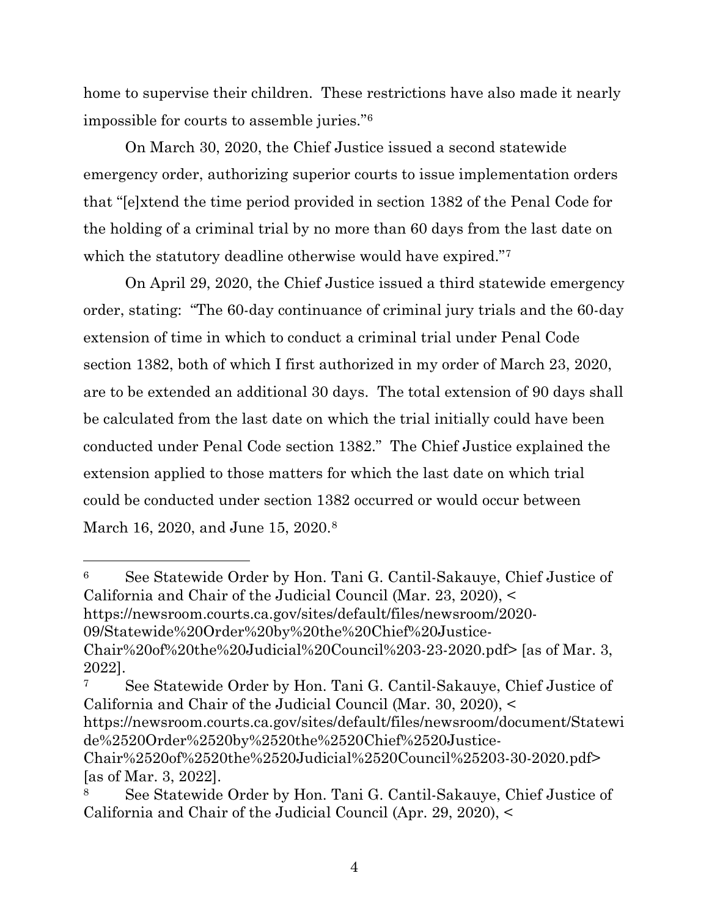home to supervise their children. These restrictions have also made it nearly impossible for courts to assemble juries."[6]

On March 30, 2020, the Chief Justice issued a second statewide emergency order, authorizing superior courts to issue implementation orders that "[e]xtend the time period provided in section 1382 of the Penal Code for the holding of a criminal trial by no more than 60 days from the last date on which the statutory deadline otherwise would have expired."[7]

On April 29, 2020, the Chief Justice issued a third statewide emergency order, stating: "The 60-day continuance of criminal jury trials and the 60-day extension of time in which to conduct a criminal trial under Penal Code section 1382, both of which I first authorized in my order of March 23, 2020, are to be extended an additional 30 days. The total extension of 90 days shall be calculated from the last date on which the trial initially could have been conducted under Penal Code section 1382." The Chief Justice explained the extension applied to those matters for which the last date on which trial could be conducted under section 1382 occurred or would occur between March 16, 2020, and June 15, 2020.[8]

---

[6] See Statewide Order by Hon. Tani G. Cantil-Sakauye, Chief Justice of California and Chair of the Judicial Council (Mar. 23, 2020), < https://newsroom.courts.ca.gov/sites/default/files/newsroom/2020-09/Statewide%20Order%20by%20the%20Chief%20Justice-Chair%20of%20the%20Judicial%20Council%203-23-2020.pdf> [as of Mar. 3, 2022].

[7] See Statewide Order by Hon. Tani G. Cantil-Sakauye, Chief Justice of California and Chair of the Judicial Council (Mar. 30, 2020), < https://newsroom.courts.ca.gov/sites/default/files/newsroom/document/Statewide%2520Order%2520by%2520the%2520Chief%2520Justice-Chair%2520of%2520the%2520Judicial%2520Council%25203-30-2020.pdf> [as of Mar. 3, 2022].

[8] See Statewide Order by Hon. Tani G. Cantil-Sakauye, Chief Justice of California and Chair of the Judicial Council (Apr. 29, 2020), <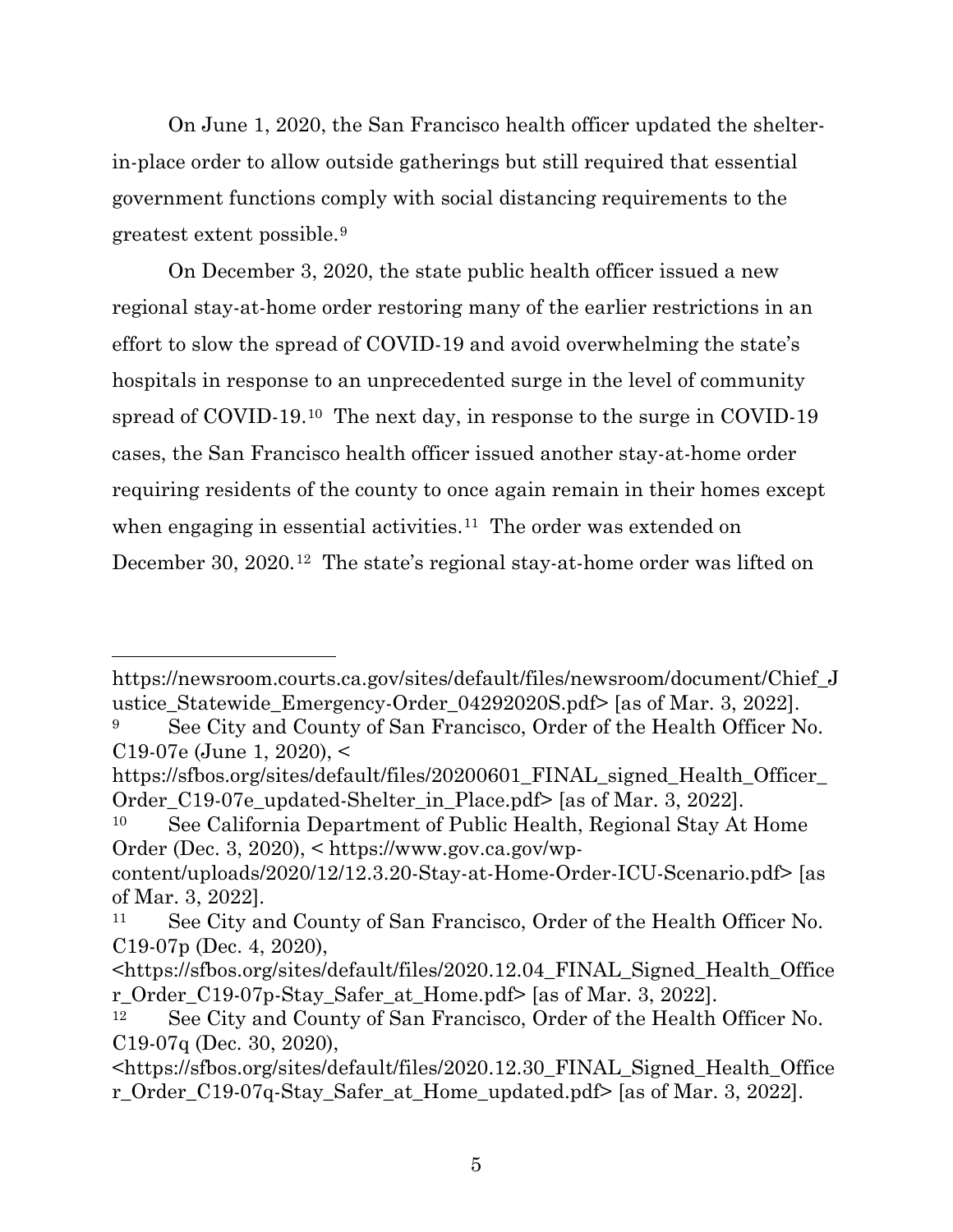On June 1, 2020, the San Francisco health officer updated the shelter-in-place order to allow outside gatherings but still required that essential government functions comply with social distancing requirements to the greatest extent possible.[9]

On December 3, 2020, the state public health officer issued a new regional stay-at-home order restoring many of the earlier restrictions in an effort to slow the spread of COVID-19 and avoid overwhelming the state's hospitals in response to an unprecedented surge in the level of community spread of COVID-19.[10] The next day, in response to the surge in COVID-19 cases, the San Francisco health officer issued another stay-at-home order requiring residents of the county to once again remain in their homes except when engaging in essential activities.[11] The order was extended on December 30, 2020.[12] The state's regional stay-at-home order was lifted on

---

https://newsroom.courts.ca.gov/sites/default/files/newsroom/document/Chief_Justice_Statewide_Emergency-Order_04292020S.pdf> [as of Mar. 3, 2022].

[9] See City and County of San Francisco, Order of the Health Officer No. C19-07e (June 1, 2020), < https://sfbos.org/sites/default/files/20200601_FINAL_signed_Health_Officer_Order_C19-07e_updated-Shelter_in_Place.pdf> [as of Mar. 3, 2022].

[10] See California Department of Public Health, Regional Stay At Home Order (Dec. 3, 2020), < https://www.gov.ca.gov/wp-content/uploads/2020/12/12.3.20-Stay-at-Home-Order-ICU-Scenario.pdf> [as of Mar. 3, 2022].

[11] See City and County of San Francisco, Order of the Health Officer No. C19-07p (Dec. 4, 2020), <https://sfbos.org/sites/default/files/2020.12.04_FINAL_Signed_Health_Officer_Order_C19-07p-Stay_Safer_at_Home.pdf> [as of Mar. 3, 2022].

[12] See City and County of San Francisco, Order of the Health Officer No. C19-07q (Dec. 30, 2020), <https://sfbos.org/sites/default/files/2020.12.30_FINAL_Signed_Health_Officer_Order_C19-07q-Stay_Safer_at_Home_updated.pdf> [as of Mar. 3, 2022].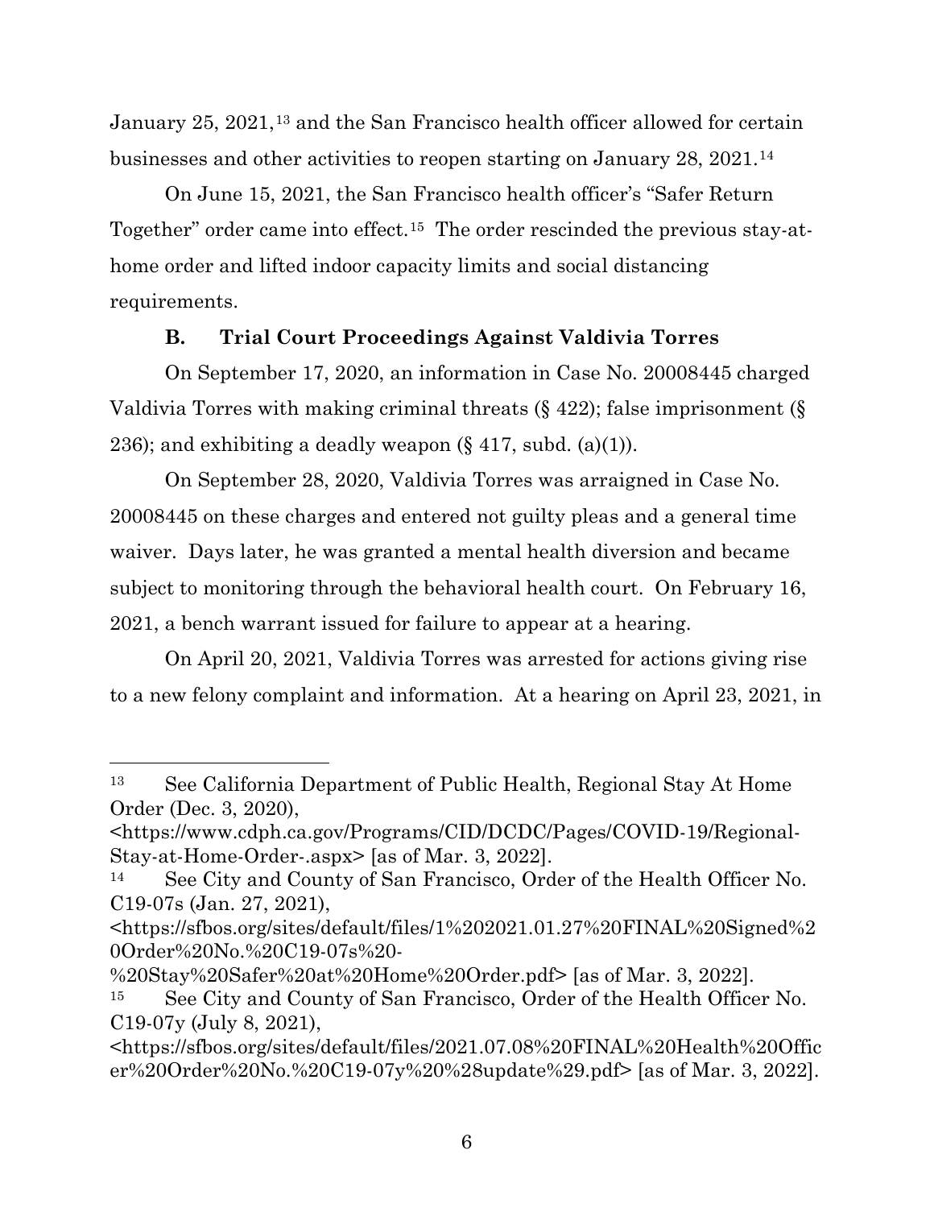January 25, 2021,[13] and the San Francisco health officer allowed for certain businesses and other activities to reopen starting on January 28, 2021.[14]

On June 15, 2021, the San Francisco health officer's "Safer Return Together" order came into effect.[15] The order rescinded the previous stay-at-home order and lifted indoor capacity limits and social distancing requirements.

### B. Trial Court Proceedings Against Valdivia Torres

On September 17, 2020, an information in Case No. 20008445 charged Valdivia Torres with making criminal threats (§ 422); false imprisonment (§ 236); and exhibiting a deadly weapon (§ 417, subd. (a)(1)).

On September 28, 2020, Valdivia Torres was arraigned in Case No. 20008445 on these charges and entered not guilty pleas and a general time waiver. Days later, he was granted a mental health diversion and became subject to monitoring through the behavioral health court. On February 16, 2021, a bench warrant issued for failure to appear at a hearing.

On April 20, 2021, Valdivia Torres was arrested for actions giving rise to a new felony complaint and information. At a hearing on April 23, 2021, in

---

[13] See California Department of Public Health, Regional Stay At Home Order (Dec. 3, 2020), <https://www.cdph.ca.gov/Programs/CID/DCDC/Pages/COVID-19/Regional-Stay-at-Home-Order-.aspx> [as of Mar. 3, 2022].

[14] See City and County of San Francisco, Order of the Health Officer No. C19-07s (Jan. 27, 2021), <https://sfbos.org/sites/default/files/1%202021.01.27%20FINAL%20Signed%20Order%20No.%20C19-07s%20-%20Stay%20Safer%20at%20Home%20Order.pdf> [as of Mar. 3, 2022].

[15] See City and County of San Francisco, Order of the Health Officer No. C19-07y (July 8, 2021), <https://sfbos.org/sites/default/files/2021.07.08%20FINAL%20Health%20Officer%20Order%20No.%20C19-07y%20%28update%29.pdf> [as of Mar. 3, 2022].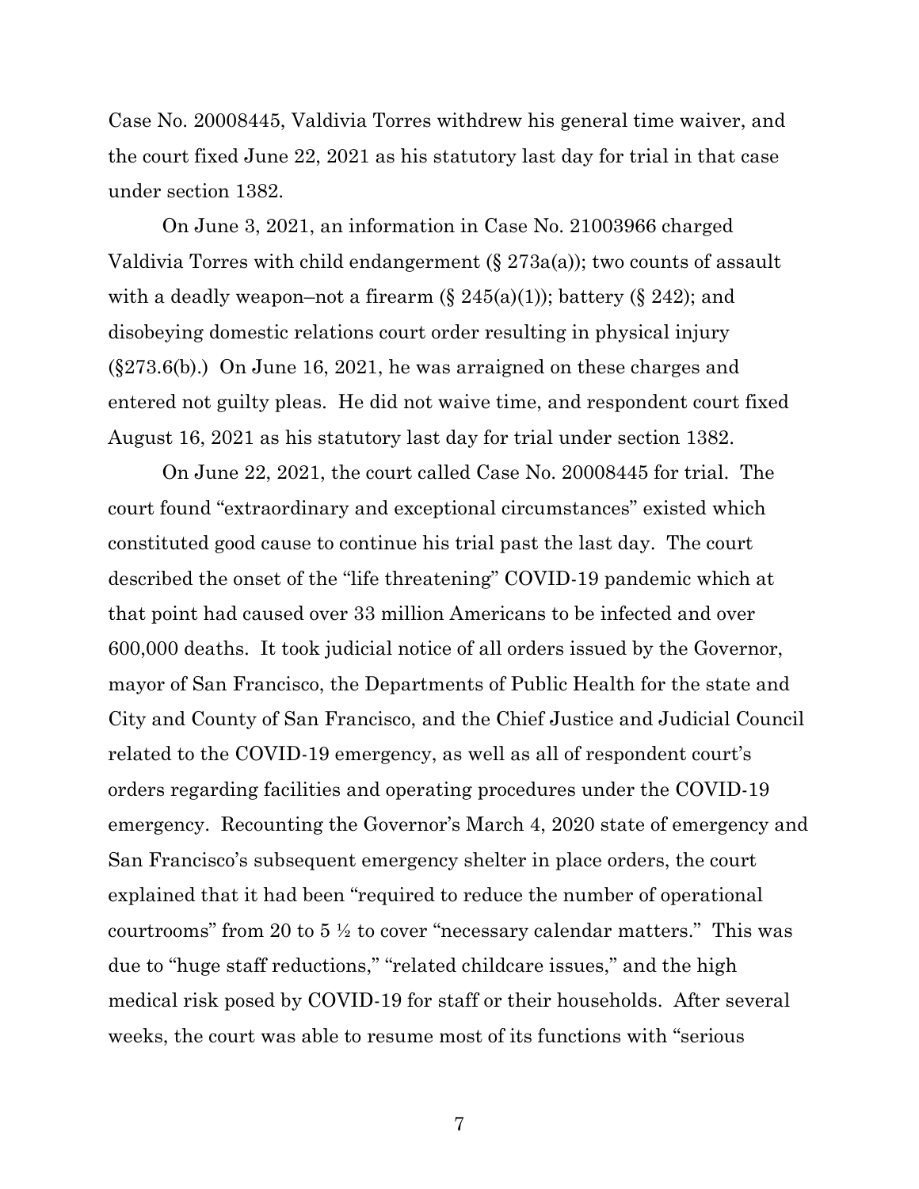Case No. 20008445, Valdivia Torres withdrew his general time waiver, and the court fixed June 22, 2021 as his statutory last day for trial in that case under section 1382.

On June 3, 2021, an information in Case No. 21003966 charged Valdivia Torres with child endangerment (§ 273a(a)); two counts of assault with a deadly weapon–not a firearm (§ 245(a)(1)); battery (§ 242); and disobeying domestic relations court order resulting in physical injury (§273.6(b).) On June 16, 2021, he was arraigned on these charges and entered not guilty pleas. He did not waive time, and respondent court fixed August 16, 2021 as his statutory last day for trial under section 1382.

On June 22, 2021, the court called Case No. 20008445 for trial. The court found "extraordinary and exceptional circumstances" existed which constituted good cause to continue his trial past the last day. The court described the onset of the "life threatening" COVID-19 pandemic which at that point had caused over 33 million Americans to be infected and over 600,000 deaths. It took judicial notice of all orders issued by the Governor, mayor of San Francisco, the Departments of Public Health for the state and City and County of San Francisco, and the Chief Justice and Judicial Council related to the COVID-19 emergency, as well as all of respondent court's orders regarding facilities and operating procedures under the COVID-19 emergency. Recounting the Governor's March 4, 2020 state of emergency and San Francisco's subsequent emergency shelter in place orders, the court explained that it had been "required to reduce the number of operational courtrooms" from 20 to 5 ½ to cover "necessary calendar matters." This was due to "huge staff reductions," "related childcare issues," and the high medical risk posed by COVID-19 for staff or their households. After several weeks, the court was able to resume most of its functions with "serious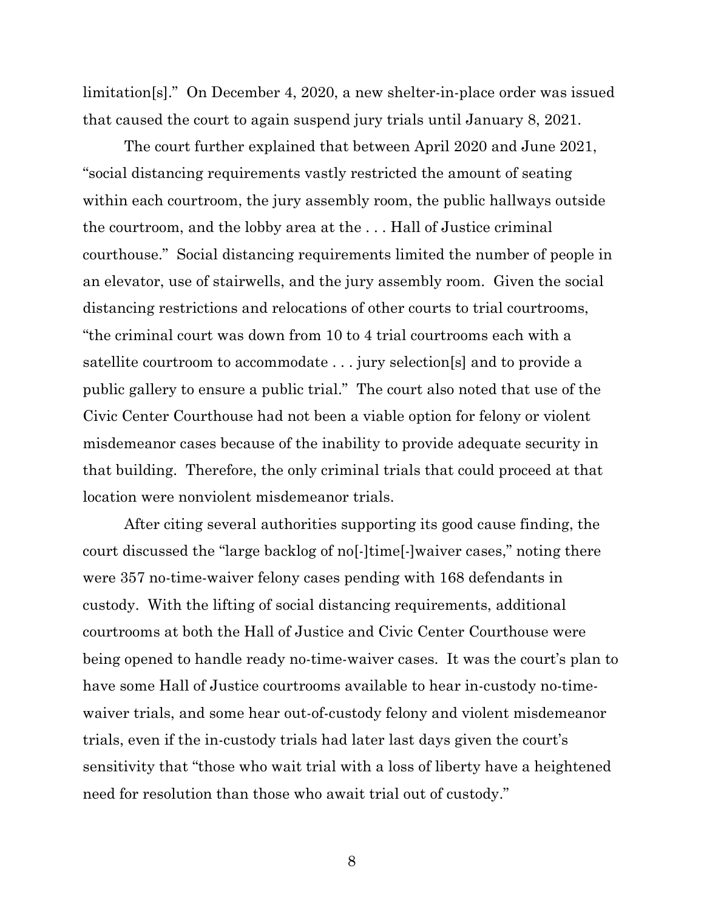limitation[s]." On December 4, 2020, a new shelter-in-place order was issued that caused the court to again suspend jury trials until January 8, 2021.

The court further explained that between April 2020 and June 2021, "social distancing requirements vastly restricted the amount of seating within each courtroom, the jury assembly room, the public hallways outside the courtroom, and the lobby area at the . . . Hall of Justice criminal courthouse." Social distancing requirements limited the number of people in an elevator, use of stairwells, and the jury assembly room. Given the social distancing restrictions and relocations of other courts to trial courtrooms, "the criminal court was down from 10 to 4 trial courtrooms each with a satellite courtroom to accommodate . . . jury selection[s] and to provide a public gallery to ensure a public trial." The court also noted that use of the Civic Center Courthouse had not been a viable option for felony or violent misdemeanor cases because of the inability to provide adequate security in that building. Therefore, the only criminal trials that could proceed at that location were nonviolent misdemeanor trials.

After citing several authorities supporting its good cause finding, the court discussed the "large backlog of no[-]time[-]waiver cases," noting there were 357 no-time-waiver felony cases pending with 168 defendants in custody. With the lifting of social distancing requirements, additional courtrooms at both the Hall of Justice and Civic Center Courthouse were being opened to handle ready no-time-waiver cases. It was the court's plan to have some Hall of Justice courtrooms available to hear in-custody no-time-waiver trials, and some hear out-of-custody felony and violent misdemeanor trials, even if the in-custody trials had later last days given the court's sensitivity that "those who wait trial with a loss of liberty have a heightened need for resolution than those who await trial out of custody."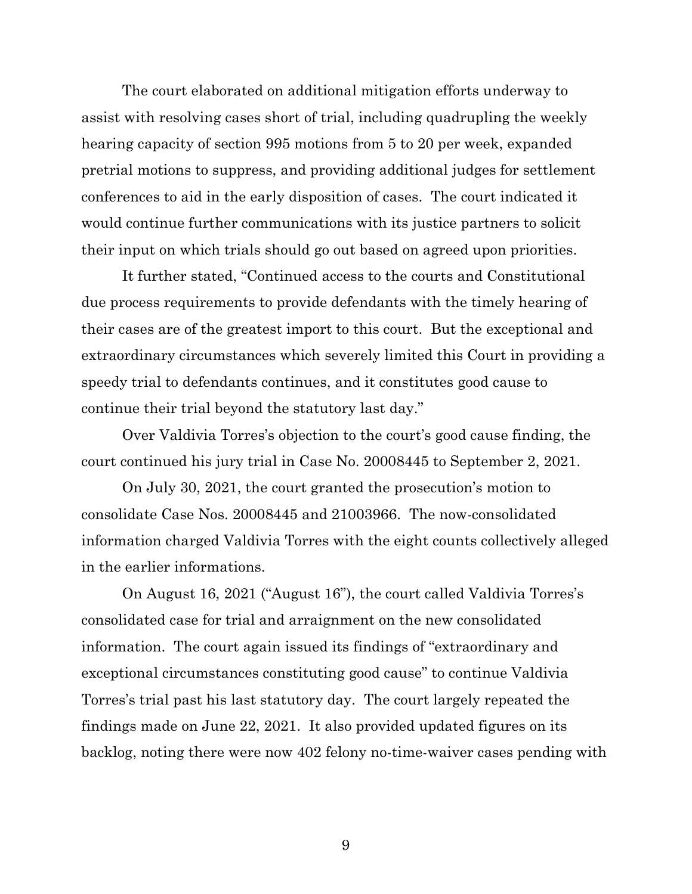The court elaborated on additional mitigation efforts underway to assist with resolving cases short of trial, including quadrupling the weekly hearing capacity of section 995 motions from 5 to 20 per week, expanded pretrial motions to suppress, and providing additional judges for settlement conferences to aid in the early disposition of cases. The court indicated it would continue further communications with its justice partners to solicit their input on which trials should go out based on agreed upon priorities.

It further stated, "Continued access to the courts and Constitutional due process requirements to provide defendants with the timely hearing of their cases are of the greatest import to this court. But the exceptional and extraordinary circumstances which severely limited this Court in providing a speedy trial to defendants continues, and it constitutes good cause to continue their trial beyond the statutory last day."

Over Valdivia Torres's objection to the court's good cause finding, the court continued his jury trial in Case No. 20008445 to September 2, 2021.

On July 30, 2021, the court granted the prosecution's motion to consolidate Case Nos. 20008445 and 21003966. The now-consolidated information charged Valdivia Torres with the eight counts collectively alleged in the earlier informations.

On August 16, 2021 ("August 16"), the court called Valdivia Torres's consolidated case for trial and arraignment on the new consolidated information. The court again issued its findings of "extraordinary and exceptional circumstances constituting good cause" to continue Valdivia Torres's trial past his last statutory day. The court largely repeated the findings made on June 22, 2021. It also provided updated figures on its backlog, noting there were now 402 felony no-time-waiver cases pending with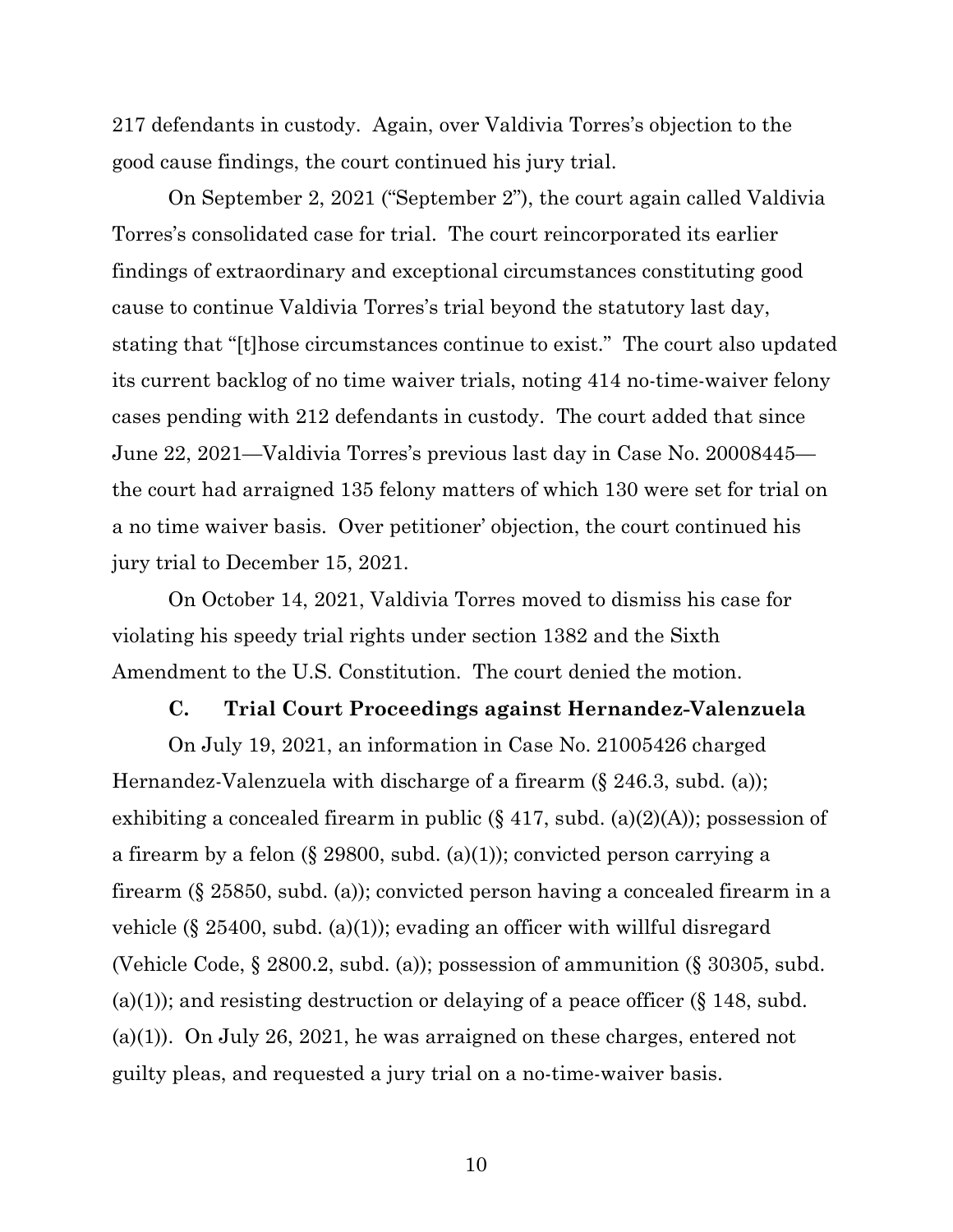217 defendants in custody. Again, over Valdivia Torres's objection to the good cause findings, the court continued his jury trial.

On September 2, 2021 ("September 2"), the court again called Valdivia Torres's consolidated case for trial. The court reincorporated its earlier findings of extraordinary and exceptional circumstances constituting good cause to continue Valdivia Torres's trial beyond the statutory last day, stating that "[t]hose circumstances continue to exist." The court also updated its current backlog of no time waiver trials, noting 414 no-time-waiver felony cases pending with 212 defendants in custody. The court added that since June 22, 2021—Valdivia Torres's previous last day in Case No. 20008445—the court had arraigned 135 felony matters of which 130 were set for trial on a no time waiver basis. Over petitioner' objection, the court continued his jury trial to December 15, 2021.

On October 14, 2021, Valdivia Torres moved to dismiss his case for violating his speedy trial rights under section 1382 and the Sixth Amendment to the U.S. Constitution. The court denied the motion.

### C. Trial Court Proceedings against Hernandez-Valenzuela

On July 19, 2021, an information in Case No. 21005426 charged Hernandez-Valenzuela with discharge of a firearm (§ 246.3, subd. (a)); exhibiting a concealed firearm in public (§ 417, subd. (a)(2)(A)); possession of a firearm by a felon (§ 29800, subd. (a)(1)); convicted person carrying a firearm (§ 25850, subd. (a)); convicted person having a concealed firearm in a vehicle (§ 25400, subd. (a)(1)); evading an officer with willful disregard (Vehicle Code, § 2800.2, subd. (a)); possession of ammunition (§ 30305, subd. (a)(1)); and resisting destruction or delaying of a peace officer (§ 148, subd. (a)(1)). On July 26, 2021, he was arraigned on these charges, entered not guilty pleas, and requested a jury trial on a no-time-waiver basis.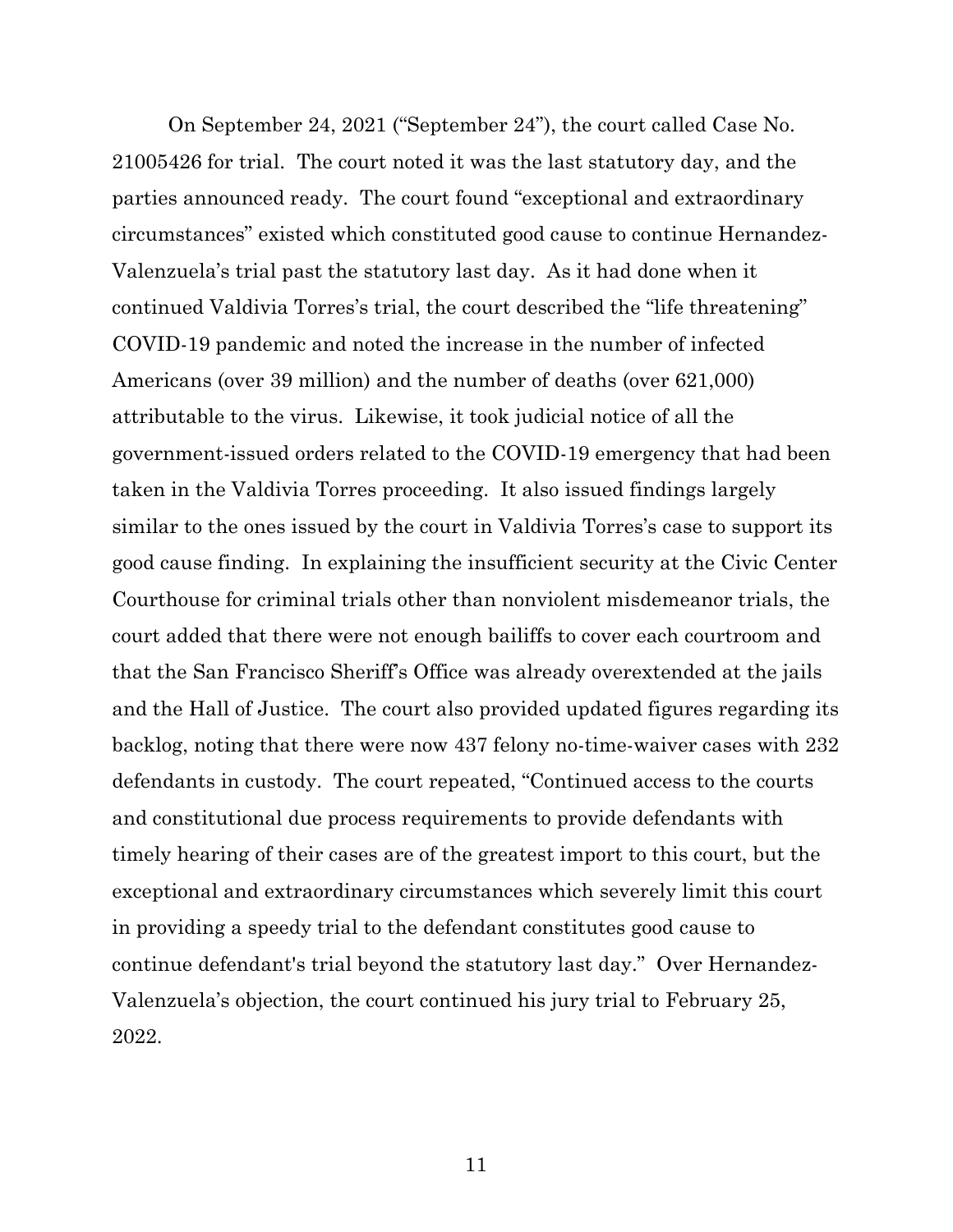On September 24, 2021 ("September 24"), the court called Case No. 21005426 for trial. The court noted it was the last statutory day, and the parties announced ready. The court found "exceptional and extraordinary circumstances" existed which constituted good cause to continue Hernandez-Valenzuela's trial past the statutory last day. As it had done when it continued Valdivia Torres's trial, the court described the "life threatening" COVID-19 pandemic and noted the increase in the number of infected Americans (over 39 million) and the number of deaths (over 621,000) attributable to the virus. Likewise, it took judicial notice of all the government-issued orders related to the COVID-19 emergency that had been taken in the Valdivia Torres proceeding. It also issued findings largely similar to the ones issued by the court in Valdivia Torres's case to support its good cause finding. In explaining the insufficient security at the Civic Center Courthouse for criminal trials other than nonviolent misdemeanor trials, the court added that there were not enough bailiffs to cover each courtroom and that the San Francisco Sheriff's Office was already overextended at the jails and the Hall of Justice. The court also provided updated figures regarding its backlog, noting that there were now 437 felony no-time-waiver cases with 232 defendants in custody. The court repeated, "Continued access to the courts and constitutional due process requirements to provide defendants with timely hearing of their cases are of the greatest import to this court, but the exceptional and extraordinary circumstances which severely limit this court in providing a speedy trial to the defendant constitutes good cause to continue defendant's trial beyond the statutory last day." Over Hernandez-Valenzuela's objection, the court continued his jury trial to February 25, 2022.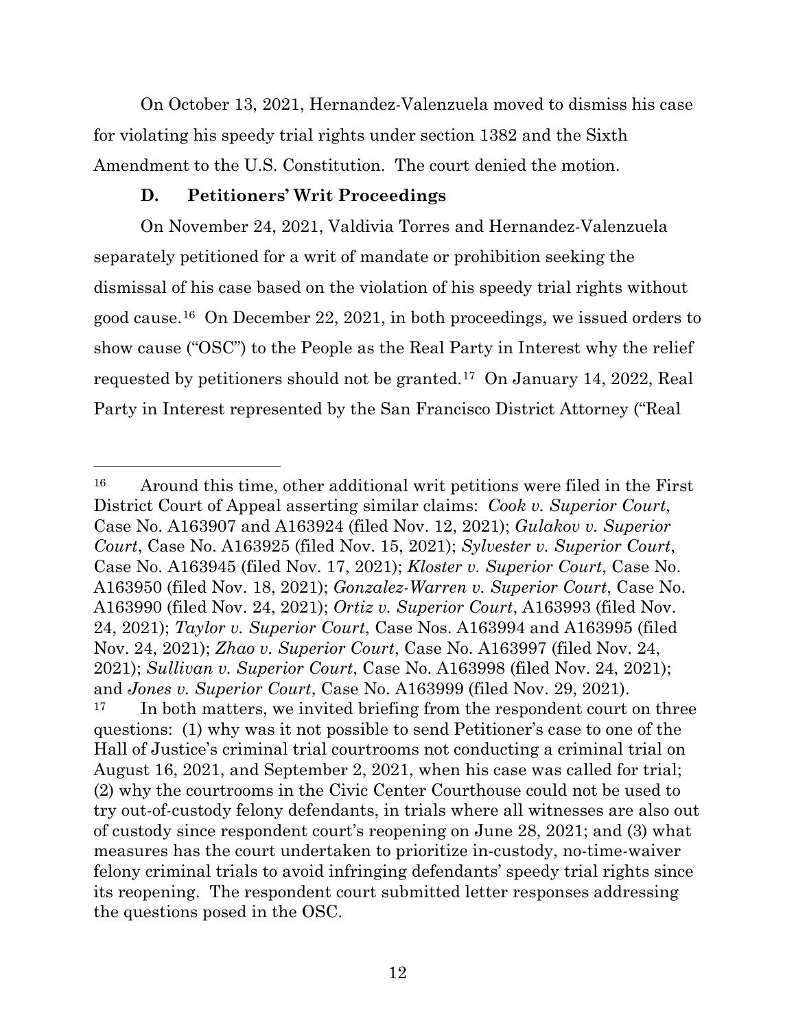On October 13, 2021, Hernandez-Valenzuela moved to dismiss his case for violating his speedy trial rights under section 1382 and the Sixth Amendment to the U.S. Constitution. The court denied the motion.

### D. Petitioners' Writ Proceedings

On November 24, 2021, Valdivia Torres and Hernandez-Valenzuela separately petitioned for a writ of mandate or prohibition seeking the dismissal of his case based on the violation of his speedy trial rights without good cause.[16] On December 22, 2021, in both proceedings, we issued orders to show cause ("OSC") to the People as the Real Party in Interest why the relief requested by petitioners should not be granted.[17] On January 14, 2022, Real Party in Interest represented by the San Francisco District Attorney ("Real

---

[16] Around this time, other additional writ petitions were filed in the First District Court of Appeal asserting similar claims: *Cook v. Superior Court*, Case No. A163907 and A163924 (filed Nov. 12, 2021); *Gulakov v. Superior Court*, Case No. A163925 (filed Nov. 15, 2021); *Sylvester v. Superior Court*, Case No. A163945 (filed Nov. 17, 2021); *Kloster v. Superior Court*, Case No. A163950 (filed Nov. 18, 2021); *Gonzalez-Warren v. Superior Court*, Case No. A163990 (filed Nov. 24, 2021); *Ortiz v. Superior Court*, A163993 (filed Nov. 24, 2021); *Taylor v. Superior Court*, Case Nos. A163994 and A163995 (filed Nov. 24, 2021); *Zhao v. Superior Court*, Case No. A163997 (filed Nov. 24, 2021); *Sullivan v. Superior Court*, Case No. A163998 (filed Nov. 24, 2021); and *Jones v. Superior Court*, Case No. A163999 (filed Nov. 29, 2021).

[17] In both matters, we invited briefing from the respondent court on three questions: (1) why was it not possible to send Petitioner's case to one of the Hall of Justice's criminal trial courtrooms not conducting a criminal trial on August 16, 2021, and September 2, 2021, when his case was called for trial; (2) why the courtrooms in the Civic Center Courthouse could not be used to try out-of-custody felony defendants, in trials where all witnesses are also out of custody since respondent court's reopening on June 28, 2021; and (3) what measures has the court undertaken to prioritize in-custody, no-time-waiver felony criminal trials to avoid infringing defendants' speedy trial rights since its reopening. The respondent court submitted letter responses addressing the questions posed in the OSC.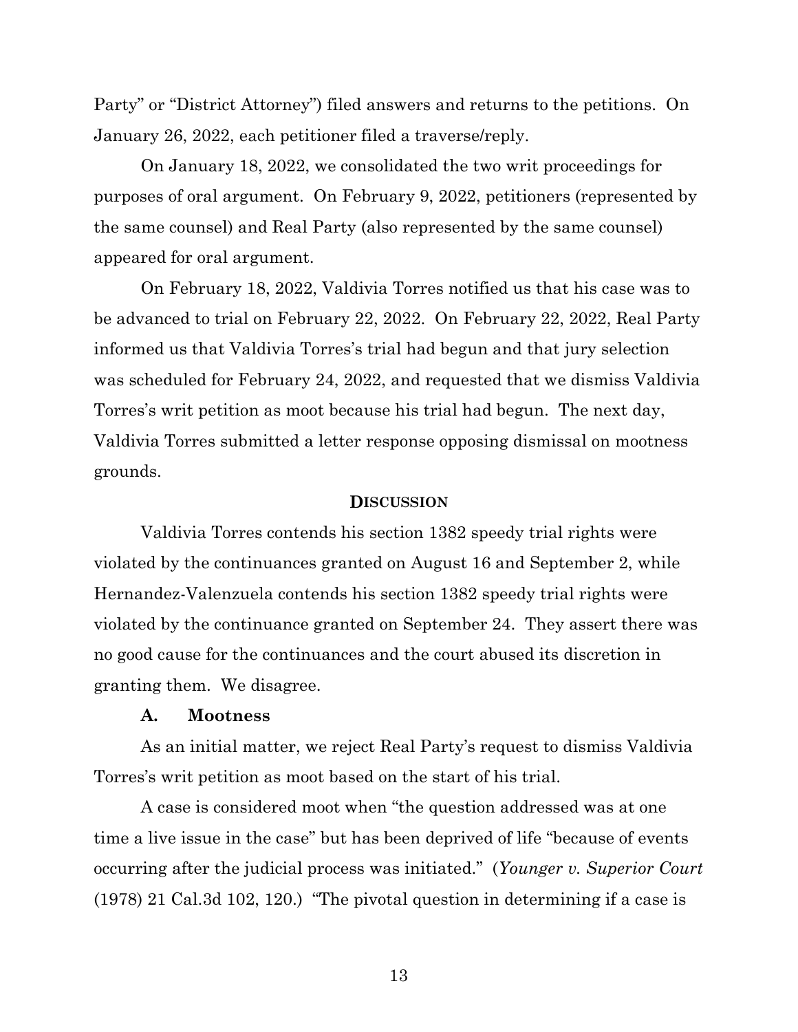Party" or "District Attorney") filed answers and returns to the petitions. On January 26, 2022, each petitioner filed a traverse/reply.

On January 18, 2022, we consolidated the two writ proceedings for purposes of oral argument. On February 9, 2022, petitioners (represented by the same counsel) and Real Party (also represented by the same counsel) appeared for oral argument.

On February 18, 2022, Valdivia Torres notified us that his case was to be advanced to trial on February 22, 2022. On February 22, 2022, Real Party informed us that Valdivia Torres's trial had begun and that jury selection was scheduled for February 24, 2022, and requested that we dismiss Valdivia Torres's writ petition as moot because his trial had begun. The next day, Valdivia Torres submitted a letter response opposing dismissal on mootness grounds.

## DISCUSSION

Valdivia Torres contends his section 1382 speedy trial rights were violated by the continuances granted on August 16 and September 2, while Hernandez-Valenzuela contends his section 1382 speedy trial rights were violated by the continuance granted on September 24. They assert there was no good cause for the continuances and the court abused its discretion in granting them. We disagree.

### A. Mootness

As an initial matter, we reject Real Party's request to dismiss Valdivia Torres's writ petition as moot based on the start of his trial.

A case is considered moot when "the question addressed was at one time a live issue in the case" but has been deprived of life "because of events occurring after the judicial process was initiated." (*Younger v. Superior Court* (1978) 21 Cal.3d 102, 120.) "The pivotal question in determining if a case is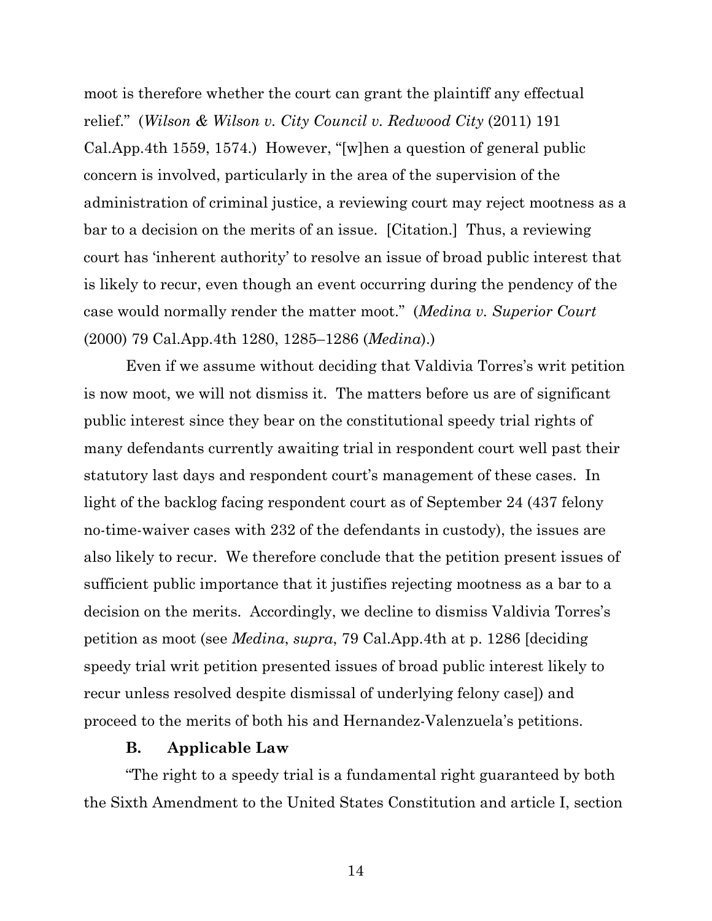moot is therefore whether the court can grant the plaintiff any effectual relief." (*Wilson & Wilson v. City Council v. Redwood City* (2011) 191 Cal.App.4th 1559, 1574.) However, "[w]hen a question of general public concern is involved, particularly in the area of the supervision of the administration of criminal justice, a reviewing court may reject mootness as a bar to a decision on the merits of an issue. [Citation.] Thus, a reviewing court has 'inherent authority' to resolve an issue of broad public interest that is likely to recur, even though an event occurring during the pendency of the case would normally render the matter moot." (*Medina v. Superior Court* (2000) 79 Cal.App.4th 1280, 1285–1286 (*Medina*).)

Even if we assume without deciding that Valdivia Torres's writ petition is now moot, we will not dismiss it. The matters before us are of significant public interest since they bear on the constitutional speedy trial rights of many defendants currently awaiting trial in respondent court well past their statutory last days and respondent court's management of these cases. In light of the backlog facing respondent court as of September 24 (437 felony no-time-waiver cases with 232 of the defendants in custody), the issues are also likely to recur. We therefore conclude that the petition present issues of sufficient public importance that it justifies rejecting mootness as a bar to a decision on the merits. Accordingly, we decline to dismiss Valdivia Torres's petition as moot (see *Medina*, *supra*, 79 Cal.App.4th at p. 1286 [deciding speedy trial writ petition presented issues of broad public interest likely to recur unless resolved despite dismissal of underlying felony case]) and proceed to the merits of both his and Hernandez-Valenzuela's petitions.

### B. Applicable Law

"The right to a speedy trial is a fundamental right guaranteed by both the Sixth Amendment to the United States Constitution and article I, section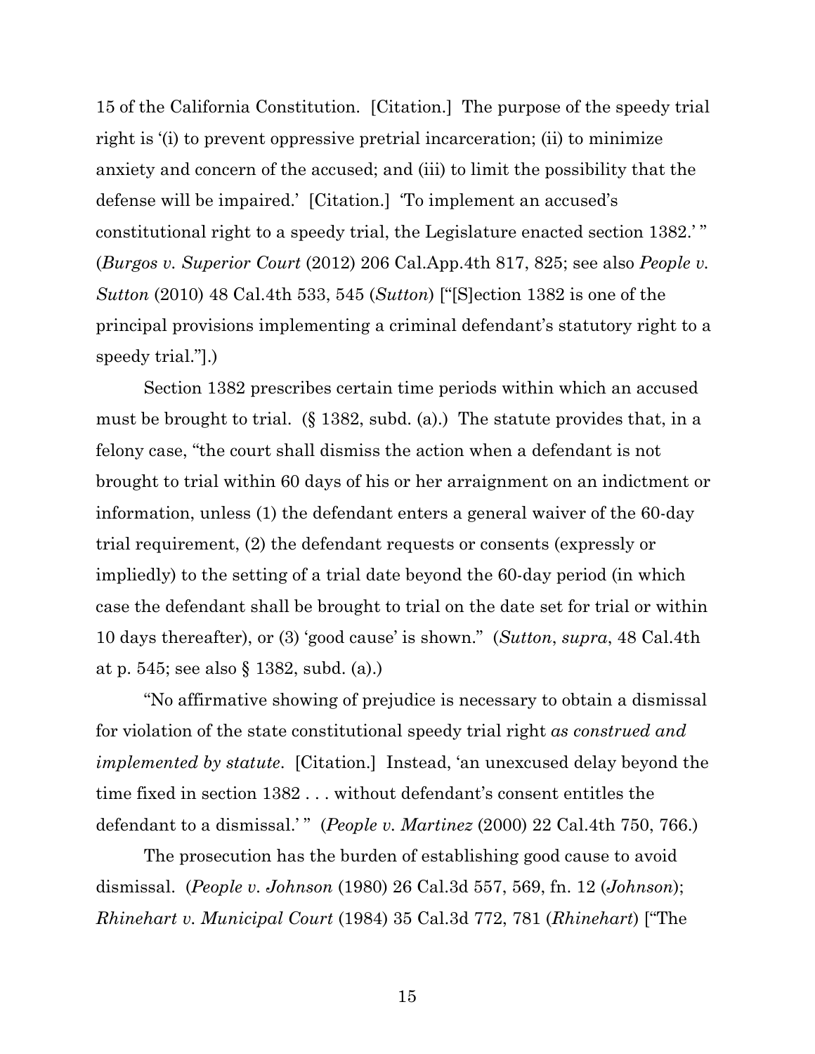15 of the California Constitution. [Citation.] The purpose of the speedy trial right is '(i) to prevent oppressive pretrial incarceration; (ii) to minimize anxiety and concern of the accused; and (iii) to limit the possibility that the defense will be impaired.' [Citation.] 'To implement an accused's constitutional right to a speedy trial, the Legislature enacted section 1382.' " (*Burgos v. Superior Court* (2012) 206 Cal.App.4th 817, 825; see also *People v. Sutton* (2010) 48 Cal.4th 533, 545 (*Sutton*) ["[S]ection 1382 is one of the principal provisions implementing a criminal defendant's statutory right to a speedy trial."].)

Section 1382 prescribes certain time periods within which an accused must be brought to trial. (§ 1382, subd. (a).) The statute provides that, in a felony case, "the court shall dismiss the action when a defendant is not brought to trial within 60 days of his or her arraignment on an indictment or information, unless (1) the defendant enters a general waiver of the 60-day trial requirement, (2) the defendant requests or consents (expressly or impliedly) to the setting of a trial date beyond the 60-day period (in which case the defendant shall be brought to trial on the date set for trial or within 10 days thereafter), or (3) 'good cause' is shown." (*Sutton*, *supra*, 48 Cal.4th at p. 545; see also § 1382, subd. (a).)

"No affirmative showing of prejudice is necessary to obtain a dismissal for violation of the state constitutional speedy trial right *as construed and implemented by statute*. [Citation.] Instead, 'an unexcused delay beyond the time fixed in section 1382 . . . without defendant's consent entitles the defendant to a dismissal.' " (*People v. Martinez* (2000) 22 Cal.4th 750, 766.)

The prosecution has the burden of establishing good cause to avoid dismissal. (*People v. Johnson* (1980) 26 Cal.3d 557, 569, fn. 12 (*Johnson*); *Rhinehart v. Municipal Court* (1984) 35 Cal.3d 772, 781 (*Rhinehart*) ["The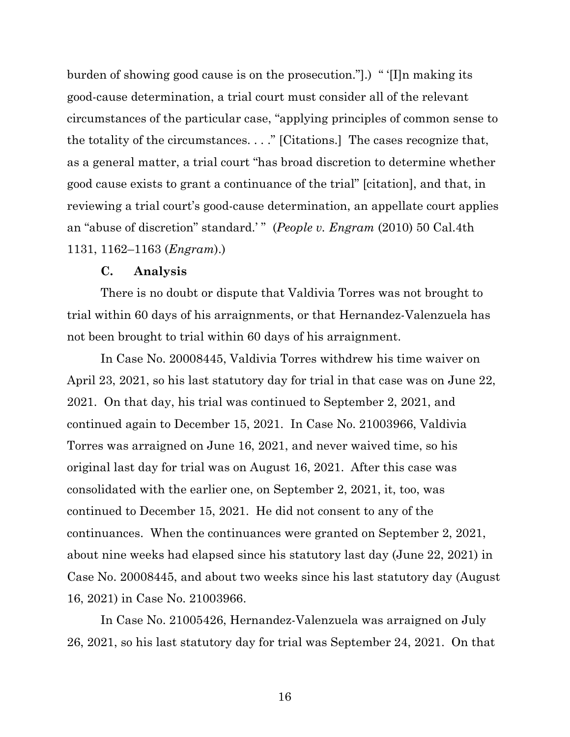burden of showing good cause is on the prosecution."].) " '[I]n making its good-cause determination, a trial court must consider all of the relevant circumstances of the particular case, "applying principles of common sense to the totality of the circumstances. . . ." [Citations.] The cases recognize that, as a general matter, a trial court "has broad discretion to determine whether good cause exists to grant a continuance of the trial" [citation], and that, in reviewing a trial court's good-cause determination, an appellate court applies an "abuse of discretion" standard.' " (*People v. Engram* (2010) 50 Cal.4th 1131, 1162–1163 (*Engram*).)

### C. Analysis

There is no doubt or dispute that Valdivia Torres was not brought to trial within 60 days of his arraignments, or that Hernandez-Valenzuela has not been brought to trial within 60 days of his arraignment.

In Case No. 20008445, Valdivia Torres withdrew his time waiver on April 23, 2021, so his last statutory day for trial in that case was on June 22, 2021. On that day, his trial was continued to September 2, 2021, and continued again to December 15, 2021. In Case No. 21003966, Valdivia Torres was arraigned on June 16, 2021, and never waived time, so his original last day for trial was on August 16, 2021. After this case was consolidated with the earlier one, on September 2, 2021, it, too, was continued to December 15, 2021. He did not consent to any of the continuances. When the continuances were granted on September 2, 2021, about nine weeks had elapsed since his statutory last day (June 22, 2021) in Case No. 20008445, and about two weeks since his last statutory day (August 16, 2021) in Case No. 21003966.

In Case No. 21005426, Hernandez-Valenzuela was arraigned on July 26, 2021, so his last statutory day for trial was September 24, 2021. On that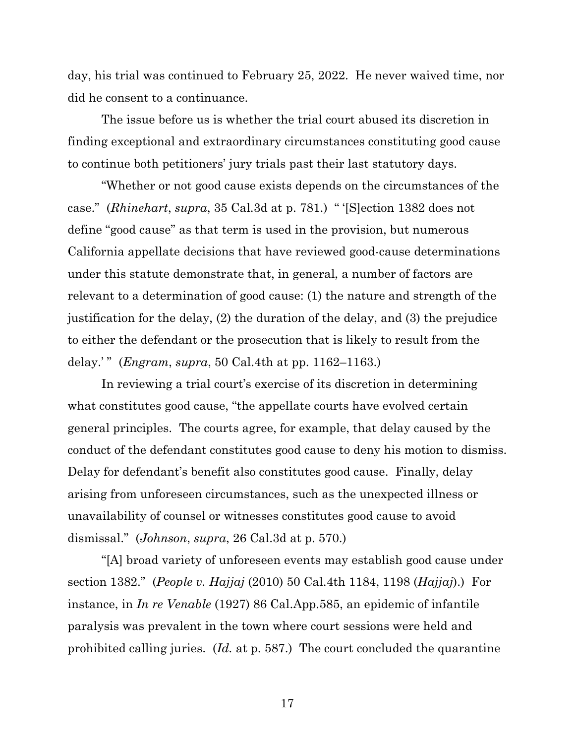day, his trial was continued to February 25, 2022. He never waived time, nor did he consent to a continuance.

The issue before us is whether the trial court abused its discretion in finding exceptional and extraordinary circumstances constituting good cause to continue both petitioners' jury trials past their last statutory days.

"Whether or not good cause exists depends on the circumstances of the case." (*Rhinehart*, *supra*, 35 Cal.3d at p. 781.) " '[S]ection 1382 does not define "good cause" as that term is used in the provision, but numerous California appellate decisions that have reviewed good-cause determinations under this statute demonstrate that, in general, a number of factors are relevant to a determination of good cause: (1) the nature and strength of the justification for the delay, (2) the duration of the delay, and (3) the prejudice to either the defendant or the prosecution that is likely to result from the delay.' " (*Engram*, *supra*, 50 Cal.4th at pp. 1162–1163.)

In reviewing a trial court's exercise of its discretion in determining what constitutes good cause, "the appellate courts have evolved certain general principles. The courts agree, for example, that delay caused by the conduct of the defendant constitutes good cause to deny his motion to dismiss. Delay for defendant's benefit also constitutes good cause. Finally, delay arising from unforeseen circumstances, such as the unexpected illness or unavailability of counsel or witnesses constitutes good cause to avoid dismissal." (*Johnson*, *supra*, 26 Cal.3d at p. 570.)

"[A] broad variety of unforeseen events may establish good cause under section 1382." (*People v. Hajjaj* (2010) 50 Cal.4th 1184, 1198 (*Hajjaj*).) For instance, in *In re Venable* (1927) 86 Cal.App.585, an epidemic of infantile paralysis was prevalent in the town where court sessions were held and prohibited calling juries. (*Id.* at p. 587.) The court concluded the quarantine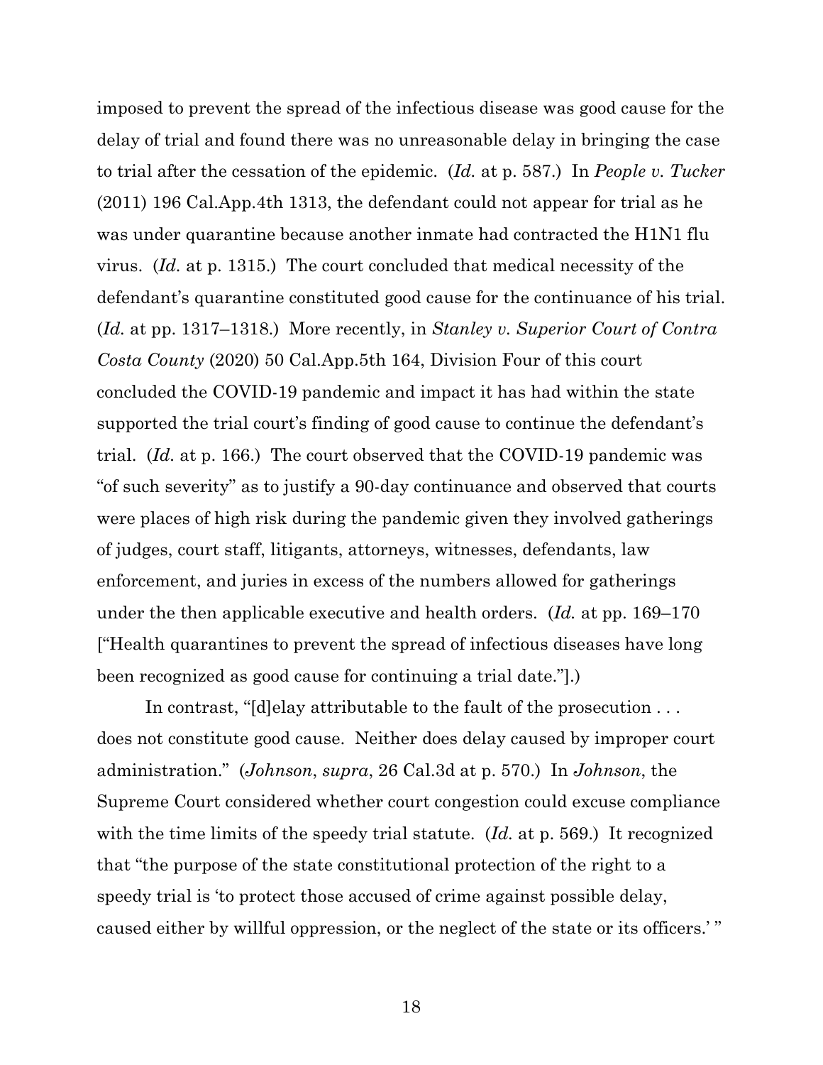imposed to prevent the spread of the infectious disease was good cause for the delay of trial and found there was no unreasonable delay in bringing the case to trial after the cessation of the epidemic. (*Id.* at p. 587.) In *People v. Tucker* (2011) 196 Cal.App.4th 1313, the defendant could not appear for trial as he was under quarantine because another inmate had contracted the H1N1 flu virus. (*Id.* at p. 1315.) The court concluded that medical necessity of the defendant's quarantine constituted good cause for the continuance of his trial. (*Id.* at pp. 1317–1318.) More recently, in *Stanley v. Superior Court of Contra Costa County* (2020) 50 Cal.App.5th 164, Division Four of this court concluded the COVID-19 pandemic and impact it has had within the state supported the trial court's finding of good cause to continue the defendant's trial. (*Id.* at p. 166.) The court observed that the COVID-19 pandemic was "of such severity" as to justify a 90-day continuance and observed that courts were places of high risk during the pandemic given they involved gatherings of judges, court staff, litigants, attorneys, witnesses, defendants, law enforcement, and juries in excess of the numbers allowed for gatherings under the then applicable executive and health orders. (*Id.* at pp. 169–170 ["Health quarantines to prevent the spread of infectious diseases have long been recognized as good cause for continuing a trial date."].)

In contrast, "[d]elay attributable to the fault of the prosecution . . . does not constitute good cause. Neither does delay caused by improper court administration." (*Johnson*, *supra*, 26 Cal.3d at p. 570.) In *Johnson*, the Supreme Court considered whether court congestion could excuse compliance with the time limits of the speedy trial statute. (*Id.* at p. 569.) It recognized that "the purpose of the state constitutional protection of the right to a speedy trial is 'to protect those accused of crime against possible delay, caused either by willful oppression, or the neglect of the state or its officers.' "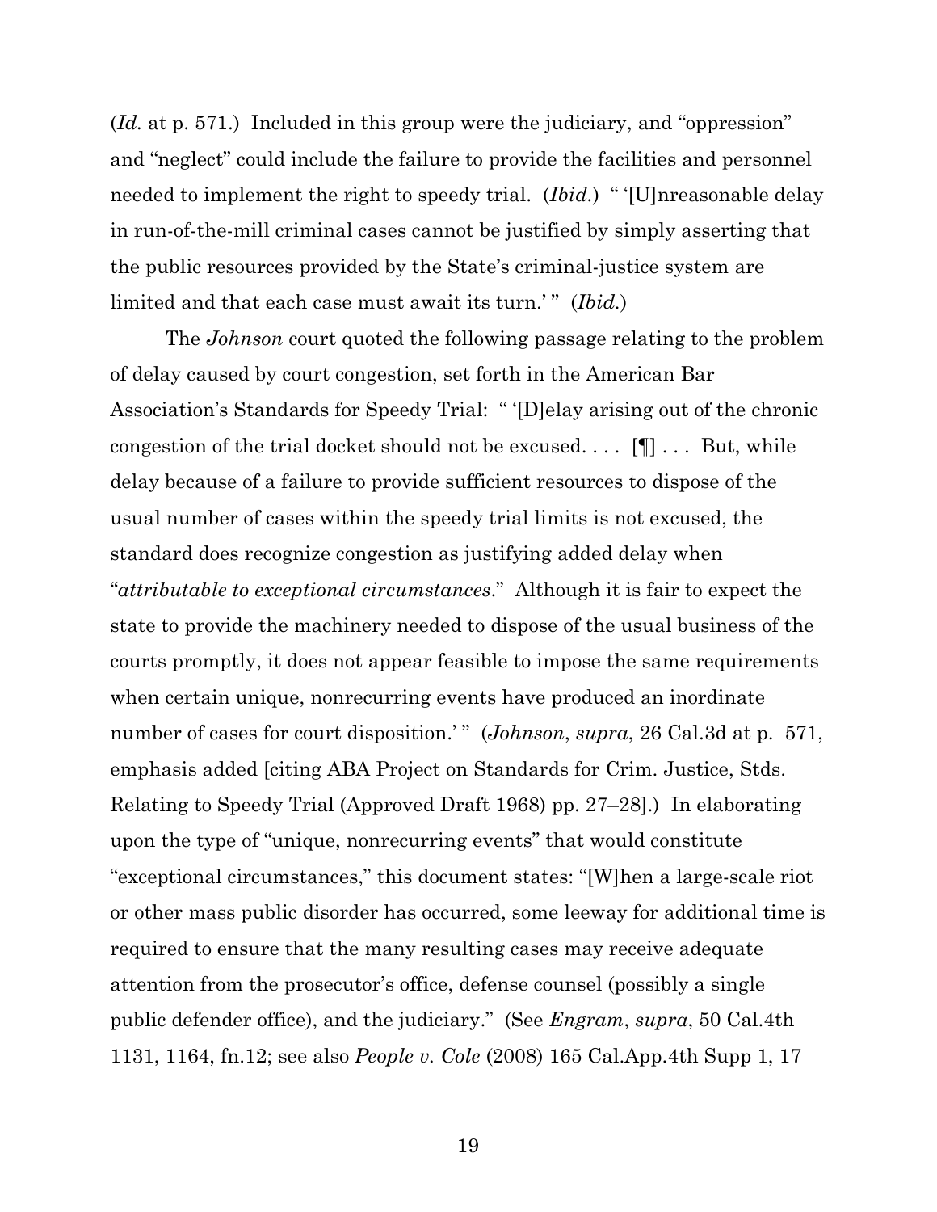(*Id.* at p. 571.) Included in this group were the judiciary, and "oppression" and "neglect" could include the failure to provide the facilities and personnel needed to implement the right to speedy trial. (*Ibid.*) " '[U]nreasonable delay in run-of-the-mill criminal cases cannot be justified by simply asserting that the public resources provided by the State's criminal-justice system are limited and that each case must await its turn.' " (*Ibid.*)

The *Johnson* court quoted the following passage relating to the problem of delay caused by court congestion, set forth in the American Bar Association's Standards for Speedy Trial: " '[D]elay arising out of the chronic congestion of the trial docket should not be excused. . . . [¶] . . . But, while delay because of a failure to provide sufficient resources to dispose of the usual number of cases within the speedy trial limits is not excused, the standard does recognize congestion as justifying added delay when "*attributable to exceptional circumstances*." Although it is fair to expect the state to provide the machinery needed to dispose of the usual business of the courts promptly, it does not appear feasible to impose the same requirements when certain unique, nonrecurring events have produced an inordinate number of cases for court disposition.' " (*Johnson*, *supra*, 26 Cal.3d at p. 571, emphasis added [citing ABA Project on Standards for Crim. Justice, Stds. Relating to Speedy Trial (Approved Draft 1968) pp. 27–28].) In elaborating upon the type of "unique, nonrecurring events" that would constitute "exceptional circumstances," this document states: "[W]hen a large-scale riot or other mass public disorder has occurred, some leeway for additional time is required to ensure that the many resulting cases may receive adequate attention from the prosecutor's office, defense counsel (possibly a single public defender office), and the judiciary." (See *Engram*, *supra*, 50 Cal.4th 1131, 1164, fn.12; see also *People v. Cole* (2008) 165 Cal.App.4th Supp 1, 17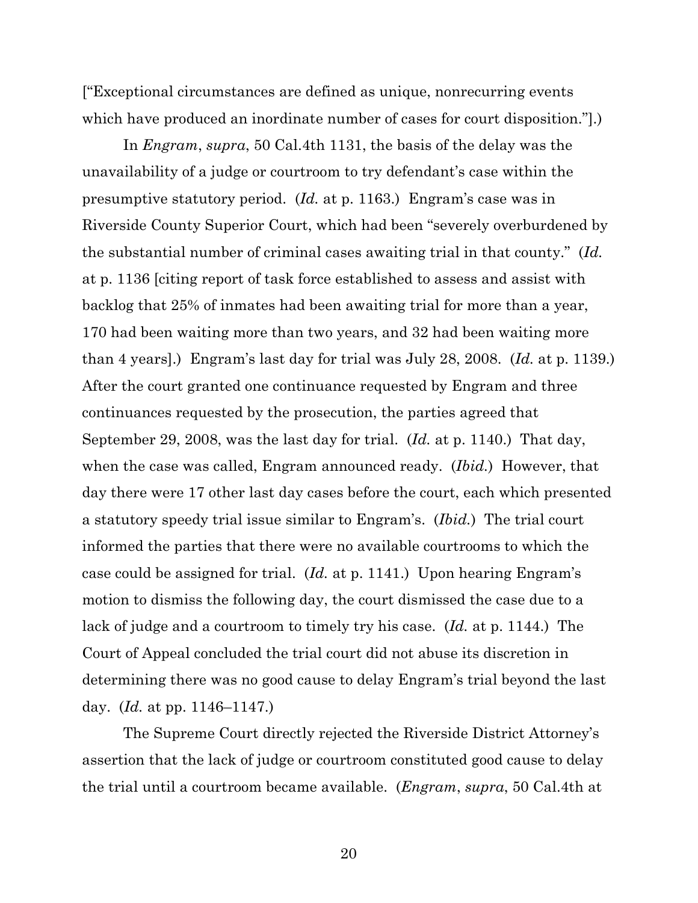["Exceptional circumstances are defined as unique, nonrecurring events which have produced an inordinate number of cases for court disposition."].)

In *Engram*, *supra*, 50 Cal.4th 1131, the basis of the delay was the unavailability of a judge or courtroom to try defendant's case within the presumptive statutory period. (*Id.* at p. 1163.) Engram's case was in Riverside County Superior Court, which had been "severely overburdened by the substantial number of criminal cases awaiting trial in that county." (*Id.* at p. 1136 [citing report of task force established to assess and assist with backlog that 25% of inmates had been awaiting trial for more than a year, 170 had been waiting more than two years, and 32 had been waiting more than 4 years].) Engram's last day for trial was July 28, 2008. (*Id.* at p. 1139.) After the court granted one continuance requested by Engram and three continuances requested by the prosecution, the parties agreed that September 29, 2008, was the last day for trial. (*Id.* at p. 1140.) That day, when the case was called, Engram announced ready. (*Ibid.*) However, that day there were 17 other last day cases before the court, each which presented a statutory speedy trial issue similar to Engram's. (*Ibid.*) The trial court informed the parties that there were no available courtrooms to which the case could be assigned for trial. (*Id.* at p. 1141.) Upon hearing Engram's motion to dismiss the following day, the court dismissed the case due to a lack of judge and a courtroom to timely try his case. (*Id.* at p. 1144.) The Court of Appeal concluded the trial court did not abuse its discretion in determining there was no good cause to delay Engram's trial beyond the last day. (*Id.* at pp. 1146–1147.)

The Supreme Court directly rejected the Riverside District Attorney's assertion that the lack of judge or courtroom constituted good cause to delay the trial until a courtroom became available. (*Engram*, *supra*, 50 Cal.4th at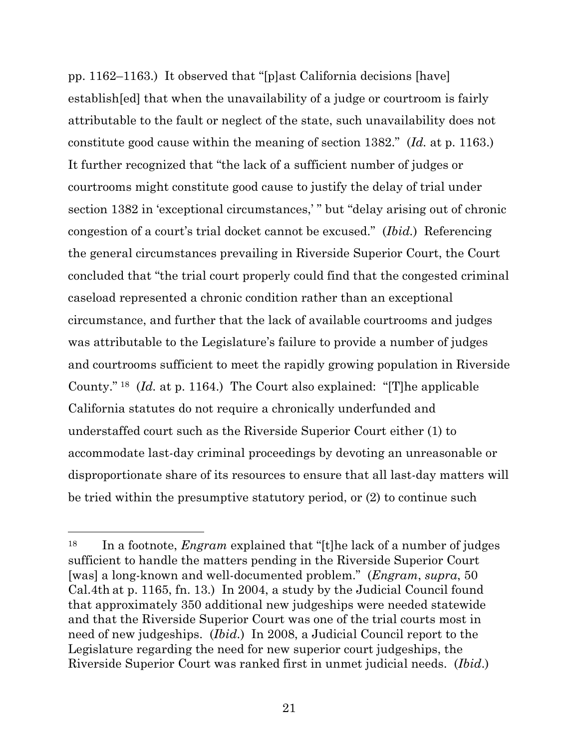pp. 1162–1163.) It observed that "[p]ast California decisions [have] establish[ed] that when the unavailability of a judge or courtroom is fairly attributable to the fault or neglect of the state, such unavailability does not constitute good cause within the meaning of section 1382." (*Id.* at p. 1163.) It further recognized that "the lack of a sufficient number of judges or courtrooms might constitute good cause to justify the delay of trial under section 1382 in 'exceptional circumstances,' " but "delay arising out of chronic congestion of a court's trial docket cannot be excused." (*Ibid.*) Referencing the general circumstances prevailing in Riverside Superior Court, the Court concluded that "the trial court properly could find that the congested criminal caseload represented a chronic condition rather than an exceptional circumstance, and further that the lack of available courtrooms and judges was attributable to the Legislature's failure to provide a number of judges and courtrooms sufficient to meet the rapidly growing population in Riverside County." [18] (*Id.* at p. 1164.) The Court also explained: "[T]he applicable California statutes do not require a chronically underfunded and understaffed court such as the Riverside Superior Court either (1) to accommodate last-day criminal proceedings by devoting an unreasonable or disproportionate share of its resources to ensure that all last-day matters will be tried within the presumptive statutory period, or (2) to continue such

---

[18] In a footnote, *Engram* explained that "[t]he lack of a number of judges sufficient to handle the matters pending in the Riverside Superior Court [was] a long-known and well-documented problem." (*Engram*, *supra*, 50 Cal.4th at p. 1165, fn. 13.) In 2004, a study by the Judicial Council found that approximately 350 additional new judgeships were needed statewide and that the Riverside Superior Court was one of the trial courts most in need of new judgeships. (*Ibid.*) In 2008, a Judicial Council report to the Legislature regarding the need for new superior court judgeships, the Riverside Superior Court was ranked first in unmet judicial needs. (*Ibid.*)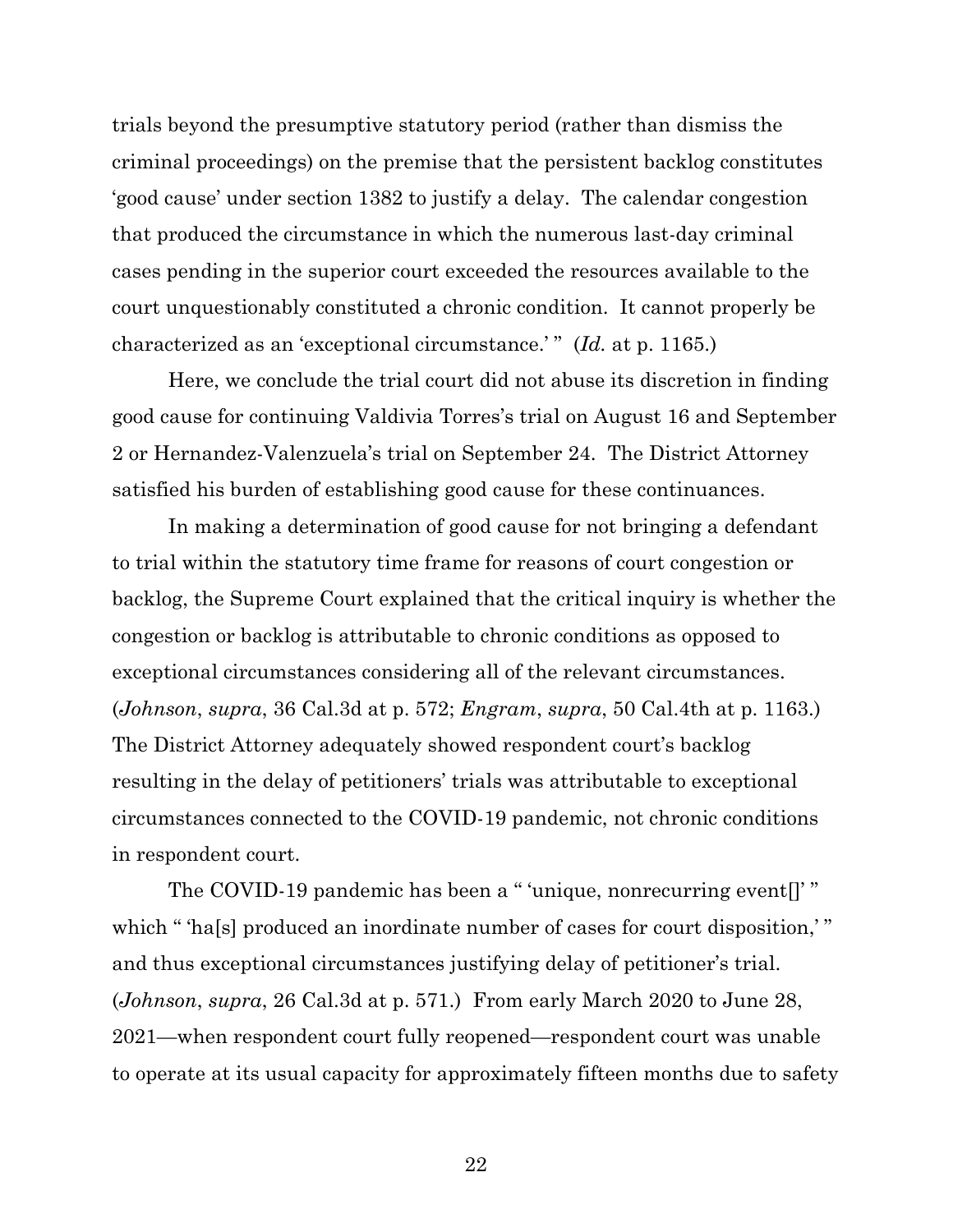trials beyond the presumptive statutory period (rather than dismiss the criminal proceedings) on the premise that the persistent backlog constitutes 'good cause' under section 1382 to justify a delay. The calendar congestion that produced the circumstance in which the numerous last-day criminal cases pending in the superior court exceeded the resources available to the court unquestionably constituted a chronic condition. It cannot properly be characterized as an 'exceptional circumstance.' " (*Id.* at p. 1165.)

Here, we conclude the trial court did not abuse its discretion in finding good cause for continuing Valdivia Torres's trial on August 16 and September 2 or Hernandez-Valenzuela's trial on September 24. The District Attorney satisfied his burden of establishing good cause for these continuances.

In making a determination of good cause for not bringing a defendant to trial within the statutory time frame for reasons of court congestion or backlog, the Supreme Court explained that the critical inquiry is whether the congestion or backlog is attributable to chronic conditions as opposed to exceptional circumstances considering all of the relevant circumstances. (*Johnson*, *supra*, 36 Cal.3d at p. 572; *Engram*, *supra*, 50 Cal.4th at p. 1163.) The District Attorney adequately showed respondent court's backlog resulting in the delay of petitioners' trials was attributable to exceptional circumstances connected to the COVID-19 pandemic, not chronic conditions in respondent court.

The COVID-19 pandemic has been a " 'unique, nonrecurring event[]' " which " 'ha[s] produced an inordinate number of cases for court disposition,' " and thus exceptional circumstances justifying delay of petitioner's trial. (*Johnson*, *supra*, 26 Cal.3d at p. 571.) From early March 2020 to June 28, 2021—when respondent court fully reopened—respondent court was unable to operate at its usual capacity for approximately fifteen months due to safety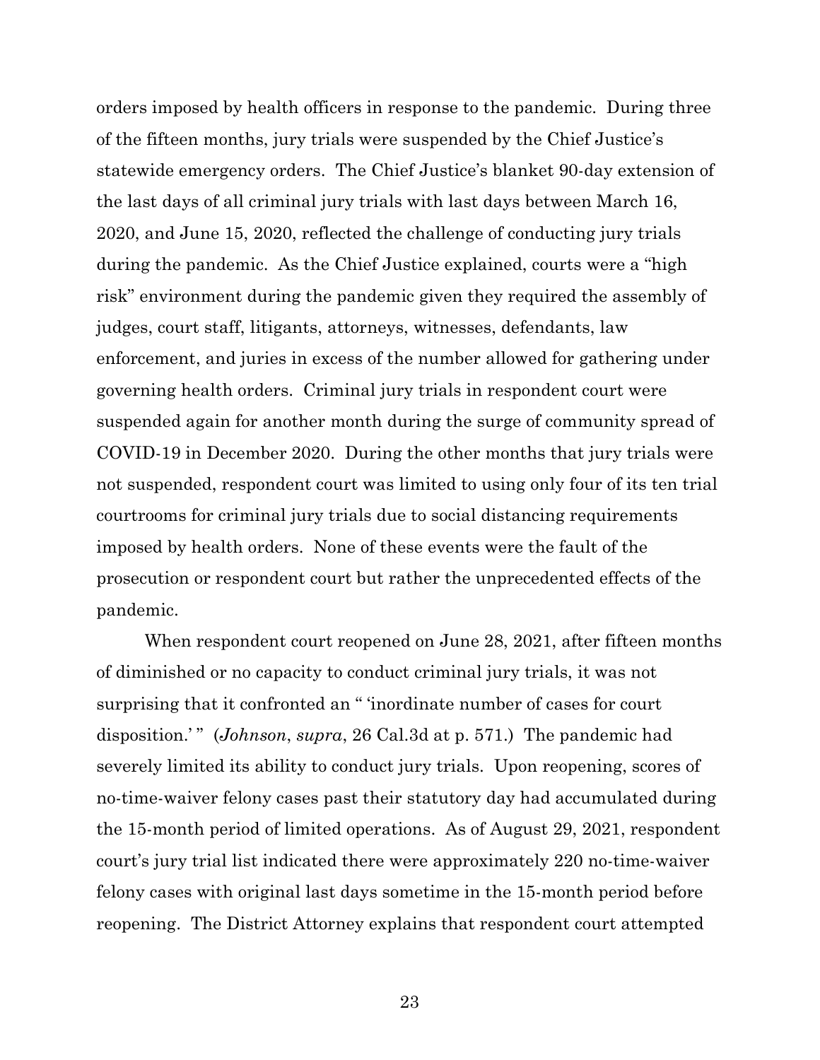orders imposed by health officers in response to the pandemic. During three of the fifteen months, jury trials were suspended by the Chief Justice's statewide emergency orders. The Chief Justice's blanket 90-day extension of the last days of all criminal jury trials with last days between March 16, 2020, and June 15, 2020, reflected the challenge of conducting jury trials during the pandemic. As the Chief Justice explained, courts were a "high risk" environment during the pandemic given they required the assembly of judges, court staff, litigants, attorneys, witnesses, defendants, law enforcement, and juries in excess of the number allowed for gathering under governing health orders. Criminal jury trials in respondent court were suspended again for another month during the surge of community spread of COVID-19 in December 2020. During the other months that jury trials were not suspended, respondent court was limited to using only four of its ten trial courtrooms for criminal jury trials due to social distancing requirements imposed by health orders. None of these events were the fault of the prosecution or respondent court but rather the unprecedented effects of the pandemic.

When respondent court reopened on June 28, 2021, after fifteen months of diminished or no capacity to conduct criminal jury trials, it was not surprising that it confronted an " 'inordinate number of cases for court disposition.' " (*Johnson*, *supra*, 26 Cal.3d at p. 571.) The pandemic had severely limited its ability to conduct jury trials. Upon reopening, scores of no-time-waiver felony cases past their statutory day had accumulated during the 15-month period of limited operations. As of August 29, 2021, respondent court's jury trial list indicated there were approximately 220 no-time-waiver felony cases with original last days sometime in the 15-month period before reopening. The District Attorney explains that respondent court attempted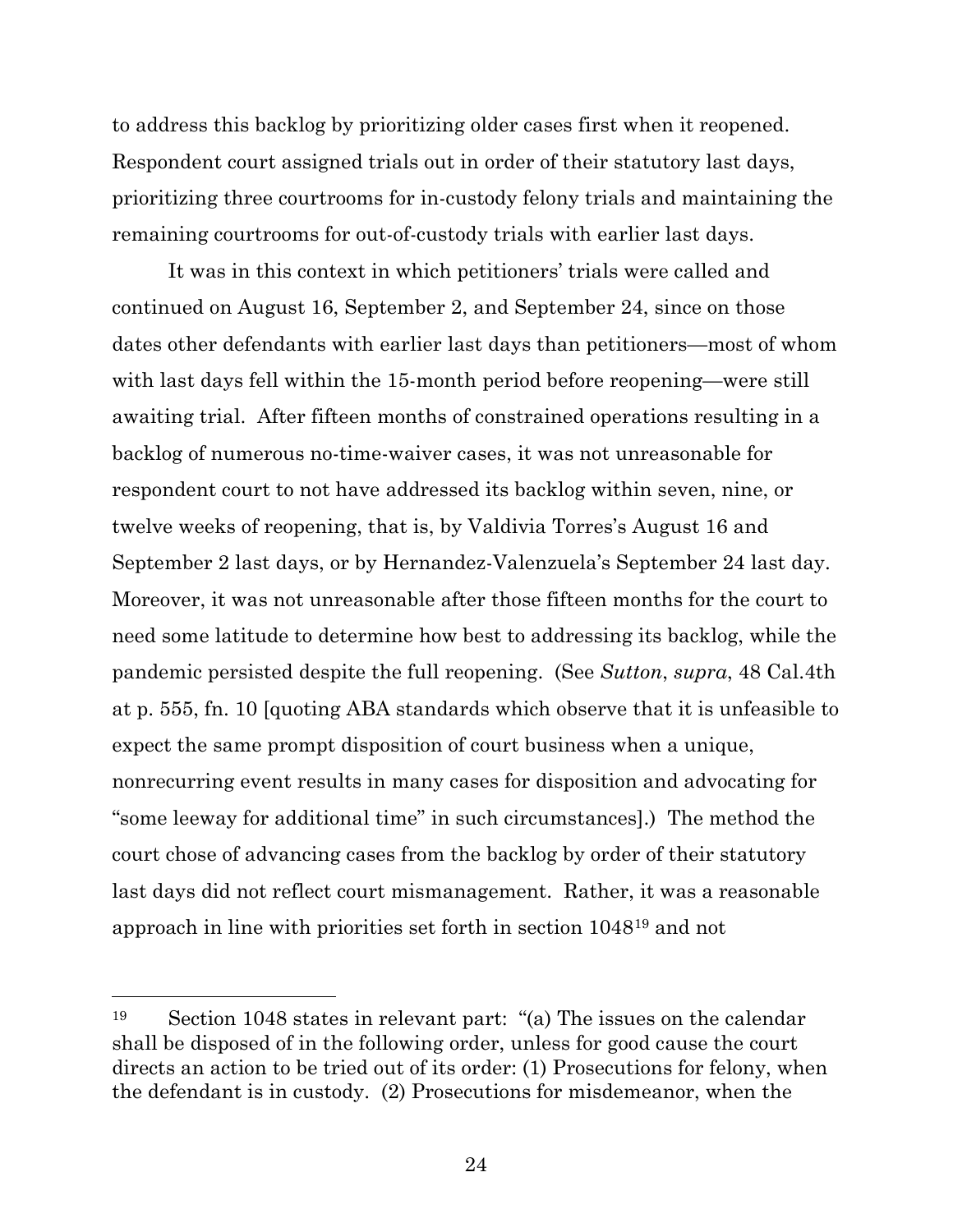to address this backlog by prioritizing older cases first when it reopened. Respondent court assigned trials out in order of their statutory last days, prioritizing three courtrooms for in-custody felony trials and maintaining the remaining courtrooms for out-of-custody trials with earlier last days.

It was in this context in which petitioners' trials were called and continued on August 16, September 2, and September 24, since on those dates other defendants with earlier last days than petitioners—most of whom with last days fell within the 15-month period before reopening—were still awaiting trial. After fifteen months of constrained operations resulting in a backlog of numerous no-time-waiver cases, it was not unreasonable for respondent court to not have addressed its backlog within seven, nine, or twelve weeks of reopening, that is, by Valdivia Torres's August 16 and September 2 last days, or by Hernandez-Valenzuela's September 24 last day. Moreover, it was not unreasonable after those fifteen months for the court to need some latitude to determine how best to addressing its backlog, while the pandemic persisted despite the full reopening. (See *Sutton*, *supra*, 48 Cal.4th at p. 555, fn. 10 [quoting ABA standards which observe that it is unfeasible to expect the same prompt disposition of court business when a unique, nonrecurring event results in many cases for disposition and advocating for "some leeway for additional time" in such circumstances].) The method the court chose of advancing cases from the backlog by order of their statutory last days did not reflect court mismanagement. Rather, it was a reasonable approach in line with priorities set forth in section 1048[19] and not

---

[19] Section 1048 states in relevant part: "(a) The issues on the calendar shall be disposed of in the following order, unless for good cause the court directs an action to be tried out of its order: (1) Prosecutions for felony, when the defendant is in custody. (2) Prosecutions for misdemeanor, when the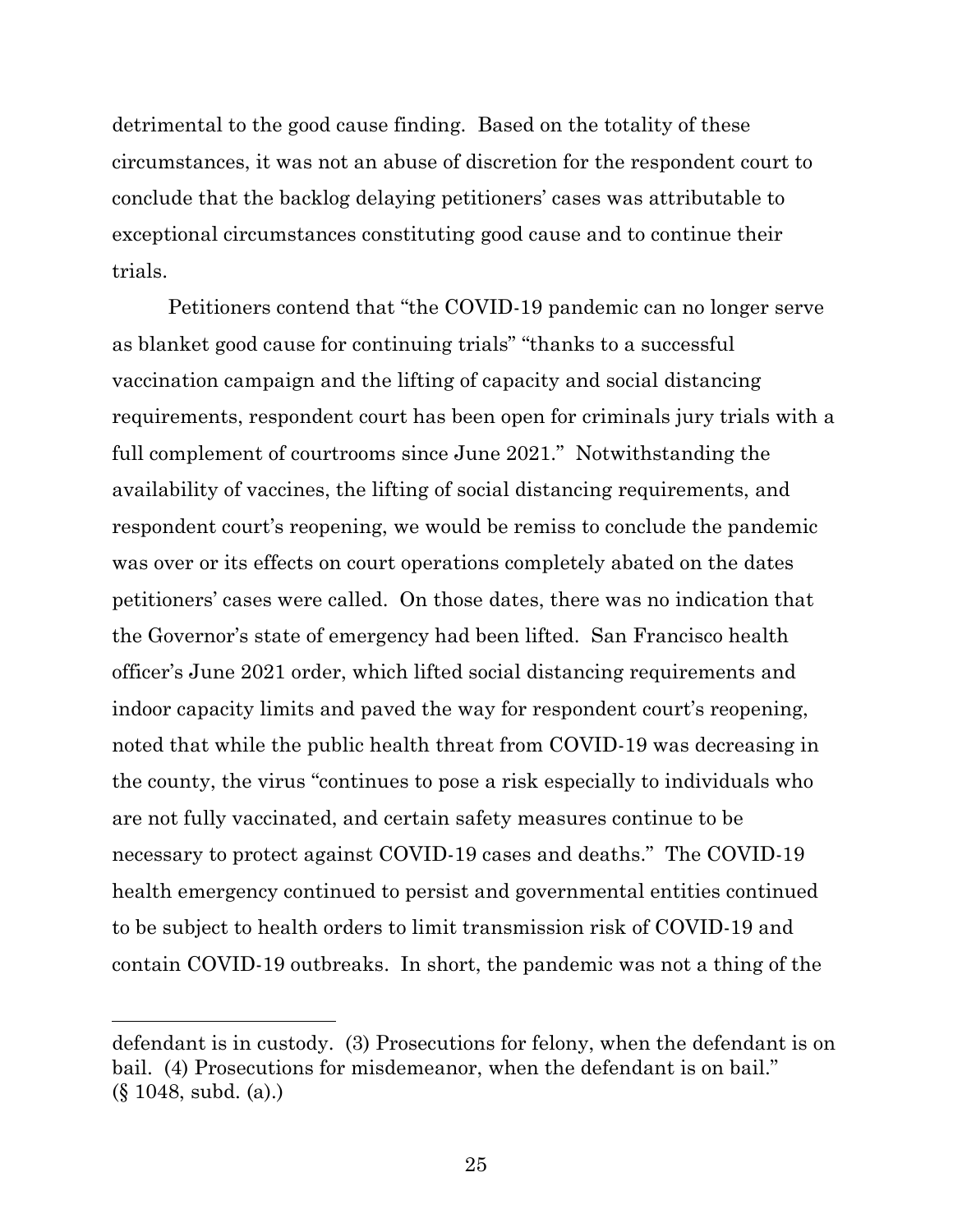detrimental to the good cause finding. Based on the totality of these circumstances, it was not an abuse of discretion for the respondent court to conclude that the backlog delaying petitioners' cases was attributable to exceptional circumstances constituting good cause and to continue their trials.

Petitioners contend that "the COVID-19 pandemic can no longer serve as blanket good cause for continuing trials" "thanks to a successful vaccination campaign and the lifting of capacity and social distancing requirements, respondent court has been open for criminals jury trials with a full complement of courtrooms since June 2021." Notwithstanding the availability of vaccines, the lifting of social distancing requirements, and respondent court's reopening, we would be remiss to conclude the pandemic was over or its effects on court operations completely abated on the dates petitioners' cases were called. On those dates, there was no indication that the Governor's state of emergency had been lifted. San Francisco health officer's June 2021 order, which lifted social distancing requirements and indoor capacity limits and paved the way for respondent court's reopening, noted that while the public health threat from COVID-19 was decreasing in the county, the virus "continues to pose a risk especially to individuals who are not fully vaccinated, and certain safety measures continue to be necessary to protect against COVID-19 cases and deaths." The COVID-19 health emergency continued to persist and governmental entities continued to be subject to health orders to limit transmission risk of COVID-19 and contain COVID-19 outbreaks. In short, the pandemic was not a thing of the

---

defendant is in custody. (3) Prosecutions for felony, when the defendant is on bail. (4) Prosecutions for misdemeanor, when the defendant is on bail." (§ 1048, subd. (a).)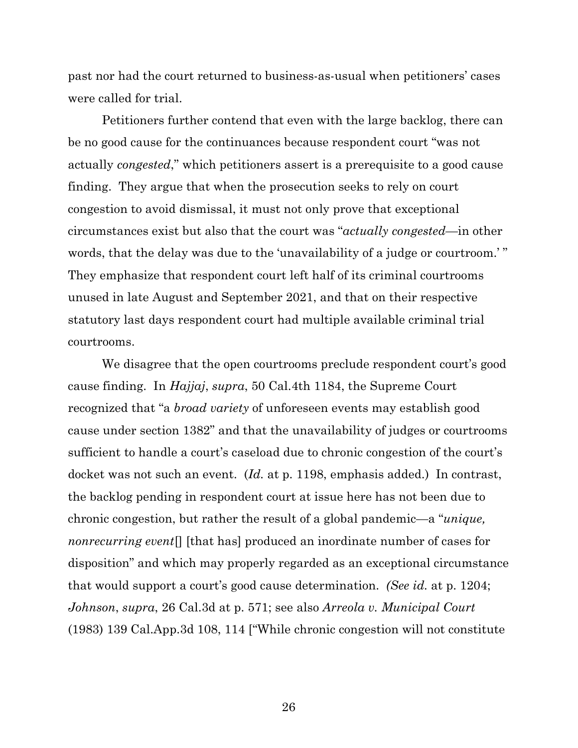past nor had the court returned to business-as-usual when petitioners' cases were called for trial.

Petitioners further contend that even with the large backlog, there can be no good cause for the continuances because respondent court "was not actually *congested*," which petitioners assert is a prerequisite to a good cause finding. They argue that when the prosecution seeks to rely on court congestion to avoid dismissal, it must not only prove that exceptional circumstances exist but also that the court was "*actually congested*—in other words, that the delay was due to the 'unavailability of a judge or courtroom.' " They emphasize that respondent court left half of its criminal courtrooms unused in late August and September 2021, and that on their respective statutory last days respondent court had multiple available criminal trial courtrooms.

We disagree that the open courtrooms preclude respondent court's good cause finding. In *Hajjaj*, *supra*, 50 Cal.4th 1184, the Supreme Court recognized that "a *broad variety* of unforeseen events may establish good cause under section 1382" and that the unavailability of judges or courtrooms sufficient to handle a court's caseload due to chronic congestion of the court's docket was not such an event. (*Id.* at p. 1198, emphasis added.) In contrast, the backlog pending in respondent court at issue here has not been due to chronic congestion, but rather the result of a global pandemic—a "*unique, nonrecurring event*[] [that has] produced an inordinate number of cases for disposition" and which may properly regarded as an exceptional circumstance that would support a court's good cause determination. *(See id.* at p. 1204; *Johnson*, *supra*, 26 Cal.3d at p. 571; see also *Arreola v. Municipal Court* (1983) 139 Cal.App.3d 108, 114 ["While chronic congestion will not constitute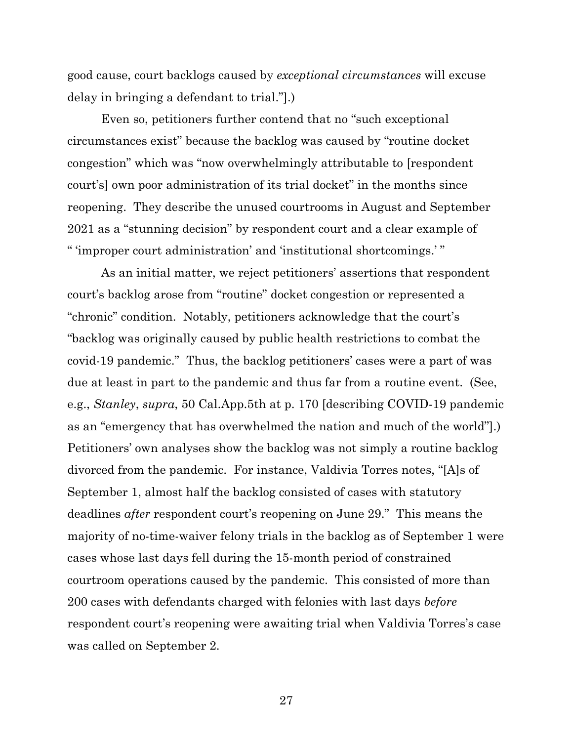good cause, court backlogs caused by *exceptional circumstances* will excuse delay in bringing a defendant to trial."].)

Even so, petitioners further contend that no "such exceptional circumstances exist" because the backlog was caused by "routine docket congestion" which was "now overwhelmingly attributable to [respondent court's] own poor administration of its trial docket" in the months since reopening. They describe the unused courtrooms in August and September 2021 as a "stunning decision" by respondent court and a clear example of " 'improper court administration' and 'institutional shortcomings.' "

As an initial matter, we reject petitioners' assertions that respondent court's backlog arose from "routine" docket congestion or represented a "chronic" condition. Notably, petitioners acknowledge that the court's "backlog was originally caused by public health restrictions to combat the covid-19 pandemic." Thus, the backlog petitioners' cases were a part of was due at least in part to the pandemic and thus far from a routine event. (See, e.g., *Stanley*, *supra*, 50 Cal.App.5th at p. 170 [describing COVID-19 pandemic as an "emergency that has overwhelmed the nation and much of the world"].) Petitioners' own analyses show the backlog was not simply a routine backlog divorced from the pandemic. For instance, Valdivia Torres notes, "[A]s of September 1, almost half the backlog consisted of cases with statutory deadlines *after* respondent court's reopening on June 29." This means the majority of no-time-waiver felony trials in the backlog as of September 1 were cases whose last days fell during the 15-month period of constrained courtroom operations caused by the pandemic. This consisted of more than 200 cases with defendants charged with felonies with last days *before* respondent court's reopening were awaiting trial when Valdivia Torres's case was called on September 2.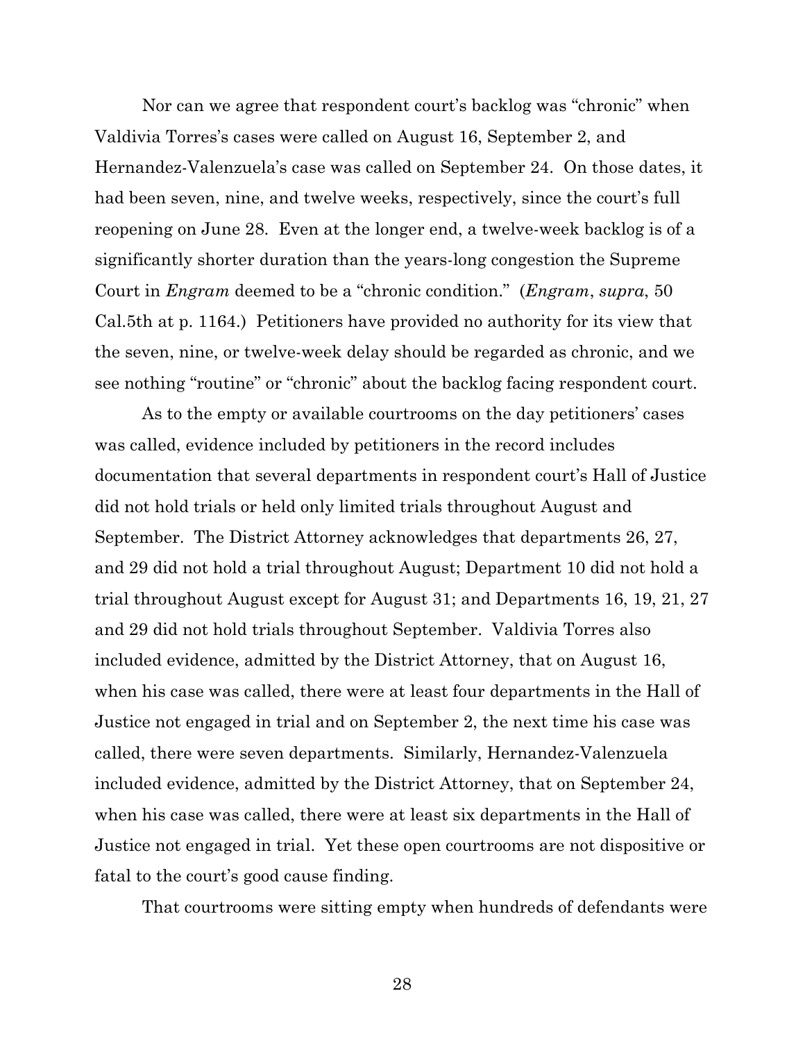Nor can we agree that respondent court's backlog was "chronic" when Valdivia Torres's cases were called on August 16, September 2, and Hernandez-Valenzuela's case was called on September 24. On those dates, it had been seven, nine, and twelve weeks, respectively, since the court's full reopening on June 28. Even at the longer end, a twelve-week backlog is of a significantly shorter duration than the years-long congestion the Supreme Court in *Engram* deemed to be a "chronic condition." (*Engram*, *supra*, 50 Cal.5th at p. 1164.) Petitioners have provided no authority for its view that the seven, nine, or twelve-week delay should be regarded as chronic, and we see nothing "routine" or "chronic" about the backlog facing respondent court.

As to the empty or available courtrooms on the day petitioners' cases was called, evidence included by petitioners in the record includes documentation that several departments in respondent court's Hall of Justice did not hold trials or held only limited trials throughout August and September. The District Attorney acknowledges that departments 26, 27, and 29 did not hold a trial throughout August; Department 10 did not hold a trial throughout August except for August 31; and Departments 16, 19, 21, 27 and 29 did not hold trials throughout September. Valdivia Torres also included evidence, admitted by the District Attorney, that on August 16, when his case was called, there were at least four departments in the Hall of Justice not engaged in trial and on September 2, the next time his case was called, there were seven departments. Similarly, Hernandez-Valenzuela included evidence, admitted by the District Attorney, that on September 24, when his case was called, there were at least six departments in the Hall of Justice not engaged in trial. Yet these open courtrooms are not dispositive or fatal to the court's good cause finding.

That courtrooms were sitting empty when hundreds of defendants were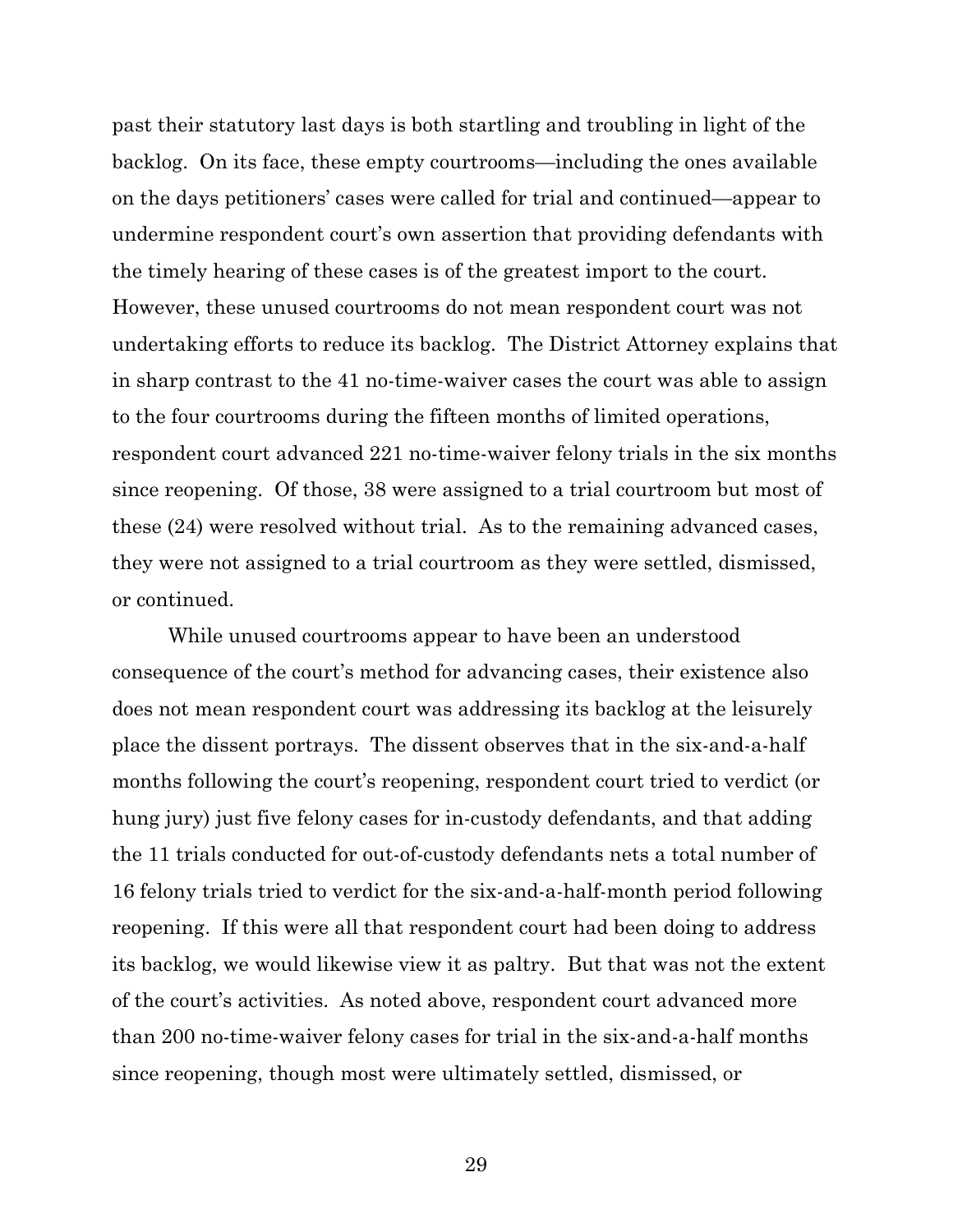past their statutory last days is both startling and troubling in light of the backlog. On its face, these empty courtrooms—including the ones available on the days petitioners' cases were called for trial and continued—appear to undermine respondent court's own assertion that providing defendants with the timely hearing of these cases is of the greatest import to the court. However, these unused courtrooms do not mean respondent court was not undertaking efforts to reduce its backlog. The District Attorney explains that in sharp contrast to the 41 no-time-waiver cases the court was able to assign to the four courtrooms during the fifteen months of limited operations, respondent court advanced 221 no-time-waiver felony trials in the six months since reopening. Of those, 38 were assigned to a trial courtroom but most of these (24) were resolved without trial. As to the remaining advanced cases, they were not assigned to a trial courtroom as they were settled, dismissed, or continued.

While unused courtrooms appear to have been an understood consequence of the court's method for advancing cases, their existence also does not mean respondent court was addressing its backlog at the leisurely place the dissent portrays. The dissent observes that in the six-and-a-half months following the court's reopening, respondent court tried to verdict (or hung jury) just five felony cases for in-custody defendants, and that adding the 11 trials conducted for out-of-custody defendants nets a total number of 16 felony trials tried to verdict for the six-and-a-half-month period following reopening. If this were all that respondent court had been doing to address its backlog, we would likewise view it as paltry. But that was not the extent of the court's activities. As noted above, respondent court advanced more than 200 no-time-waiver felony cases for trial in the six-and-a-half months since reopening, though most were ultimately settled, dismissed, or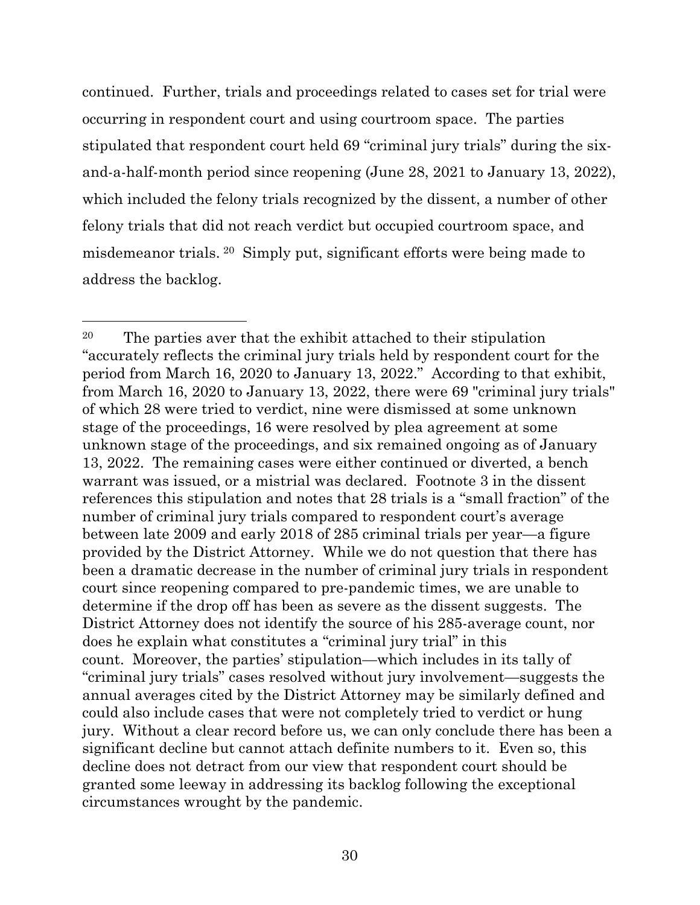continued. Further, trials and proceedings related to cases set for trial were occurring in respondent court and using courtroom space. The parties stipulated that respondent court held 69 "criminal jury trials" during the six-and-a-half-month period since reopening (June 28, 2021 to January 13, 2022), which included the felony trials recognized by the dissent, a number of other felony trials that did not reach verdict but occupied courtroom space, and misdemeanor trials.[20] Simply put, significant efforts were being made to address the backlog.

---

[20] The parties aver that the exhibit attached to their stipulation "accurately reflects the criminal jury trials held by respondent court for the period from March 16, 2020 to January 13, 2022." According to that exhibit, from March 16, 2020 to January 13, 2022, there were 69 "criminal jury trials" of which 28 were tried to verdict, nine were dismissed at some unknown stage of the proceedings, 16 were resolved by plea agreement at some unknown stage of the proceedings, and six remained ongoing as of January 13, 2022. The remaining cases were either continued or diverted, a bench warrant was issued, or a mistrial was declared. Footnote 3 in the dissent references this stipulation and notes that 28 trials is a "small fraction" of the number of criminal jury trials compared to respondent court's average between late 2009 and early 2018 of 285 criminal trials per year—a figure provided by the District Attorney. While we do not question that there has been a dramatic decrease in the number of criminal jury trials in respondent court since reopening compared to pre-pandemic times, we are unable to determine if the drop off has been as severe as the dissent suggests. The District Attorney does not identify the source of his 285-average count, nor does he explain what constitutes a "criminal jury trial" in this count. Moreover, the parties' stipulation—which includes in its tally of "criminal jury trials" cases resolved without jury involvement—suggests the annual averages cited by the District Attorney may be similarly defined and could also include cases that were not completely tried to verdict or hung jury. Without a clear record before us, we can only conclude there has been a significant decline but cannot attach definite numbers to it. Even so, this decline does not detract from our view that respondent court should be granted some leeway in addressing its backlog following the exceptional circumstances wrought by the pandemic.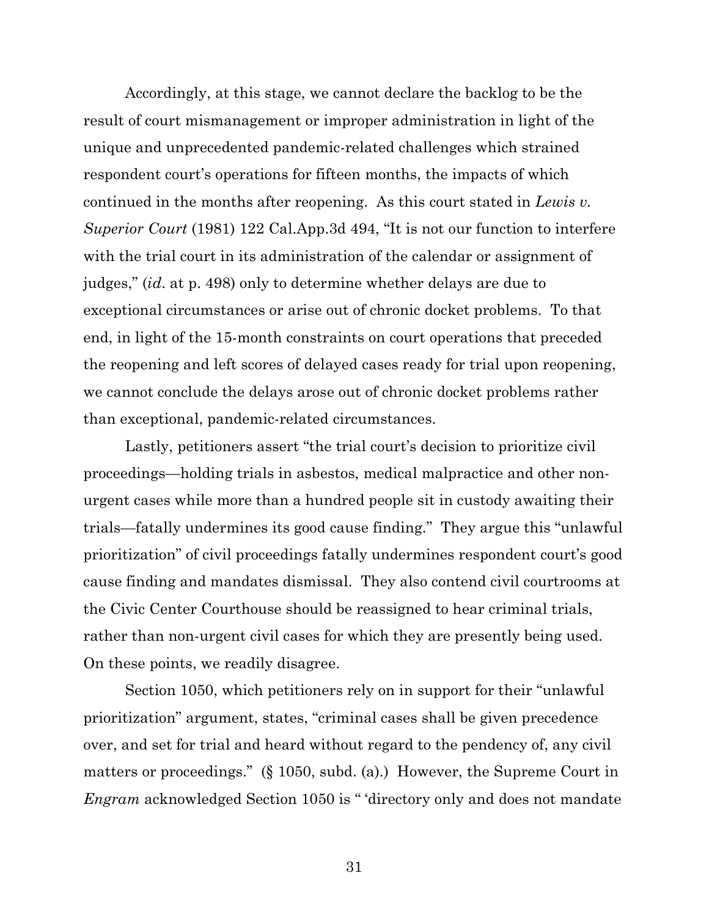Accordingly, at this stage, we cannot declare the backlog to be the result of court mismanagement or improper administration in light of the unique and unprecedented pandemic-related challenges which strained respondent court's operations for fifteen months, the impacts of which continued in the months after reopening. As this court stated in *Lewis v. Superior Court* (1981) 122 Cal.App.3d 494, "It is not our function to interfere with the trial court in its administration of the calendar or assignment of judges," (*id*. at p. 498) only to determine whether delays are due to exceptional circumstances or arise out of chronic docket problems. To that end, in light of the 15-month constraints on court operations that preceded the reopening and left scores of delayed cases ready for trial upon reopening, we cannot conclude the delays arose out of chronic docket problems rather than exceptional, pandemic-related circumstances.

Lastly, petitioners assert "the trial court's decision to prioritize civil proceedings—holding trials in asbestos, medical malpractice and other non-urgent cases while more than a hundred people sit in custody awaiting their trials—fatally undermines its good cause finding." They argue this "unlawful prioritization" of civil proceedings fatally undermines respondent court's good cause finding and mandates dismissal. They also contend civil courtrooms at the Civic Center Courthouse should be reassigned to hear criminal trials, rather than non-urgent civil cases for which they are presently being used. On these points, we readily disagree.

Section 1050, which petitioners rely on in support for their "unlawful prioritization" argument, states, "criminal cases shall be given precedence over, and set for trial and heard without regard to the pendency of, any civil matters or proceedings." (§ 1050, subd. (a).) However, the Supreme Court in *Engram* acknowledged Section 1050 is " 'directory only and does not mandate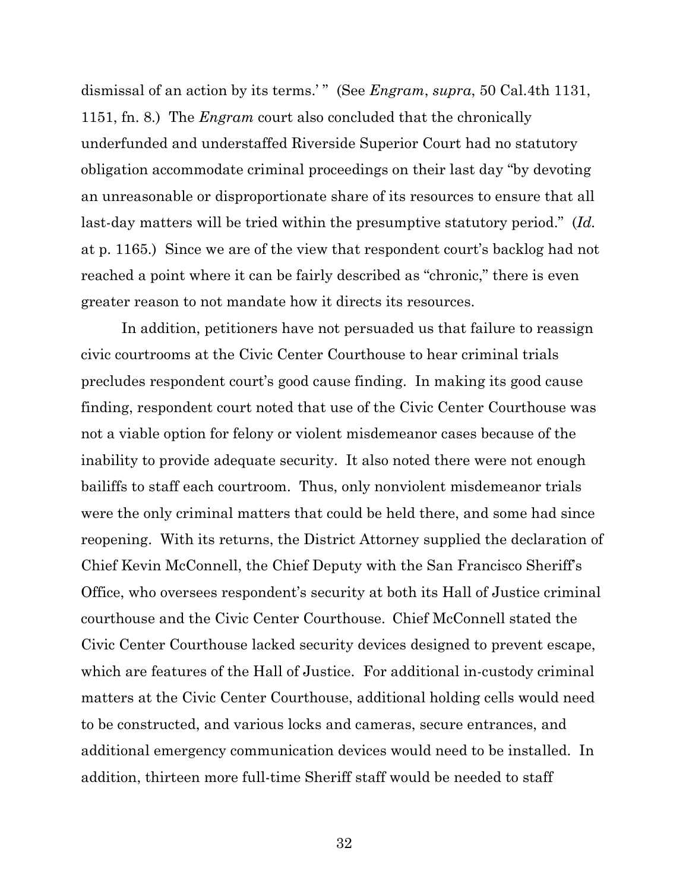dismissal of an action by its terms.' " (See *Engram*, *supra*, 50 Cal.4th 1131, 1151, fn. 8.) The *Engram* court also concluded that the chronically underfunded and understaffed Riverside Superior Court had no statutory obligation accommodate criminal proceedings on their last day "by devoting an unreasonable or disproportionate share of its resources to ensure that all last-day matters will be tried within the presumptive statutory period." (*Id.* at p. 1165.) Since we are of the view that respondent court's backlog had not reached a point where it can be fairly described as "chronic," there is even greater reason to not mandate how it directs its resources.

In addition, petitioners have not persuaded us that failure to reassign civic courtrooms at the Civic Center Courthouse to hear criminal trials precludes respondent court's good cause finding. In making its good cause finding, respondent court noted that use of the Civic Center Courthouse was not a viable option for felony or violent misdemeanor cases because of the inability to provide adequate security. It also noted there were not enough bailiffs to staff each courtroom. Thus, only nonviolent misdemeanor trials were the only criminal matters that could be held there, and some had since reopening. With its returns, the District Attorney supplied the declaration of Chief Kevin McConnell, the Chief Deputy with the San Francisco Sheriff's Office, who oversees respondent's security at both its Hall of Justice criminal courthouse and the Civic Center Courthouse. Chief McConnell stated the Civic Center Courthouse lacked security devices designed to prevent escape, which are features of the Hall of Justice. For additional in-custody criminal matters at the Civic Center Courthouse, additional holding cells would need to be constructed, and various locks and cameras, secure entrances, and additional emergency communication devices would need to be installed. In addition, thirteen more full-time Sheriff staff would be needed to staff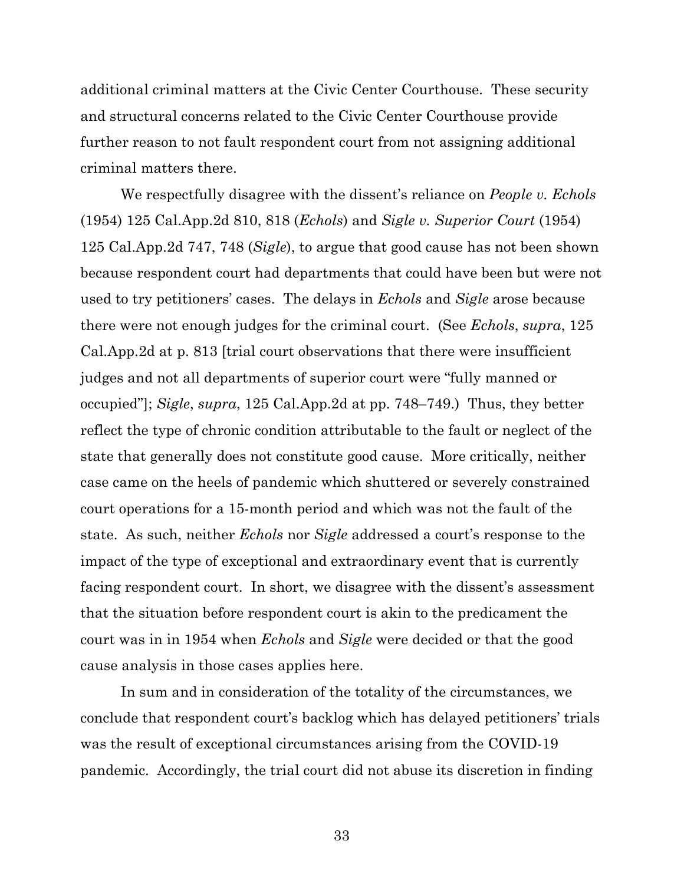additional criminal matters at the Civic Center Courthouse. These security and structural concerns related to the Civic Center Courthouse provide further reason to not fault respondent court from not assigning additional criminal matters there.

We respectfully disagree with the dissent's reliance on *People v. Echols* (1954) 125 Cal.App.2d 810, 818 (*Echols*) and *Sigle v. Superior Court* (1954) 125 Cal.App.2d 747, 748 (*Sigle*), to argue that good cause has not been shown because respondent court had departments that could have been but were not used to try petitioners' cases. The delays in *Echols* and *Sigle* arose because there were not enough judges for the criminal court. (See *Echols*, *supra*, 125 Cal.App.2d at p. 813 [trial court observations that there were insufficient judges and not all departments of superior court were "fully manned or occupied"]; *Sigle*, *supra*, 125 Cal.App.2d at pp. 748–749.) Thus, they better reflect the type of chronic condition attributable to the fault or neglect of the state that generally does not constitute good cause. More critically, neither case came on the heels of pandemic which shuttered or severely constrained court operations for a 15-month period and which was not the fault of the state. As such, neither *Echols* nor *Sigle* addressed a court's response to the impact of the type of exceptional and extraordinary event that is currently facing respondent court. In short, we disagree with the dissent's assessment that the situation before respondent court is akin to the predicament the court was in in 1954 when *Echols* and *Sigle* were decided or that the good cause analysis in those cases applies here.

In sum and in consideration of the totality of the circumstances, we conclude that respondent court's backlog which has delayed petitioners' trials was the result of exceptional circumstances arising from the COVID-19 pandemic. Accordingly, the trial court did not abuse its discretion in finding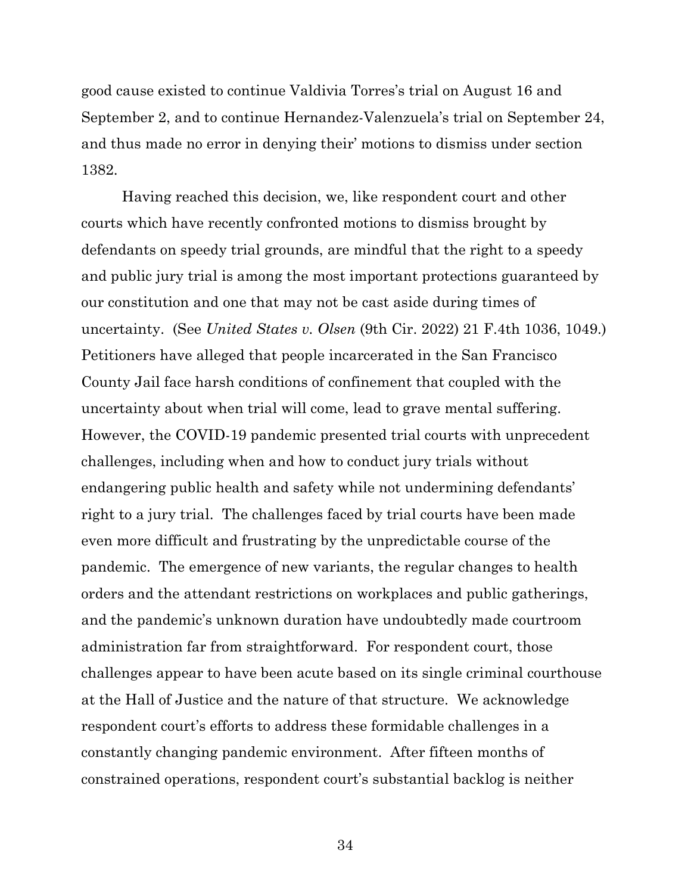good cause existed to continue Valdivia Torres's trial on August 16 and September 2, and to continue Hernandez-Valenzuela's trial on September 24, and thus made no error in denying their' motions to dismiss under section 1382.

Having reached this decision, we, like respondent court and other courts which have recently confronted motions to dismiss brought by defendants on speedy trial grounds, are mindful that the right to a speedy and public jury trial is among the most important protections guaranteed by our constitution and one that may not be cast aside during times of uncertainty. (See *United States v. Olsen* (9th Cir. 2022) 21 F.4th 1036, 1049.) Petitioners have alleged that people incarcerated in the San Francisco County Jail face harsh conditions of confinement that coupled with the uncertainty about when trial will come, lead to grave mental suffering. However, the COVID-19 pandemic presented trial courts with unprecedent challenges, including when and how to conduct jury trials without endangering public health and safety while not undermining defendants' right to a jury trial. The challenges faced by trial courts have been made even more difficult and frustrating by the unpredictable course of the pandemic. The emergence of new variants, the regular changes to health orders and the attendant restrictions on workplaces and public gatherings, and the pandemic's unknown duration have undoubtedly made courtroom administration far from straightforward. For respondent court, those challenges appear to have been acute based on its single criminal courthouse at the Hall of Justice and the nature of that structure. We acknowledge respondent court's efforts to address these formidable challenges in a constantly changing pandemic environment. After fifteen months of constrained operations, respondent court's substantial backlog is neither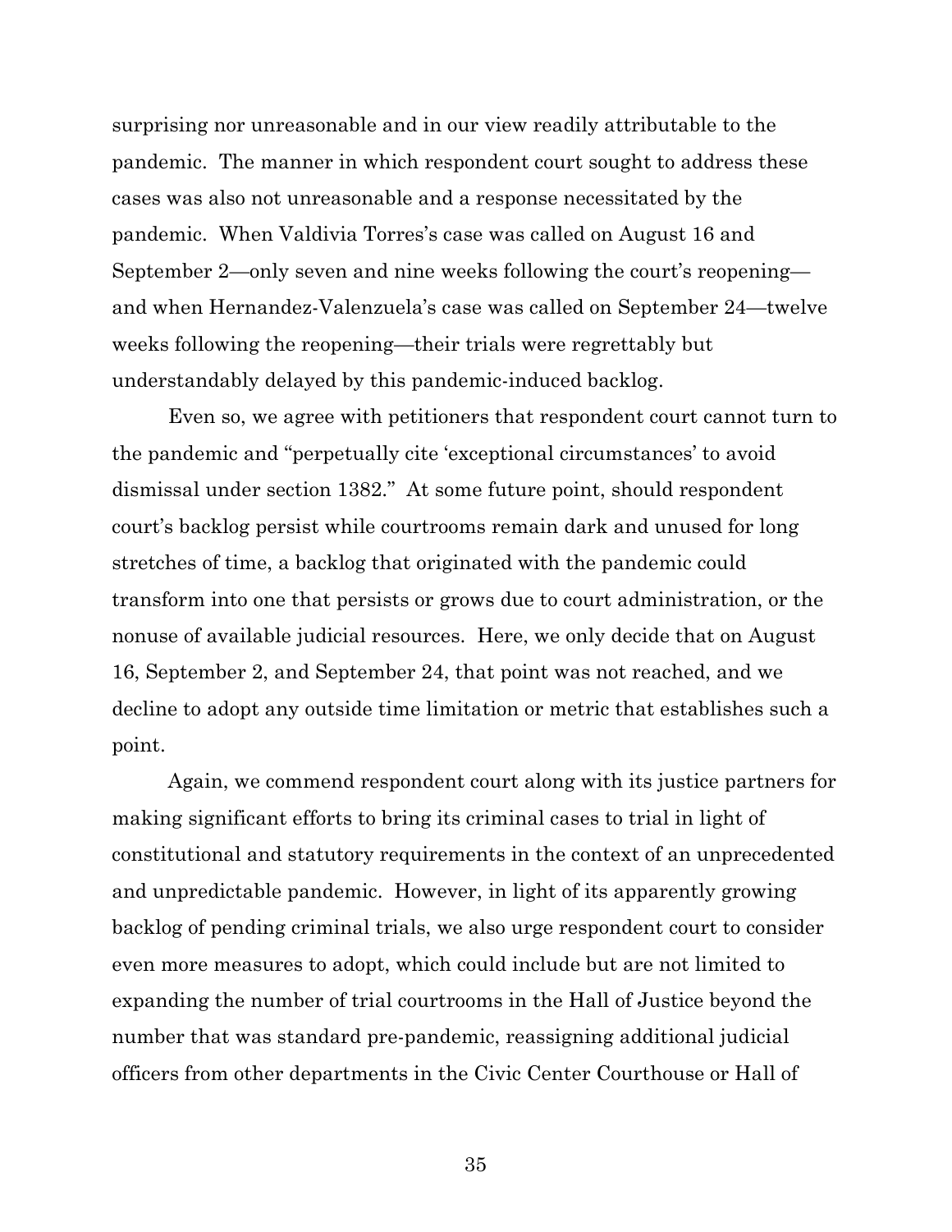surprising nor unreasonable and in our view readily attributable to the pandemic. The manner in which respondent court sought to address these cases was also not unreasonable and a response necessitated by the pandemic. When Valdivia Torres's case was called on August 16 and September 2—only seven and nine weeks following the court's reopening—and when Hernandez-Valenzuela's case was called on September 24—twelve weeks following the reopening—their trials were regrettably but understandably delayed by this pandemic-induced backlog.

Even so, we agree with petitioners that respondent court cannot turn to the pandemic and "perpetually cite 'exceptional circumstances' to avoid dismissal under section 1382." At some future point, should respondent court's backlog persist while courtrooms remain dark and unused for long stretches of time, a backlog that originated with the pandemic could transform into one that persists or grows due to court administration, or the nonuse of available judicial resources. Here, we only decide that on August 16, September 2, and September 24, that point was not reached, and we decline to adopt any outside time limitation or metric that establishes such a point.

Again, we commend respondent court along with its justice partners for making significant efforts to bring its criminal cases to trial in light of constitutional and statutory requirements in the context of an unprecedented and unpredictable pandemic. However, in light of its apparently growing backlog of pending criminal trials, we also urge respondent court to consider even more measures to adopt, which could include but are not limited to expanding the number of trial courtrooms in the Hall of Justice beyond the number that was standard pre-pandemic, reassigning additional judicial officers from other departments in the Civic Center Courthouse or Hall of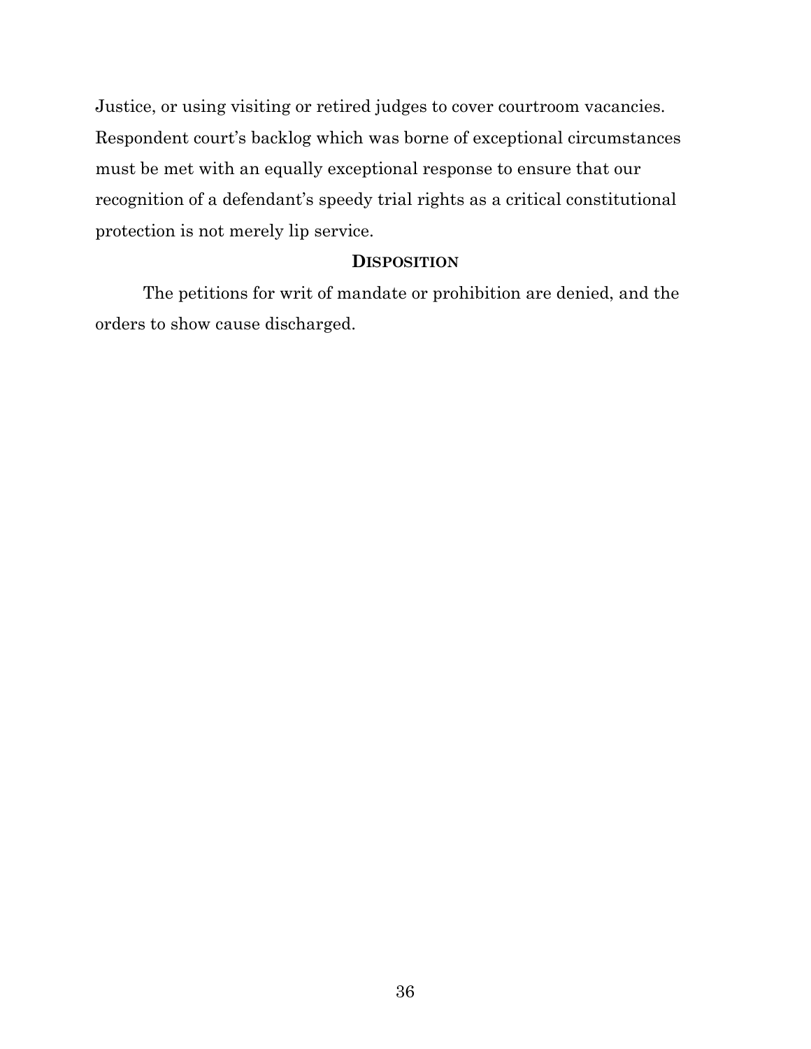Justice, or using visiting or retired judges to cover courtroom vacancies. Respondent court's backlog which was borne of exceptional circumstances must be met with an equally exceptional response to ensure that our recognition of a defendant's speedy trial rights as a critical constitutional protection is not merely lip service.

## DISPOSITION

The petitions for writ of mandate or prohibition are denied, and the orders to show cause discharged.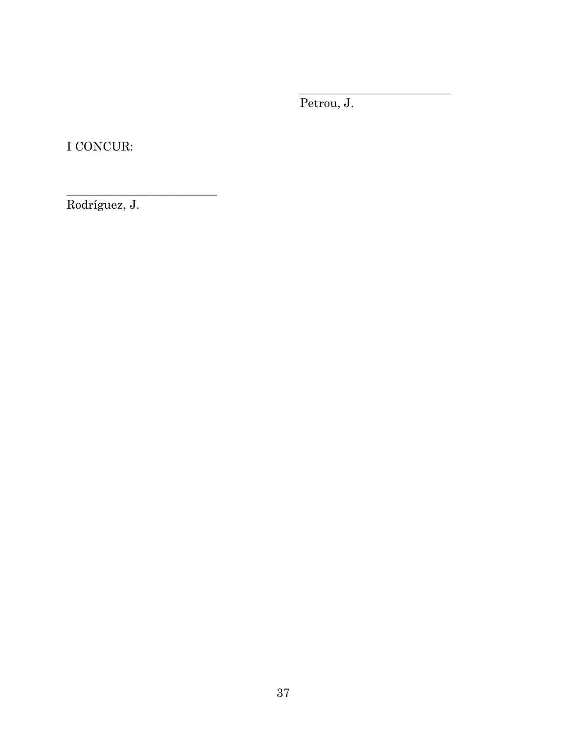\_\_\_\_\_\_\_\_\_\_\_\_\_\_\_\_\_\_\_\_\_\_\_\_\_\_
Petrou, J.

I CONCUR:

\_\_\_\_\_\_\_\_\_\_\_\_\_\_\_\_\_\_\_\_\_\_\_\_\_\_
Rodríguez, J.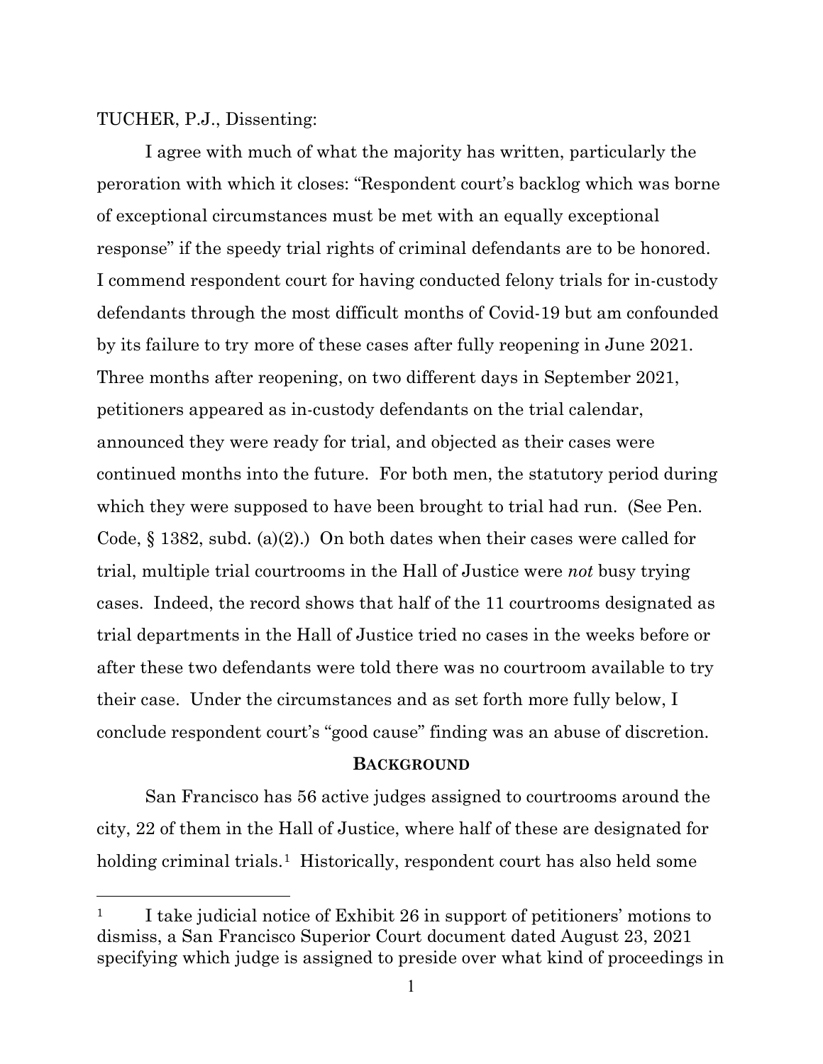TUCHER, P.J., Dissenting:

I agree with much of what the majority has written, particularly the peroration with which it closes: "Respondent court's backlog which was borne of exceptional circumstances must be met with an equally exceptional response" if the speedy trial rights of criminal defendants are to be honored. I commend respondent court for having conducted felony trials for in-custody defendants through the most difficult months of Covid-19 but am confounded by its failure to try more of these cases after fully reopening in June 2021. Three months after reopening, on two different days in September 2021, petitioners appeared as in-custody defendants on the trial calendar, announced they were ready for trial, and objected as their cases were continued months into the future. For both men, the statutory period during which they were supposed to have been brought to trial had run. (See Pen. Code, § 1382, subd. (a)(2).) On both dates when their cases were called for trial, multiple trial courtrooms in the Hall of Justice were *not* busy trying cases. Indeed, the record shows that half of the 11 courtrooms designated as trial departments in the Hall of Justice tried no cases in the weeks before or after these two defendants were told there was no courtroom available to try their case. Under the circumstances and as set forth more fully below, I conclude respondent court's "good cause" finding was an abuse of discretion.

## BACKGROUND

San Francisco has 56 active judges assigned to courtrooms around the city, 22 of them in the Hall of Justice, where half of these are designated for holding criminal trials.[1] Historically, respondent court has also held some

[1] I take judicial notice of Exhibit 26 in support of petitioners' motions to dismiss, a San Francisco Superior Court document dated August 23, 2021 specifying which judge is assigned to preside over what kind of proceedings in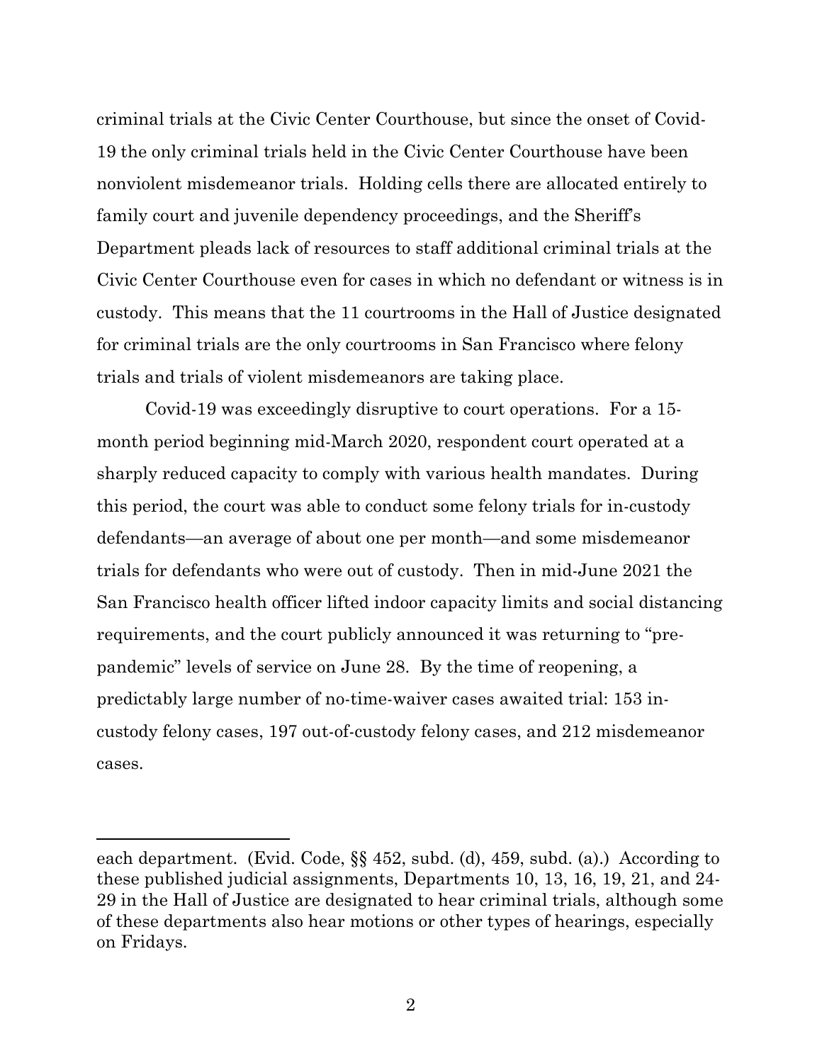criminal trials at the Civic Center Courthouse, but since the onset of Covid-19 the only criminal trials held in the Civic Center Courthouse have been nonviolent misdemeanor trials. Holding cells there are allocated entirely to family court and juvenile dependency proceedings, and the Sheriff's Department pleads lack of resources to staff additional criminal trials at the Civic Center Courthouse even for cases in which no defendant or witness is in custody. This means that the 11 courtrooms in the Hall of Justice designated for criminal trials are the only courtrooms in San Francisco where felony trials and trials of violent misdemeanors are taking place.

Covid-19 was exceedingly disruptive to court operations. For a 15-month period beginning mid-March 2020, respondent court operated at a sharply reduced capacity to comply with various health mandates. During this period, the court was able to conduct some felony trials for in-custody defendants—an average of about one per month—and some misdemeanor trials for defendants who were out of custody. Then in mid-June 2021 the San Francisco health officer lifted indoor capacity limits and social distancing requirements, and the court publicly announced it was returning to "pre-pandemic" levels of service on June 28. By the time of reopening, a predictably large number of no-time-waiver cases awaited trial: 153 in-custody felony cases, 197 out-of-custody felony cases, and 212 misdemeanor cases.

---

each department. (Evid. Code, §§ 452, subd. (d), 459, subd. (a).) According to these published judicial assignments, Departments 10, 13, 16, 19, 21, and 24-29 in the Hall of Justice are designated to hear criminal trials, although some of these departments also hear motions or other types of hearings, especially on Fridays.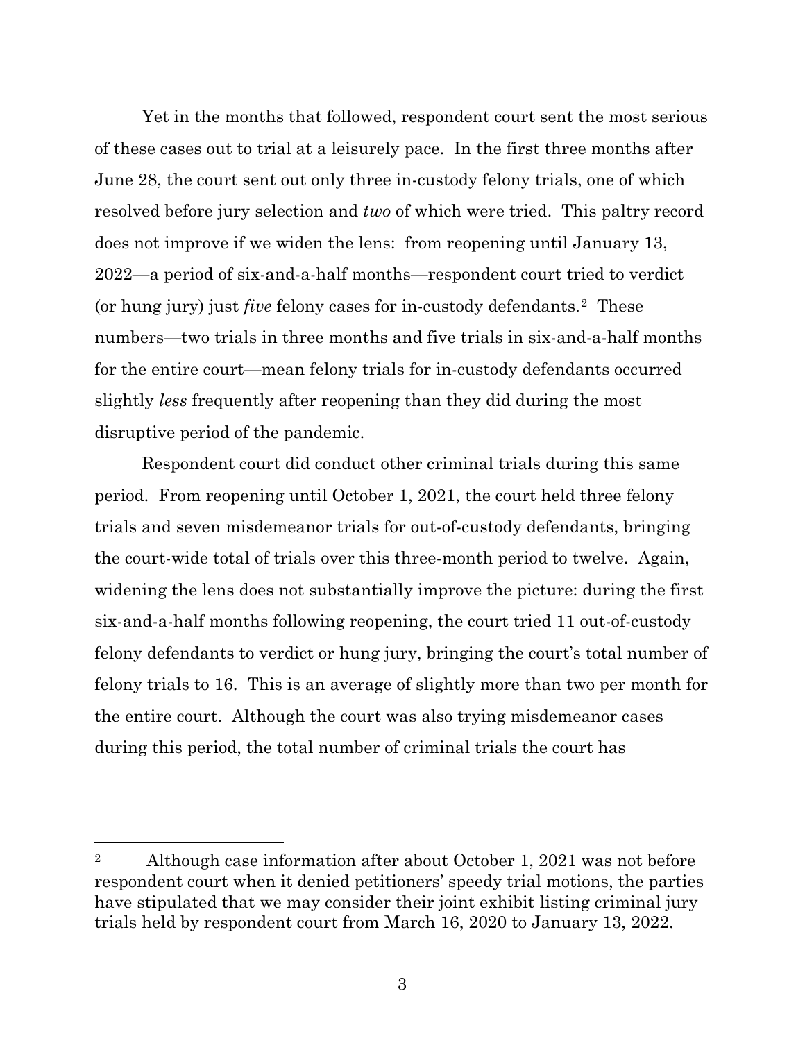Yet in the months that followed, respondent court sent the most serious of these cases out to trial at a leisurely pace. In the first three months after June 28, the court sent out only three in-custody felony trials, one of which resolved before jury selection and *two* of which were tried. This paltry record does not improve if we widen the lens: from reopening until January 13, 2022—a period of six-and-a-half months—respondent court tried to verdict (or hung jury) just *five* felony cases for in-custody defendants.[2] These numbers—two trials in three months and five trials in six-and-a-half months for the entire court—mean felony trials for in-custody defendants occurred slightly *less* frequently after reopening than they did during the most disruptive period of the pandemic.

Respondent court did conduct other criminal trials during this same period. From reopening until October 1, 2021, the court held three felony trials and seven misdemeanor trials for out-of-custody defendants, bringing the court-wide total of trials over this three-month period to twelve. Again, widening the lens does not substantially improve the picture: during the first six-and-a-half months following reopening, the court tried 11 out-of-custody felony defendants to verdict or hung jury, bringing the court's total number of felony trials to 16. This is an average of slightly more than two per month for the entire court. Although the court was also trying misdemeanor cases during this period, the total number of criminal trials the court has

---

[2] Although case information after about October 1, 2021 was not before respondent court when it denied petitioners' speedy trial motions, the parties have stipulated that we may consider their joint exhibit listing criminal jury trials held by respondent court from March 16, 2020 to January 13, 2022.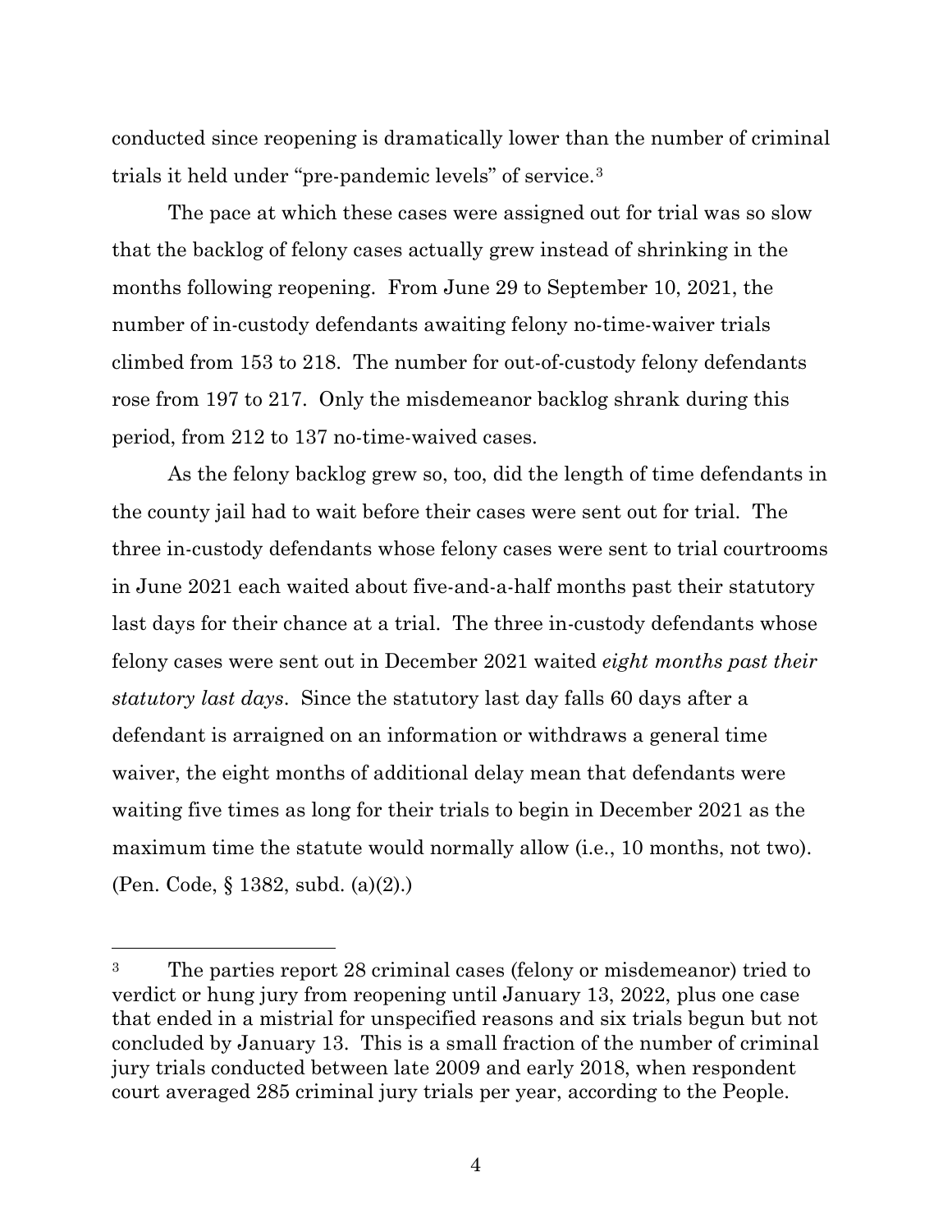conducted since reopening is dramatically lower than the number of criminal trials it held under "pre-pandemic levels" of service.[3]

The pace at which these cases were assigned out for trial was so slow that the backlog of felony cases actually grew instead of shrinking in the months following reopening. From June 29 to September 10, 2021, the number of in-custody defendants awaiting felony no-time-waiver trials climbed from 153 to 218. The number for out-of-custody felony defendants rose from 197 to 217. Only the misdemeanor backlog shrank during this period, from 212 to 137 no-time-waived cases.

As the felony backlog grew so, too, did the length of time defendants in the county jail had to wait before their cases were sent out for trial. The three in-custody defendants whose felony cases were sent to trial courtrooms in June 2021 each waited about five-and-a-half months past their statutory last days for their chance at a trial. The three in-custody defendants whose felony cases were sent out in December 2021 waited *eight months past their statutory last days*. Since the statutory last day falls 60 days after a defendant is arraigned on an information or withdraws a general time waiver, the eight months of additional delay mean that defendants were waiting five times as long for their trials to begin in December 2021 as the maximum time the statute would normally allow (i.e., 10 months, not two). (Pen. Code, § 1382, subd. (a)(2).)

---

[3] The parties report 28 criminal cases (felony or misdemeanor) tried to verdict or hung jury from reopening until January 13, 2022, plus one case that ended in a mistrial for unspecified reasons and six trials begun but not concluded by January 13. This is a small fraction of the number of criminal jury trials conducted between late 2009 and early 2018, when respondent court averaged 285 criminal jury trials per year, according to the People.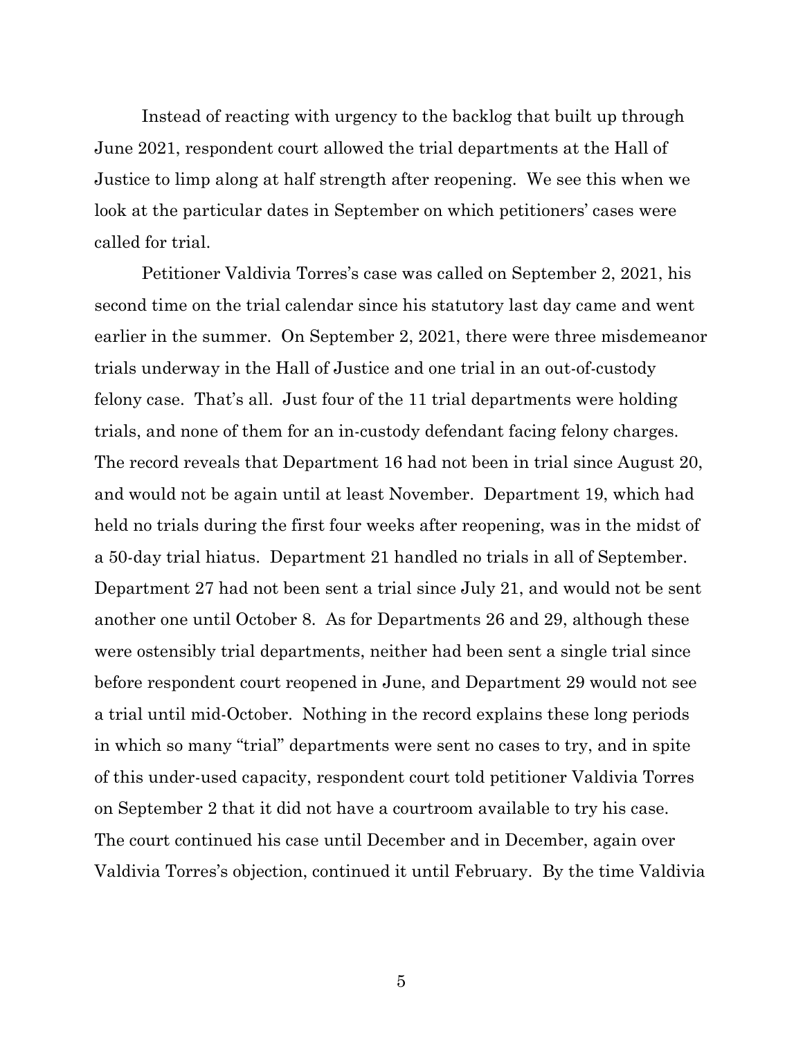Instead of reacting with urgency to the backlog that built up through June 2021, respondent court allowed the trial departments at the Hall of Justice to limp along at half strength after reopening. We see this when we look at the particular dates in September on which petitioners' cases were called for trial.

Petitioner Valdivia Torres's case was called on September 2, 2021, his second time on the trial calendar since his statutory last day came and went earlier in the summer. On September 2, 2021, there were three misdemeanor trials underway in the Hall of Justice and one trial in an out-of-custody felony case. That's all. Just four of the 11 trial departments were holding trials, and none of them for an in-custody defendant facing felony charges. The record reveals that Department 16 had not been in trial since August 20, and would not be again until at least November. Department 19, which had held no trials during the first four weeks after reopening, was in the midst of a 50-day trial hiatus. Department 21 handled no trials in all of September. Department 27 had not been sent a trial since July 21, and would not be sent another one until October 8. As for Departments 26 and 29, although these were ostensibly trial departments, neither had been sent a single trial since before respondent court reopened in June, and Department 29 would not see a trial until mid-October. Nothing in the record explains these long periods in which so many "trial" departments were sent no cases to try, and in spite of this under-used capacity, respondent court told petitioner Valdivia Torres on September 2 that it did not have a courtroom available to try his case. The court continued his case until December and in December, again over Valdivia Torres's objection, continued it until February. By the time Valdivia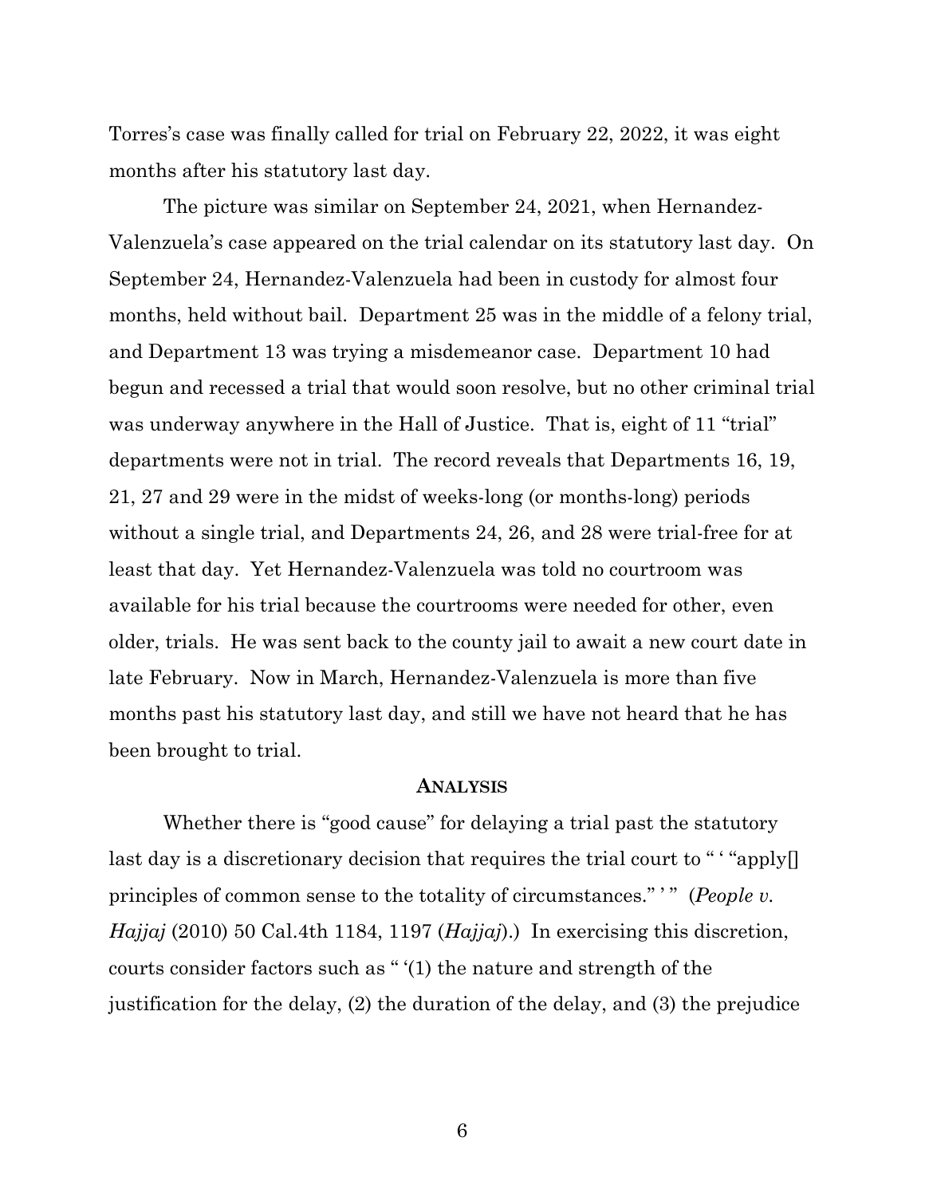Torres's case was finally called for trial on February 22, 2022, it was eight months after his statutory last day.

The picture was similar on September 24, 2021, when Hernandez-Valenzuela's case appeared on the trial calendar on its statutory last day. On September 24, Hernandez-Valenzuela had been in custody for almost four months, held without bail. Department 25 was in the middle of a felony trial, and Department 13 was trying a misdemeanor case. Department 10 had begun and recessed a trial that would soon resolve, but no other criminal trial was underway anywhere in the Hall of Justice. That is, eight of 11 "trial" departments were not in trial. The record reveals that Departments 16, 19, 21, 27 and 29 were in the midst of weeks-long (or months-long) periods without a single trial, and Departments 24, 26, and 28 were trial-free for at least that day. Yet Hernandez-Valenzuela was told no courtroom was available for his trial because the courtrooms were needed for other, even older, trials. He was sent back to the county jail to await a new court date in late February. Now in March, Hernandez-Valenzuela is more than five months past his statutory last day, and still we have not heard that he has been brought to trial.

## ANALYSIS

Whether there is "good cause" for delaying a trial past the statutory last day is a discretionary decision that requires the trial court to " ' "apply[] principles of common sense to the totality of circumstances." ' " (*People v. Hajjaj* (2010) 50 Cal.4th 1184, 1197 (*Hajjaj*).) In exercising this discretion, courts consider factors such as " '(1) the nature and strength of the justification for the delay, (2) the duration of the delay, and (3) the prejudice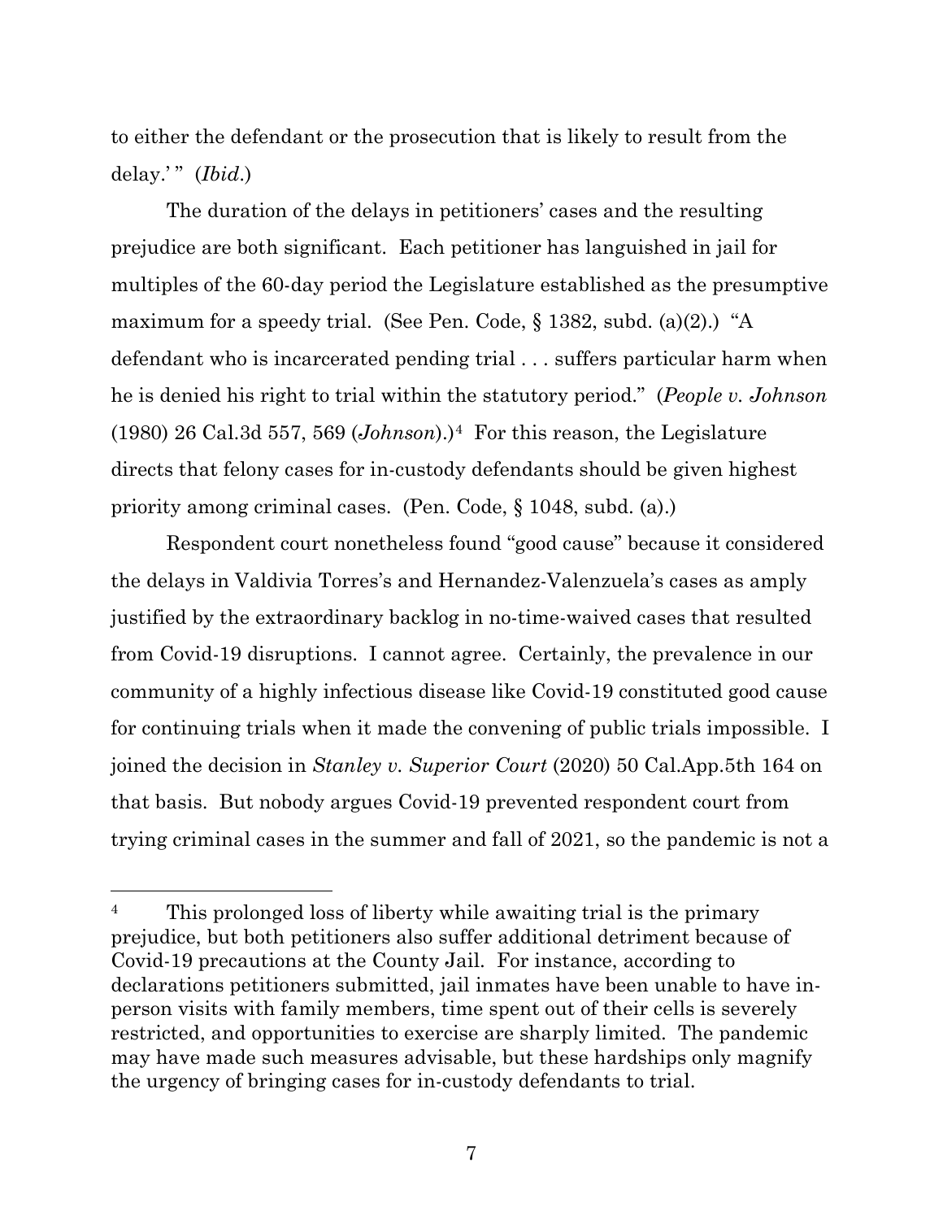to either the defendant or the prosecution that is likely to result from the delay.' " (*Ibid*.)

The duration of the delays in petitioners' cases and the resulting prejudice are both significant. Each petitioner has languished in jail for multiples of the 60-day period the Legislature established as the presumptive maximum for a speedy trial. (See Pen. Code, § 1382, subd. (a)(2).) "A defendant who is incarcerated pending trial . . . suffers particular harm when he is denied his right to trial within the statutory period." (*People v. Johnson* (1980) 26 Cal.3d 557, 569 (*Johnson*).)[4] For this reason, the Legislature directs that felony cases for in-custody defendants should be given highest priority among criminal cases. (Pen. Code, § 1048, subd. (a).)

Respondent court nonetheless found "good cause" because it considered the delays in Valdivia Torres's and Hernandez-Valenzuela's cases as amply justified by the extraordinary backlog in no-time-waived cases that resulted from Covid-19 disruptions. I cannot agree. Certainly, the prevalence in our community of a highly infectious disease like Covid-19 constituted good cause for continuing trials when it made the convening of public trials impossible. I joined the decision in *Stanley v. Superior Court* (2020) 50 Cal.App.5th 164 on that basis. But nobody argues Covid-19 prevented respondent court from trying criminal cases in the summer and fall of 2021, so the pandemic is not a

---

[4] This prolonged loss of liberty while awaiting trial is the primary prejudice, but both petitioners also suffer additional detriment because of Covid-19 precautions at the County Jail. For instance, according to declarations petitioners submitted, jail inmates have been unable to have in-person visits with family members, time spent out of their cells is severely restricted, and opportunities to exercise are sharply limited. The pandemic may have made such measures advisable, but these hardships only magnify the urgency of bringing cases for in-custody defendants to trial.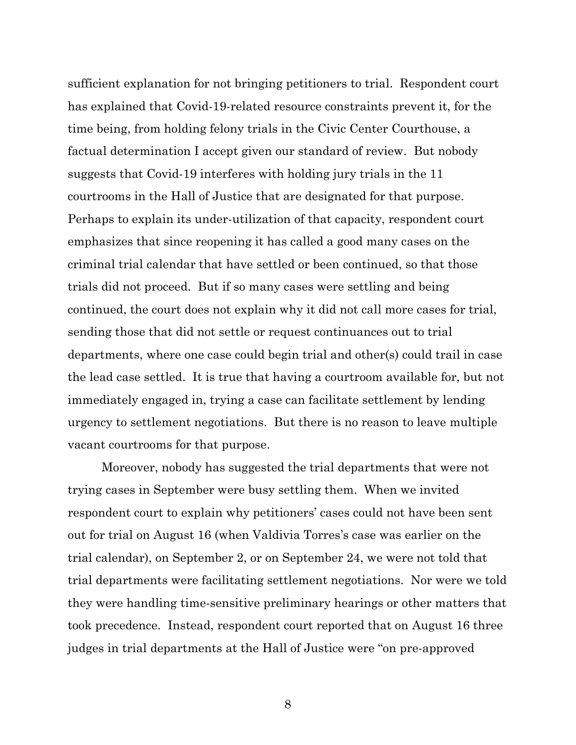sufficient explanation for not bringing petitioners to trial. Respondent court has explained that Covid-19-related resource constraints prevent it, for the time being, from holding felony trials in the Civic Center Courthouse, a factual determination I accept given our standard of review. But nobody suggests that Covid-19 interferes with holding jury trials in the 11 courtrooms in the Hall of Justice that are designated for that purpose. Perhaps to explain its under-utilization of that capacity, respondent court emphasizes that since reopening it has called a good many cases on the criminal trial calendar that have settled or been continued, so that those trials did not proceed. But if so many cases were settling and being continued, the court does not explain why it did not call more cases for trial, sending those that did not settle or request continuances out to trial departments, where one case could begin trial and other(s) could trail in case the lead case settled. It is true that having a courtroom available for, but not immediately engaged in, trying a case can facilitate settlement by lending urgency to settlement negotiations. But there is no reason to leave multiple vacant courtrooms for that purpose.

Moreover, nobody has suggested the trial departments that were not trying cases in September were busy settling them. When we invited respondent court to explain why petitioners' cases could not have been sent out for trial on August 16 (when Valdivia Torres's case was earlier on the trial calendar), on September 2, or on September 24, we were not told that trial departments were facilitating settlement negotiations. Nor were we told they were handling time-sensitive preliminary hearings or other matters that took precedence. Instead, respondent court reported that on August 16 three judges in trial departments at the Hall of Justice were "on pre-approved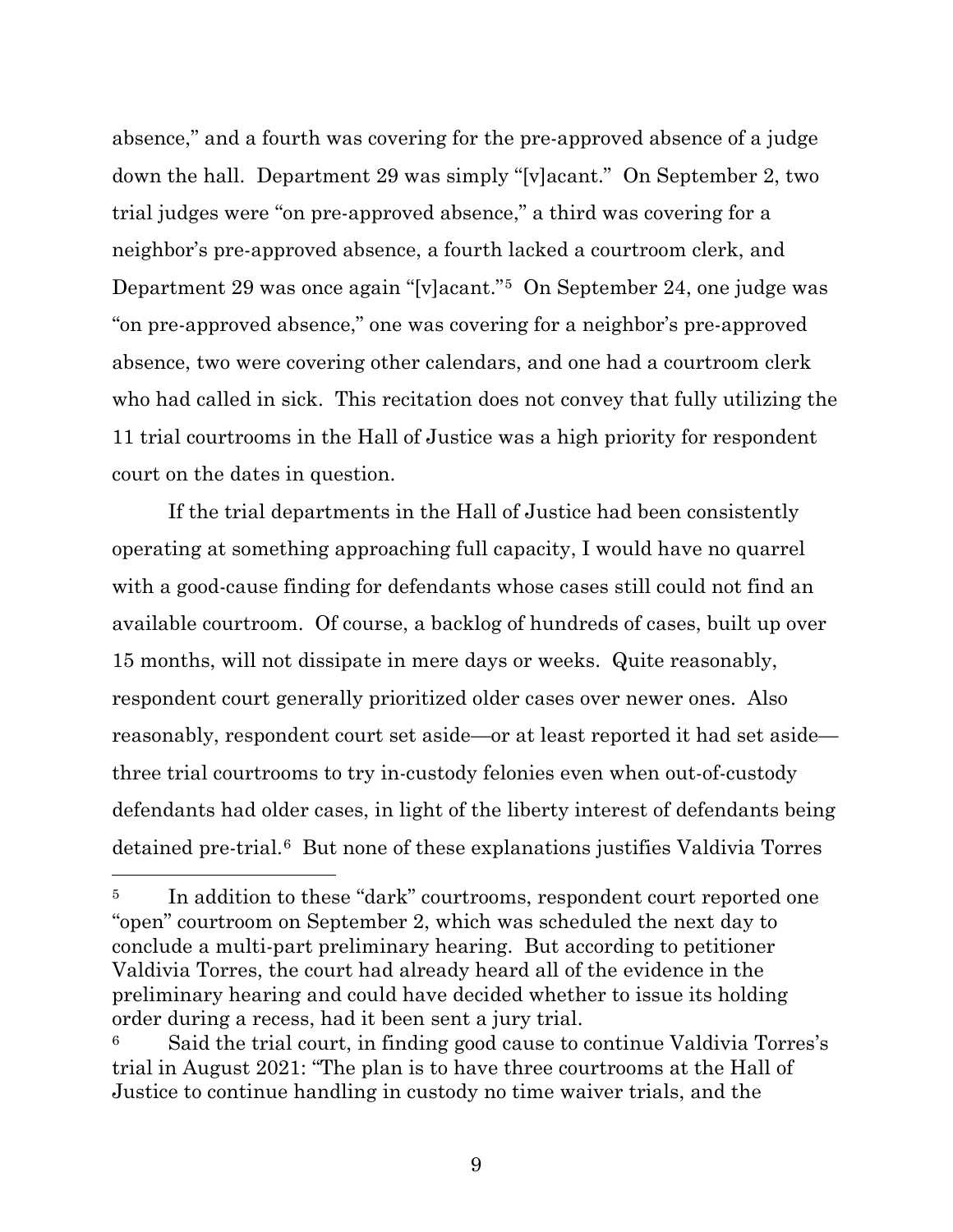absence," and a fourth was covering for the pre-approved absence of a judge down the hall. Department 29 was simply "[v]acant." On September 2, two trial judges were "on pre-approved absence," a third was covering for a neighbor's pre-approved absence, a fourth lacked a courtroom clerk, and Department 29 was once again "[v]acant."[5] On September 24, one judge was "on pre-approved absence," one was covering for a neighbor's pre-approved absence, two were covering other calendars, and one had a courtroom clerk who had called in sick. This recitation does not convey that fully utilizing the 11 trial courtrooms in the Hall of Justice was a high priority for respondent court on the dates in question.

If the trial departments in the Hall of Justice had been consistently operating at something approaching full capacity, I would have no quarrel with a good-cause finding for defendants whose cases still could not find an available courtroom. Of course, a backlog of hundreds of cases, built up over 15 months, will not dissipate in mere days or weeks. Quite reasonably, respondent court generally prioritized older cases over newer ones. Also reasonably, respondent court set aside—or at least reported it had set aside—three trial courtrooms to try in-custody felonies even when out-of-custody defendants had older cases, in light of the liberty interest of defendants being detained pre-trial.[6] But none of these explanations justifies Valdivia Torres

---

[5] In addition to these "dark" courtrooms, respondent court reported one "open" courtroom on September 2, which was scheduled the next day to conclude a multi-part preliminary hearing. But according to petitioner Valdivia Torres, the court had already heard all of the evidence in the preliminary hearing and could have decided whether to issue its holding order during a recess, had it been sent a jury trial.

[6] Said the trial court, in finding good cause to continue Valdivia Torres's trial in August 2021: "The plan is to have three courtrooms at the Hall of Justice to continue handling in custody no time waiver trials, and the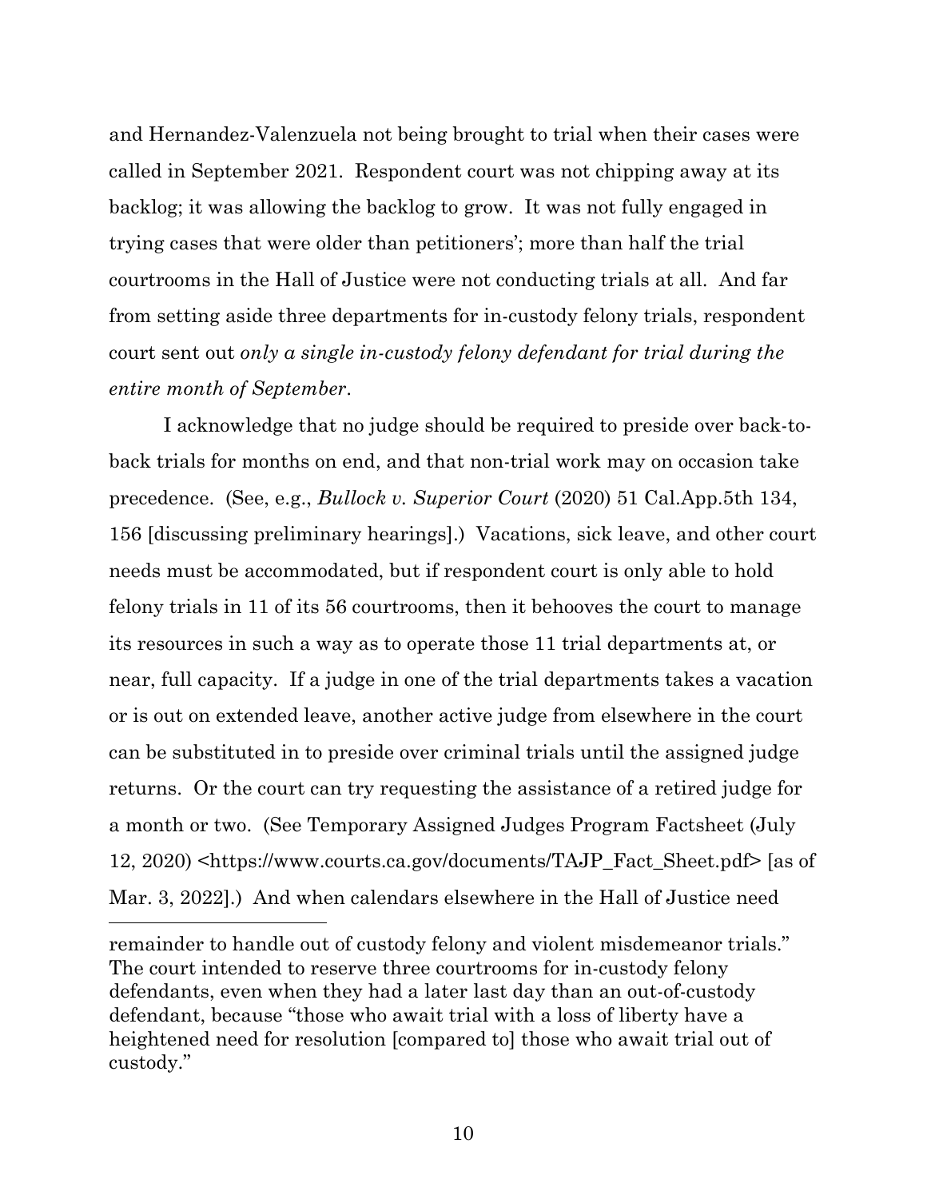and Hernandez-Valenzuela not being brought to trial when their cases were called in September 2021. Respondent court was not chipping away at its backlog; it was allowing the backlog to grow. It was not fully engaged in trying cases that were older than petitioners'; more than half the trial courtrooms in the Hall of Justice were not conducting trials at all. And far from setting aside three departments for in-custody felony trials, respondent court sent out *only a single in-custody felony defendant for trial during the entire month of September*.

I acknowledge that no judge should be required to preside over back-to-back trials for months on end, and that non-trial work may on occasion take precedence. (See, e.g., *Bullock v. Superior Court* (2020) 51 Cal.App.5th 134, 156 [discussing preliminary hearings].) Vacations, sick leave, and other court needs must be accommodated, but if respondent court is only able to hold felony trials in 11 of its 56 courtrooms, then it behooves the court to manage its resources in such a way as to operate those 11 trial departments at, or near, full capacity. If a judge in one of the trial departments takes a vacation or is out on extended leave, another active judge from elsewhere in the court can be substituted in to preside over criminal trials until the assigned judge returns. Or the court can try requesting the assistance of a retired judge for a month or two. (See Temporary Assigned Judges Program Factsheet (July 12, 2020) <https://www.courts.ca.gov/documents/TAJP_Fact_Sheet.pdf> [as of Mar. 3, 2022].) And when calendars elsewhere in the Hall of Justice need

---

remainder to handle out of custody felony and violent misdemeanor trials." The court intended to reserve three courtrooms for in-custody felony defendants, even when they had a later last day than an out-of-custody defendant, because "those who await trial with a loss of liberty have a heightened need for resolution [compared to] those who await trial out of custody."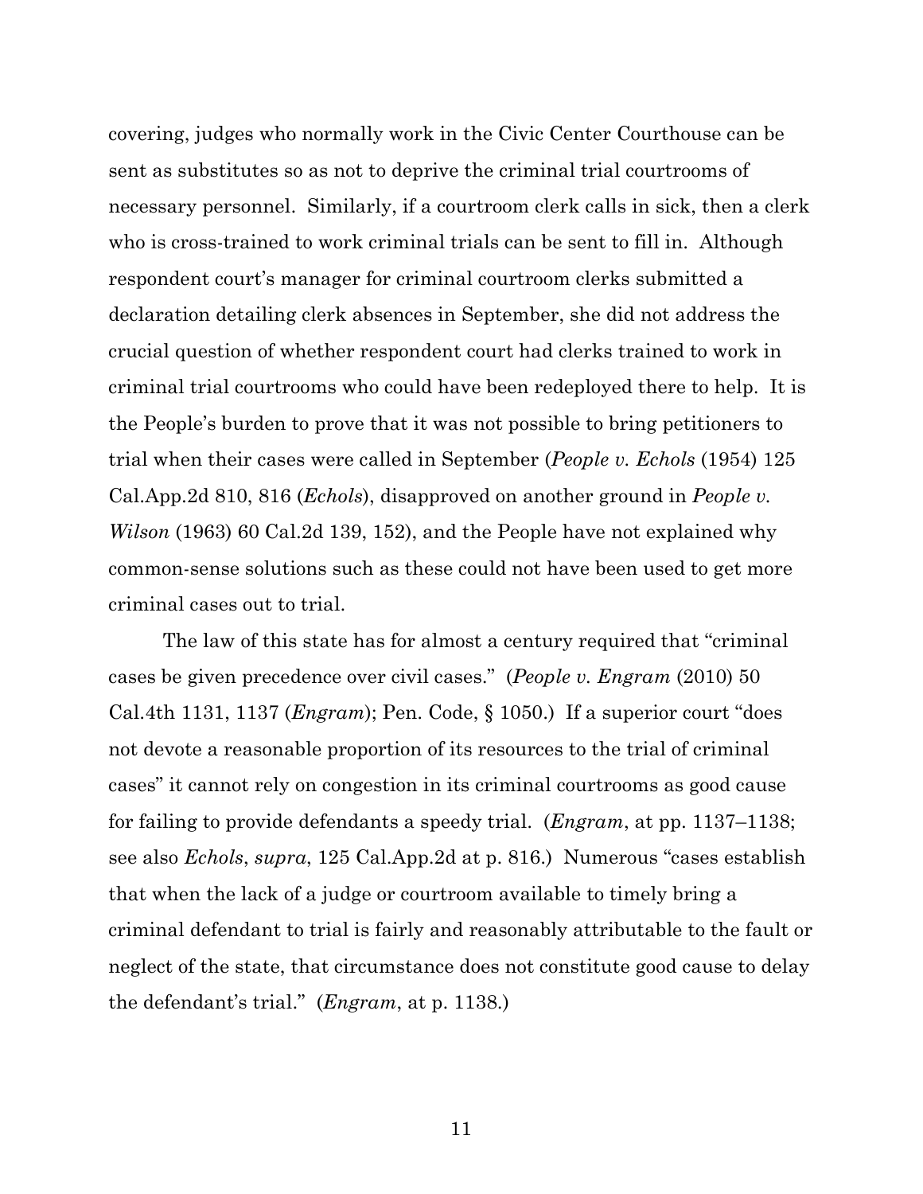covering, judges who normally work in the Civic Center Courthouse can be sent as substitutes so as not to deprive the criminal trial courtrooms of necessary personnel. Similarly, if a courtroom clerk calls in sick, then a clerk who is cross-trained to work criminal trials can be sent to fill in. Although respondent court's manager for criminal courtroom clerks submitted a declaration detailing clerk absences in September, she did not address the crucial question of whether respondent court had clerks trained to work in criminal trial courtrooms who could have been redeployed there to help. It is the People's burden to prove that it was not possible to bring petitioners to trial when their cases were called in September (*People v. Echols* (1954) 125 Cal.App.2d 810, 816 (*Echols*), disapproved on another ground in *People v. Wilson* (1963) 60 Cal.2d 139, 152), and the People have not explained why common-sense solutions such as these could not have been used to get more criminal cases out to trial.

The law of this state has for almost a century required that "criminal cases be given precedence over civil cases." (*People v. Engram* (2010) 50 Cal.4th 1131, 1137 (*Engram*); Pen. Code, § 1050.) If a superior court "does not devote a reasonable proportion of its resources to the trial of criminal cases" it cannot rely on congestion in its criminal courtrooms as good cause for failing to provide defendants a speedy trial. (*Engram*, at pp. 1137–1138; see also *Echols*, *supra*, 125 Cal.App.2d at p. 816.) Numerous "cases establish that when the lack of a judge or courtroom available to timely bring a criminal defendant to trial is fairly and reasonably attributable to the fault or neglect of the state, that circumstance does not constitute good cause to delay the defendant's trial." (*Engram*, at p. 1138.)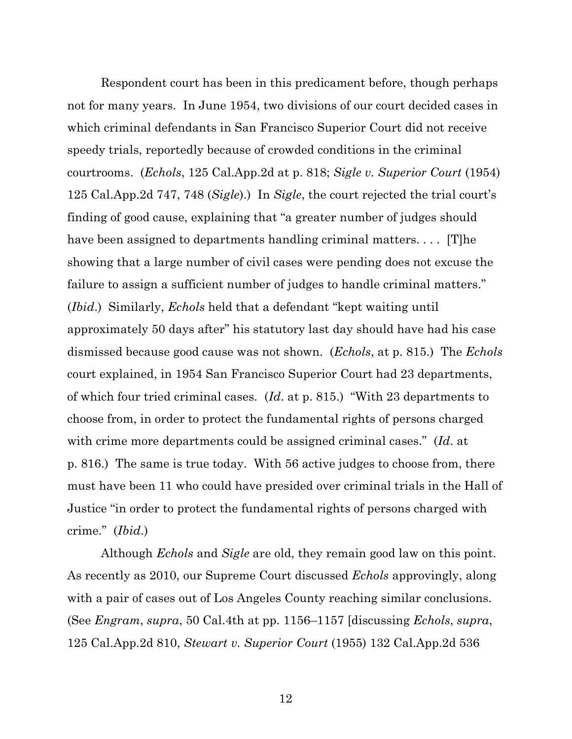Respondent court has been in this predicament before, though perhaps not for many years. In June 1954, two divisions of our court decided cases in which criminal defendants in San Francisco Superior Court did not receive speedy trials, reportedly because of crowded conditions in the criminal courtrooms. (*Echols*, 125 Cal.App.2d at p. 818; *Sigle v. Superior Court* (1954) 125 Cal.App.2d 747, 748 (*Sigle*).) In *Sigle*, the court rejected the trial court's finding of good cause, explaining that "a greater number of judges should have been assigned to departments handling criminal matters. . . . [T]he showing that a large number of civil cases were pending does not excuse the failure to assign a sufficient number of judges to handle criminal matters." (*Ibid*.) Similarly, *Echols* held that a defendant "kept waiting until approximately 50 days after" his statutory last day should have had his case dismissed because good cause was not shown. (*Echols*, at p. 815.) The *Echols* court explained, in 1954 San Francisco Superior Court had 23 departments, of which four tried criminal cases. (*Id*. at p. 815.) "With 23 departments to choose from, in order to protect the fundamental rights of persons charged with crime more departments could be assigned criminal cases." (*Id*. at p. 816.) The same is true today. With 56 active judges to choose from, there must have been 11 who could have presided over criminal trials in the Hall of Justice "in order to protect the fundamental rights of persons charged with crime." (*Ibid*.)

Although *Echols* and *Sigle* are old, they remain good law on this point. As recently as 2010, our Supreme Court discussed *Echols* approvingly, along with a pair of cases out of Los Angeles County reaching similar conclusions. (See *Engram*, *supra*, 50 Cal.4th at pp. 1156–1157 [discussing *Echols*, *supra*, 125 Cal.App.2d 810, *Stewart v. Superior Court* (1955) 132 Cal.App.2d 536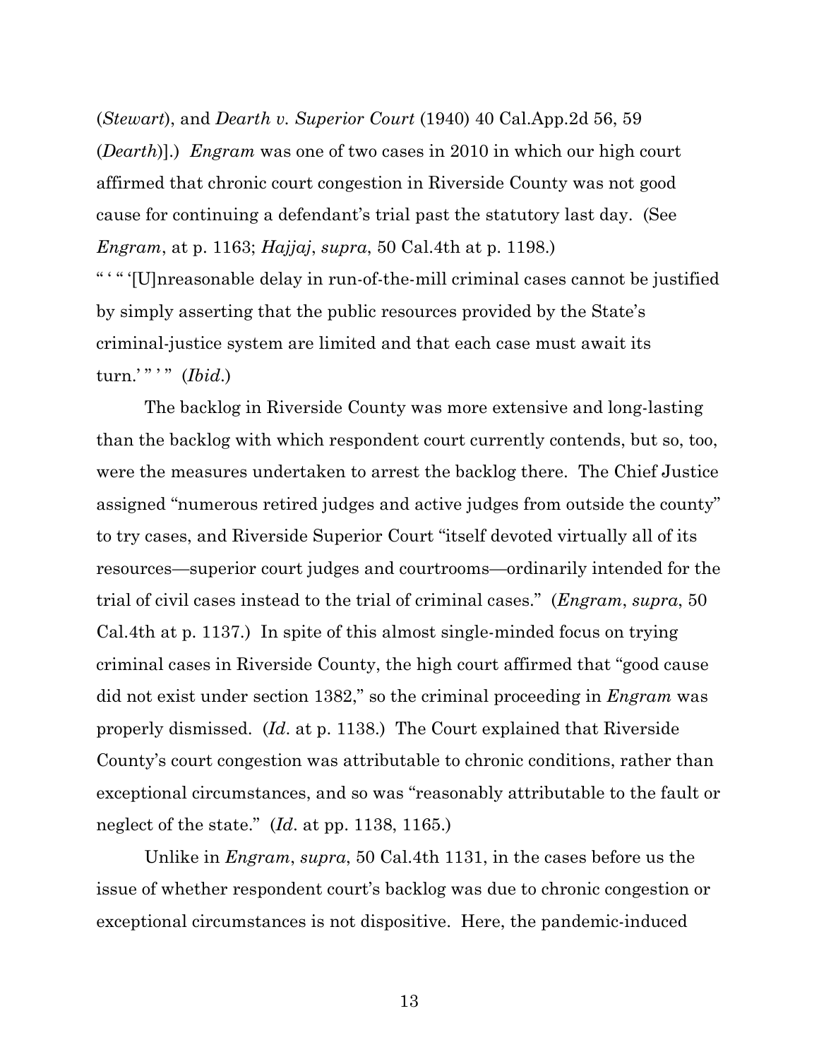(*Stewart*), and *Dearth v. Superior Court* (1940) 40 Cal.App.2d 56, 59 (*Dearth*)].) *Engram* was one of two cases in 2010 in which our high court affirmed that chronic court congestion in Riverside County was not good cause for continuing a defendant's trial past the statutory last day. (See *Engram*, at p. 1163; *Hajjaj*, *supra*, 50 Cal.4th at p. 1198.) " ' " '[U]nreasonable delay in run-of-the-mill criminal cases cannot be justified by simply asserting that the public resources provided by the State's criminal-justice system are limited and that each case must await its turn.' " ' " (*Ibid*.)

The backlog in Riverside County was more extensive and long-lasting than the backlog with which respondent court currently contends, but so, too, were the measures undertaken to arrest the backlog there. The Chief Justice assigned "numerous retired judges and active judges from outside the county" to try cases, and Riverside Superior Court "itself devoted virtually all of its resources—superior court judges and courtrooms—ordinarily intended for the trial of civil cases instead to the trial of criminal cases." (*Engram*, *supra*, 50 Cal.4th at p. 1137.) In spite of this almost single-minded focus on trying criminal cases in Riverside County, the high court affirmed that "good cause did not exist under section 1382," so the criminal proceeding in *Engram* was properly dismissed. (*Id*. at p. 1138.) The Court explained that Riverside County's court congestion was attributable to chronic conditions, rather than exceptional circumstances, and so was "reasonably attributable to the fault or neglect of the state." (*Id*. at pp. 1138, 1165.)

Unlike in *Engram*, *supra*, 50 Cal.4th 1131, in the cases before us the issue of whether respondent court's backlog was due to chronic congestion or exceptional circumstances is not dispositive. Here, the pandemic-induced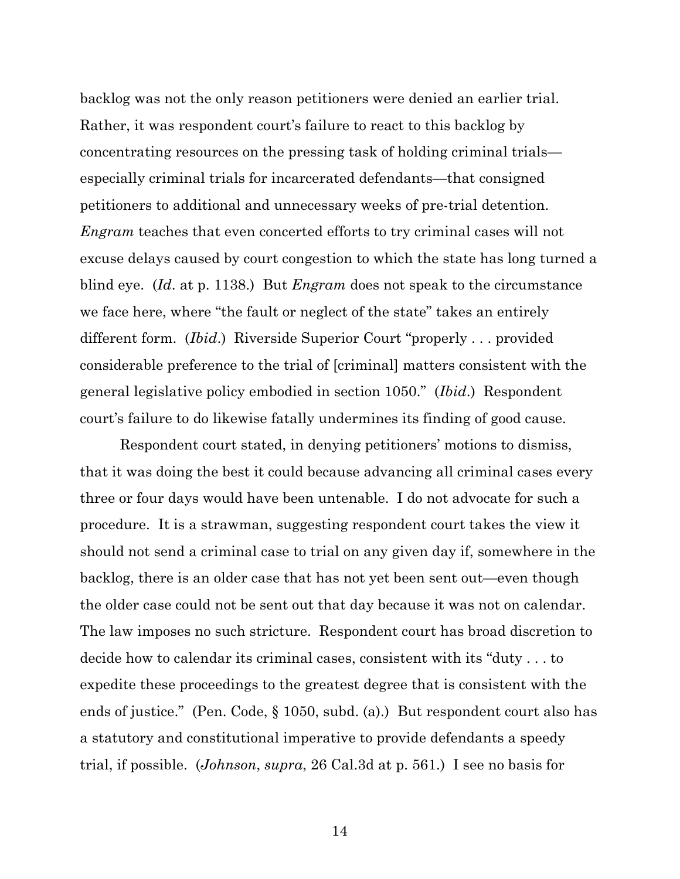backlog was not the only reason petitioners were denied an earlier trial. Rather, it was respondent court's failure to react to this backlog by concentrating resources on the pressing task of holding criminal trials—especially criminal trials for incarcerated defendants—that consigned petitioners to additional and unnecessary weeks of pre-trial detention. *Engram* teaches that even concerted efforts to try criminal cases will not excuse delays caused by court congestion to which the state has long turned a blind eye. (*Id*. at p. 1138.) But *Engram* does not speak to the circumstance we face here, where "the fault or neglect of the state" takes an entirely different form. (*Ibid*.) Riverside Superior Court "properly . . . provided considerable preference to the trial of [criminal] matters consistent with the general legislative policy embodied in section 1050." (*Ibid*.) Respondent court's failure to do likewise fatally undermines its finding of good cause.

Respondent court stated, in denying petitioners' motions to dismiss, that it was doing the best it could because advancing all criminal cases every three or four days would have been untenable. I do not advocate for such a procedure. It is a strawman, suggesting respondent court takes the view it should not send a criminal case to trial on any given day if, somewhere in the backlog, there is an older case that has not yet been sent out—even though the older case could not be sent out that day because it was not on calendar. The law imposes no such stricture. Respondent court has broad discretion to decide how to calendar its criminal cases, consistent with its "duty . . . to expedite these proceedings to the greatest degree that is consistent with the ends of justice." (Pen. Code, § 1050, subd. (a).) But respondent court also has a statutory and constitutional imperative to provide defendants a speedy trial, if possible. (*Johnson*, *supra*, 26 Cal.3d at p. 561.) I see no basis for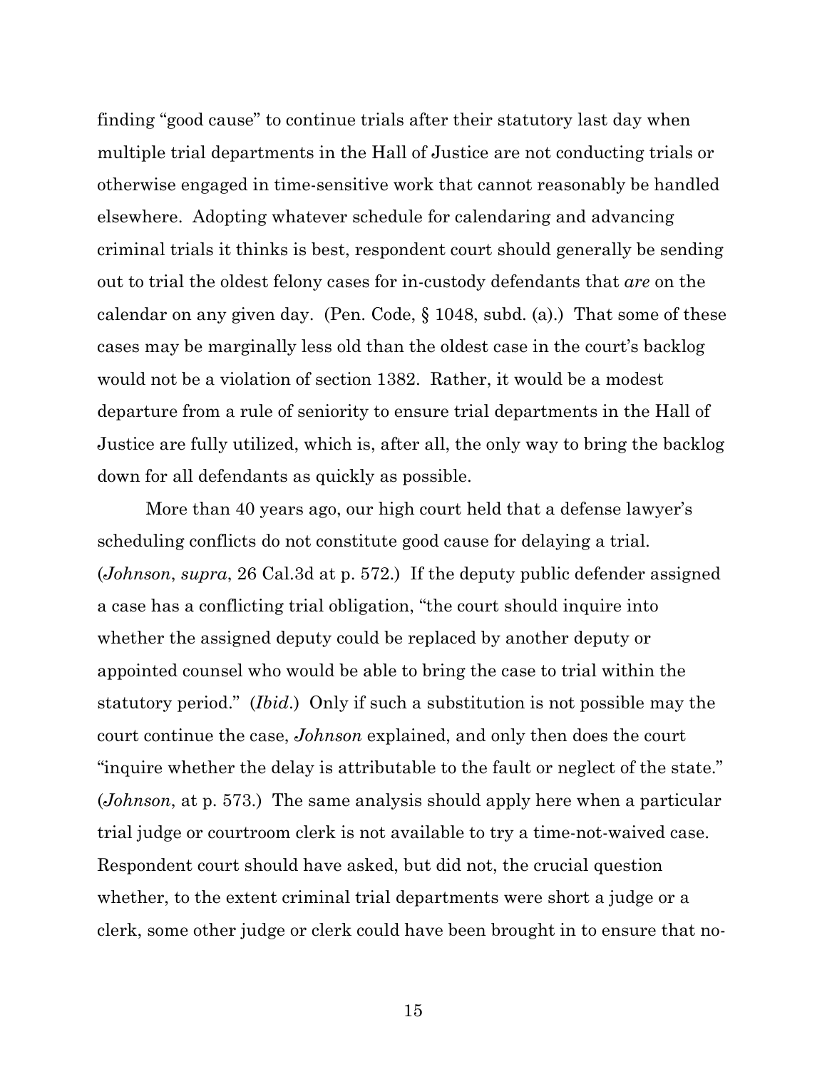finding "good cause" to continue trials after their statutory last day when multiple trial departments in the Hall of Justice are not conducting trials or otherwise engaged in time-sensitive work that cannot reasonably be handled elsewhere. Adopting whatever schedule for calendaring and advancing criminal trials it thinks is best, respondent court should generally be sending out to trial the oldest felony cases for in-custody defendants that *are* on the calendar on any given day. (Pen. Code, § 1048, subd. (a).) That some of these cases may be marginally less old than the oldest case in the court's backlog would not be a violation of section 1382. Rather, it would be a modest departure from a rule of seniority to ensure trial departments in the Hall of Justice are fully utilized, which is, after all, the only way to bring the backlog down for all defendants as quickly as possible.

More than 40 years ago, our high court held that a defense lawyer's scheduling conflicts do not constitute good cause for delaying a trial. (*Johnson*, *supra*, 26 Cal.3d at p. 572.) If the deputy public defender assigned a case has a conflicting trial obligation, "the court should inquire into whether the assigned deputy could be replaced by another deputy or appointed counsel who would be able to bring the case to trial within the statutory period." (*Ibid*.) Only if such a substitution is not possible may the court continue the case, *Johnson* explained, and only then does the court "inquire whether the delay is attributable to the fault or neglect of the state." (*Johnson*, at p. 573.) The same analysis should apply here when a particular trial judge or courtroom clerk is not available to try a time-not-waived case. Respondent court should have asked, but did not, the crucial question whether, to the extent criminal trial departments were short a judge or a clerk, some other judge or clerk could have been brought in to ensure that no-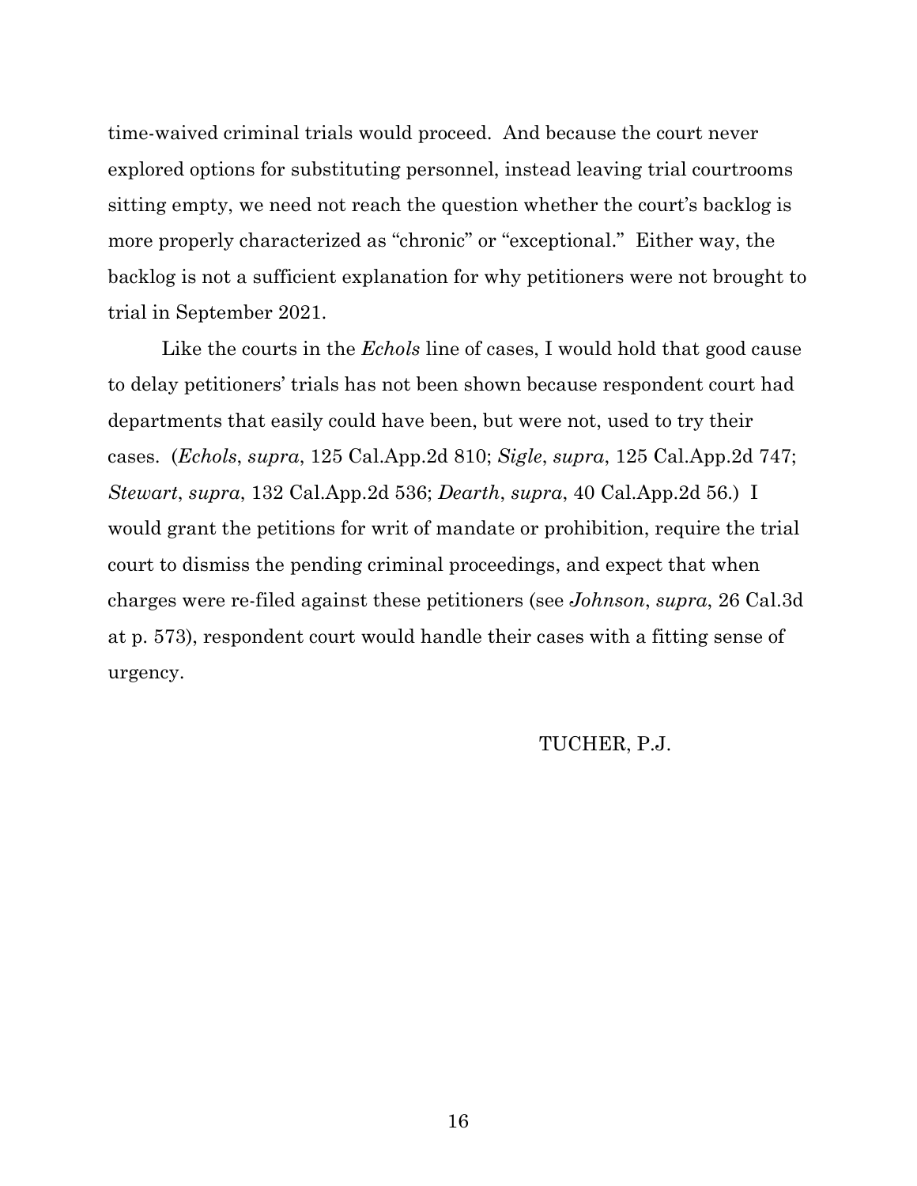time-waived criminal trials would proceed. And because the court never explored options for substituting personnel, instead leaving trial courtrooms sitting empty, we need not reach the question whether the court's backlog is more properly characterized as "chronic" or "exceptional." Either way, the backlog is not a sufficient explanation for why petitioners were not brought to trial in September 2021.

Like the courts in the *Echols* line of cases, I would hold that good cause to delay petitioners' trials has not been shown because respondent court had departments that easily could have been, but were not, used to try their cases. (*Echols*, *supra*, 125 Cal.App.2d 810; *Sigle*, *supra*, 125 Cal.App.2d 747; *Stewart*, *supra*, 132 Cal.App.2d 536; *Dearth*, *supra*, 40 Cal.App.2d 56.) I would grant the petitions for writ of mandate or prohibition, require the trial court to dismiss the pending criminal proceedings, and expect that when charges were re-filed against these petitioners (see *Johnson*, *supra*, 26 Cal.3d at p. 573), respondent court would handle their cases with a fitting sense of urgency.

TUCHER, P.J.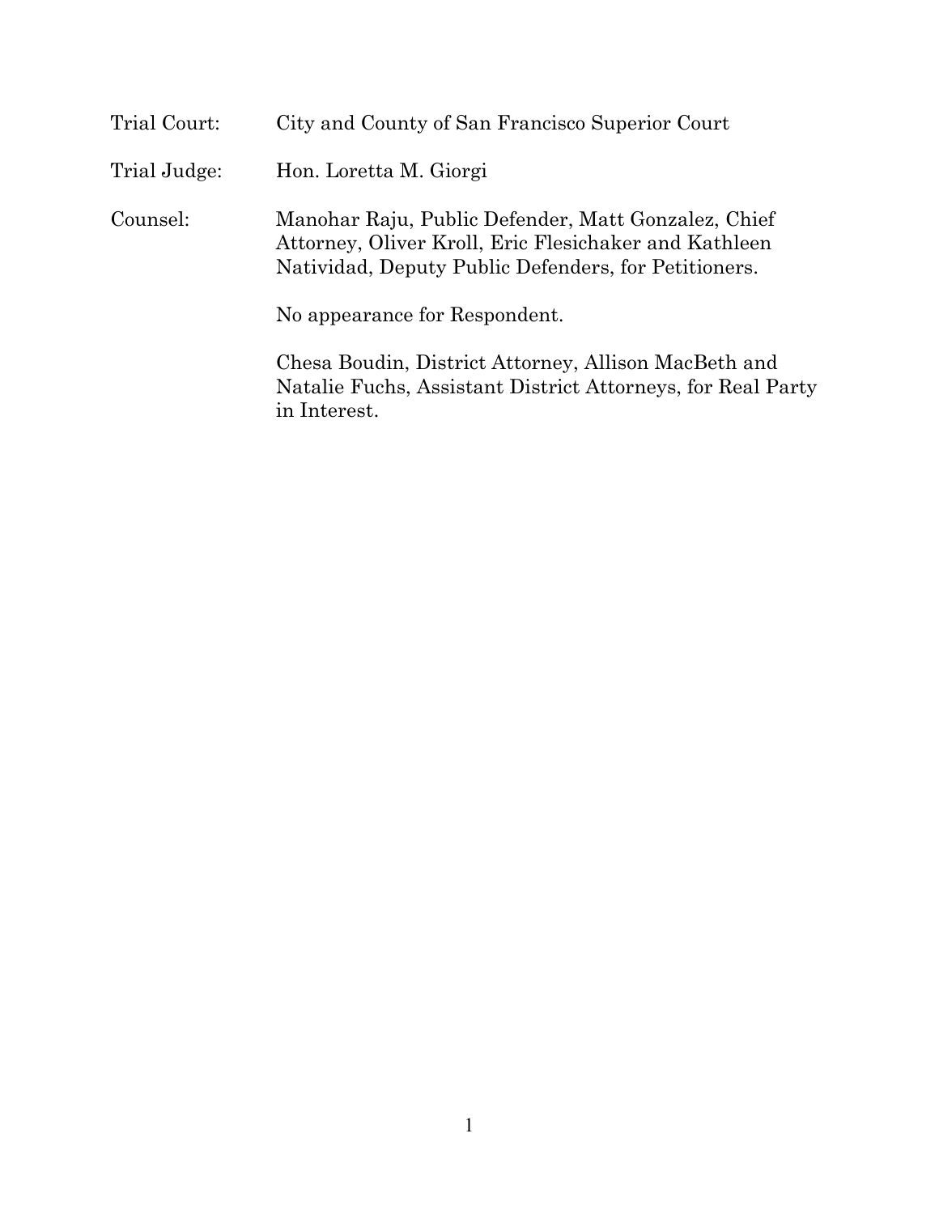| | |
|---|---|
| Trial Court: | City and County of San Francisco Superior Court |
| Trial Judge: | Hon. Loretta M. Giorgi |
| Counsel: | Manohar Raju, Public Defender, Matt Gonzalez, Chief Attorney, Oliver Kroll, Eric Flesichaker and Kathleen Natividad, Deputy Public Defenders, for Petitioners. |
| | No appearance for Respondent. |
| | Chesa Boudin, District Attorney, Allison MacBeth and Natalie Fuchs, Assistant District Attorneys, for Real Party in Interest. |